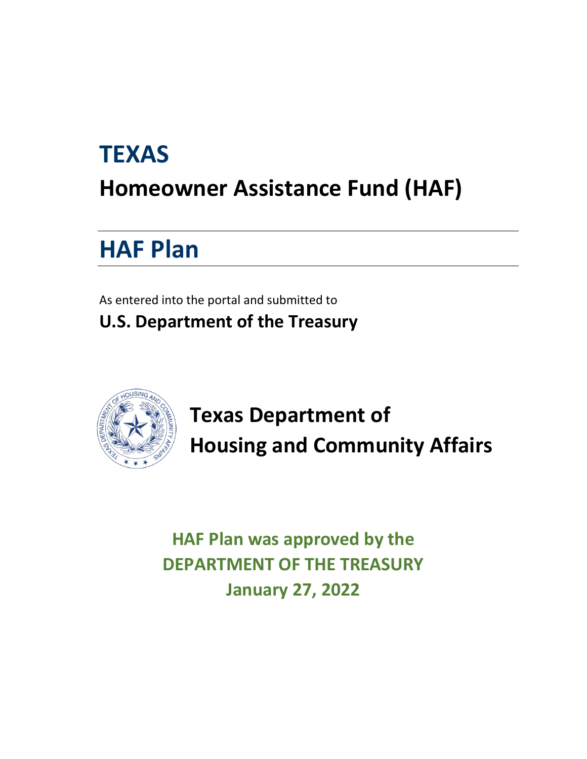# TEXAS

## Homeowner Assistance Fund (HAF)

# HAF Plan

As entered into the portal and submitted to

**U.S. Department of the Treasury**

**Texas Department of Housing and Community Affairs**

**HAF Plan was approved by the DEPARTMENT OF THE TREASURY January 27, 2022**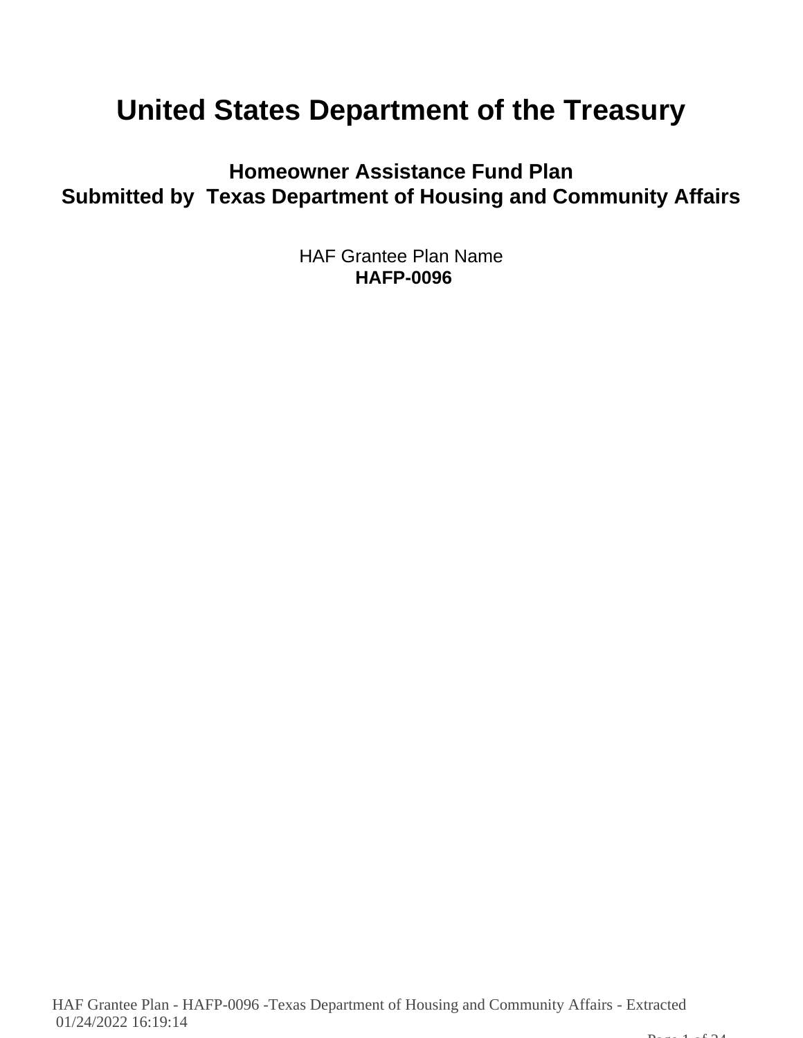# United States Department of the Treasury

## Homeowner Assistance Fund Plan
## Submitted by Texas Department of Housing and Community Affairs

HAF Grantee Plan Name
**HAFP-0096**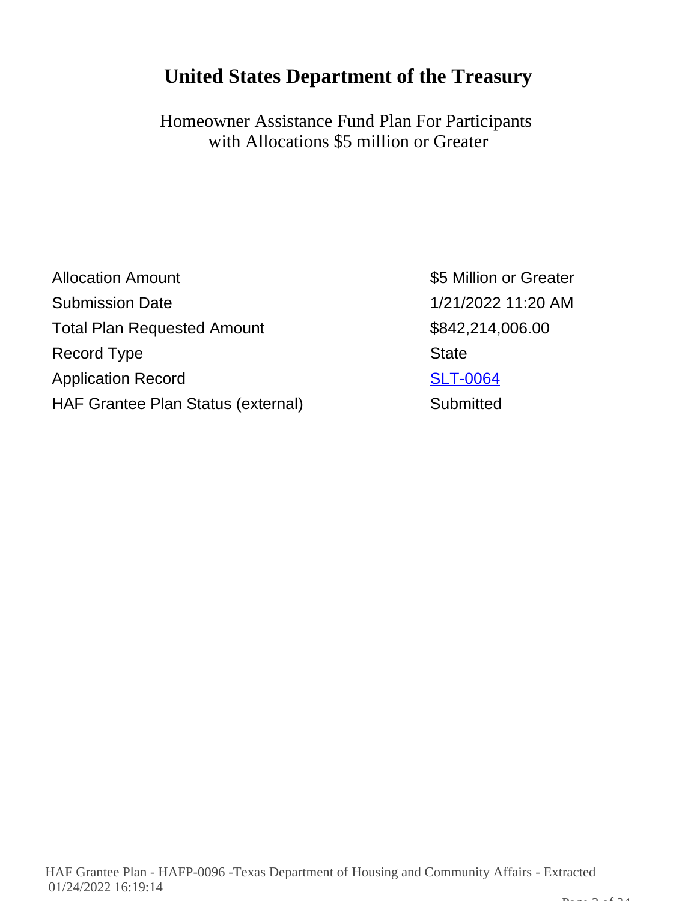# United States Department of the Treasury

Homeowner Assistance Fund Plan For Participants with Allocations $5 million or Greater

| | |
|---|---|
| Allocation Amount | $5 Million or Greater |
| Submission Date | 1/21/2022 11:20 AM |
| Total Plan Requested Amount | $842,214,006.00 |
| Record Type | State |
| Application Record | SLT-0064 |
| HAF Grantee Plan Status (external) | Submitted |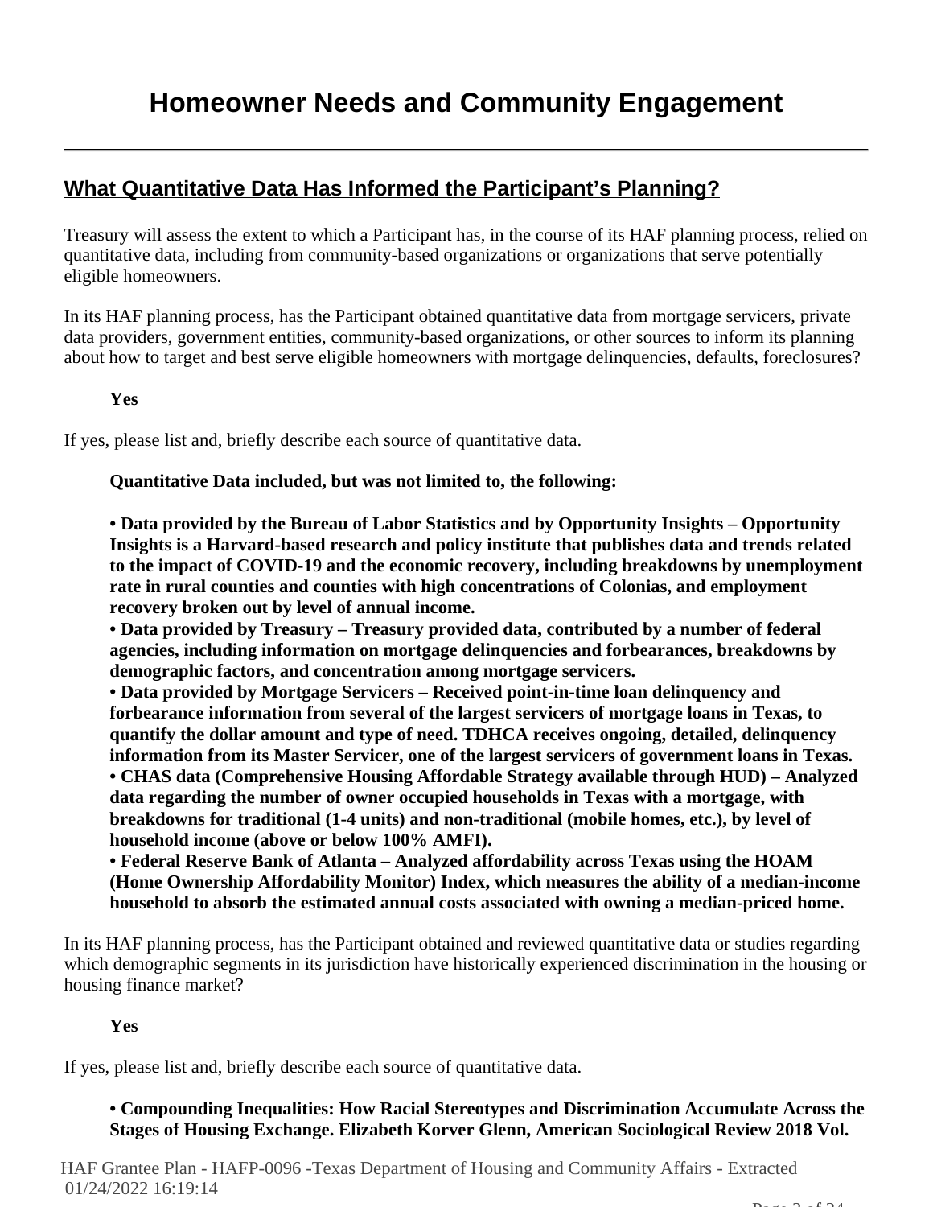# Homeowner Needs and Community Engagement

## What Quantitative Data Has Informed the Participant's Planning?

Treasury will assess the extent to which a Participant has, in the course of its HAF planning process, relied on quantitative data, including from community-based organizations or organizations that serve potentially eligible homeowners.

In its HAF planning process, has the Participant obtained quantitative data from mortgage servicers, private data providers, government entities, community-based organizations, or other sources to inform its planning about how to target and best serve eligible homeowners with mortgage delinquencies, defaults, foreclosures?

**Yes**

If yes, please list and, briefly describe each source of quantitative data.

**Quantitative Data included, but was not limited to, the following:**

**• Data provided by the Bureau of Labor Statistics and by Opportunity Insights – Opportunity Insights is a Harvard-based research and policy institute that publishes data and trends related to the impact of COVID-19 and the economic recovery, including breakdowns by unemployment rate in rural counties and counties with high concentrations of Colonias, and employment recovery broken out by level of annual income.**
**• Data provided by Treasury – Treasury provided data, contributed by a number of federal agencies, including information on mortgage delinquencies and forbearances, breakdowns by demographic factors, and concentration among mortgage servicers.**
**• Data provided by Mortgage Servicers – Received point-in-time loan delinquency and forbearance information from several of the largest servicers of mortgage loans in Texas, to quantify the dollar amount and type of need. TDHCA receives ongoing, detailed, delinquency information from its Master Servicer, one of the largest servicers of government loans in Texas.**
**• CHAS data (Comprehensive Housing Affordable Strategy available through HUD) – Analyzed data regarding the number of owner occupied households in Texas with a mortgage, with breakdowns for traditional (1-4 units) and non-traditional (mobile homes, etc.), by level of household income (above or below 100% AMFI).**
**• Federal Reserve Bank of Atlanta – Analyzed affordability across Texas using the HOAM (Home Ownership Affordability Monitor) Index, which measures the ability of a median-income household to absorb the estimated annual costs associated with owning a median-priced home.**

In its HAF planning process, has the Participant obtained and reviewed quantitative data or studies regarding which demographic segments in its jurisdiction have historically experienced discrimination in the housing or housing finance market?

**Yes**

If yes, please list and, briefly describe each source of quantitative data.

**• Compounding Inequalities: How Racial Stereotypes and Discrimination Accumulate Across the Stages of Housing Exchange. Elizabeth Korver Glenn, American Sociological Review 2018 Vol.**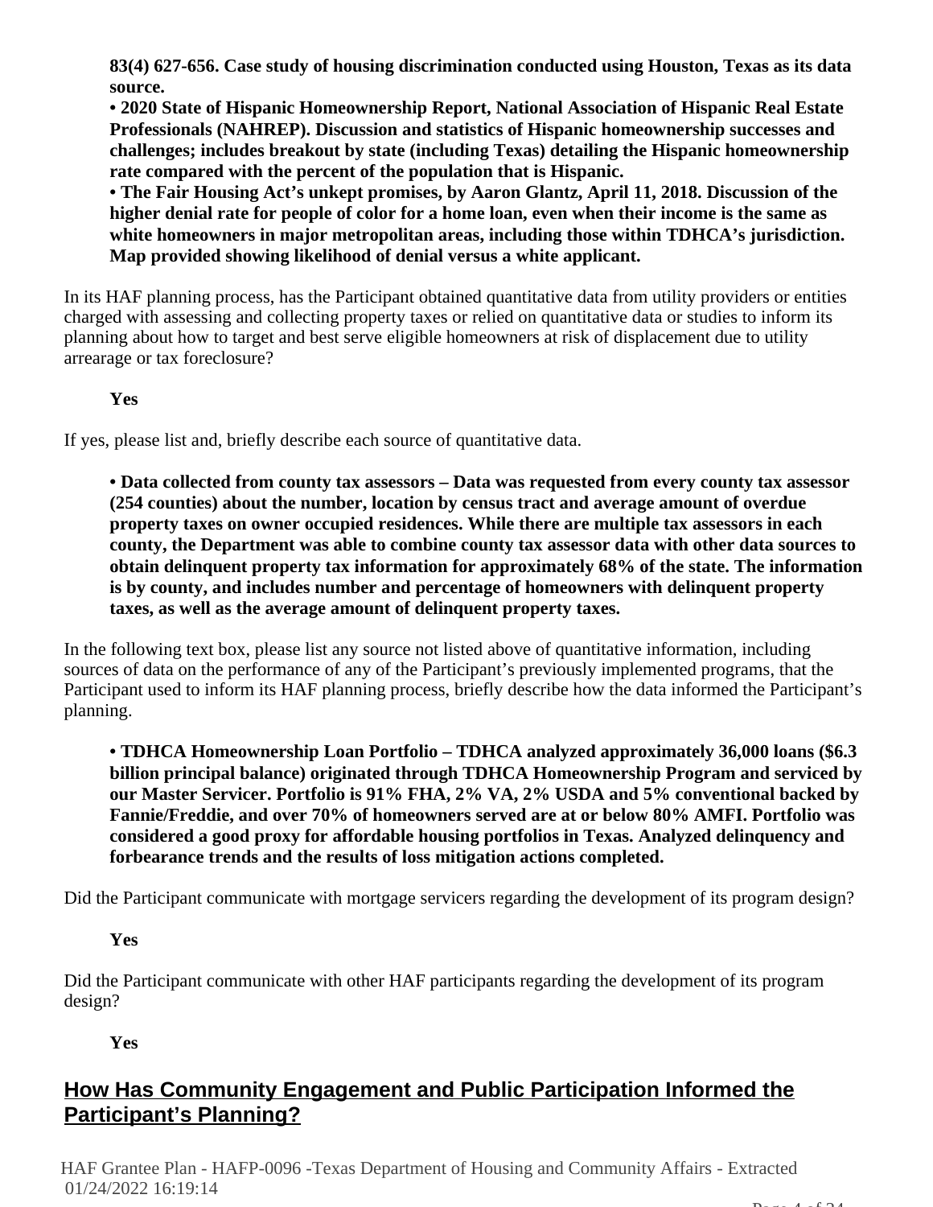**83(4) 627-656. Case study of housing discrimination conducted using Houston, Texas as its data source.**
**• 2020 State of Hispanic Homeownership Report, National Association of Hispanic Real Estate Professionals (NAHREP). Discussion and statistics of Hispanic homeownership successes and challenges; includes breakout by state (including Texas) detailing the Hispanic homeownership rate compared with the percent of the population that is Hispanic.**
**• The Fair Housing Act's unkept promises, by Aaron Glantz, April 11, 2018. Discussion of the higher denial rate for people of color for a home loan, even when their income is the same as white homeowners in major metropolitan areas, including those within TDHCA's jurisdiction. Map provided showing likelihood of denial versus a white applicant.**

In its HAF planning process, has the Participant obtained quantitative data from utility providers or entities charged with assessing and collecting property taxes or relied on quantitative data or studies to inform its planning about how to target and best serve eligible homeowners at risk of displacement due to utility arrearage or tax foreclosure?

**Yes**

If yes, please list and, briefly describe each source of quantitative data.

**• Data collected from county tax assessors – Data was requested from every county tax assessor (254 counties) about the number, location by census tract and average amount of overdue property taxes on owner occupied residences. While there are multiple tax assessors in each county, the Department was able to combine county tax assessor data with other data sources to obtain delinquent property tax information for approximately 68% of the state. The information is by county, and includes number and percentage of homeowners with delinquent property taxes, as well as the average amount of delinquent property taxes.**

In the following text box, please list any source not listed above of quantitative information, including sources of data on the performance of any of the Participant's previously implemented programs, that the Participant used to inform its HAF planning process, briefly describe how the data informed the Participant's planning.

**• TDHCA Homeownership Loan Portfolio – TDHCA analyzed approximately 36,000 loans ($6.3 billion principal balance) originated through TDHCA Homeownership Program and serviced by our Master Servicer. Portfolio is 91% FHA, 2% VA, 2% USDA and 5% conventional backed by Fannie/Freddie, and over 70% of homeowners served are at or below 80% AMFI. Portfolio was considered a good proxy for affordable housing portfolios in Texas. Analyzed delinquency and forbearance trends and the results of loss mitigation actions completed.**

Did the Participant communicate with mortgage servicers regarding the development of its program design?

**Yes**

Did the Participant communicate with other HAF participants regarding the development of its program design?

**Yes**

## How Has Community Engagement and Public Participation Informed the Participant's Planning?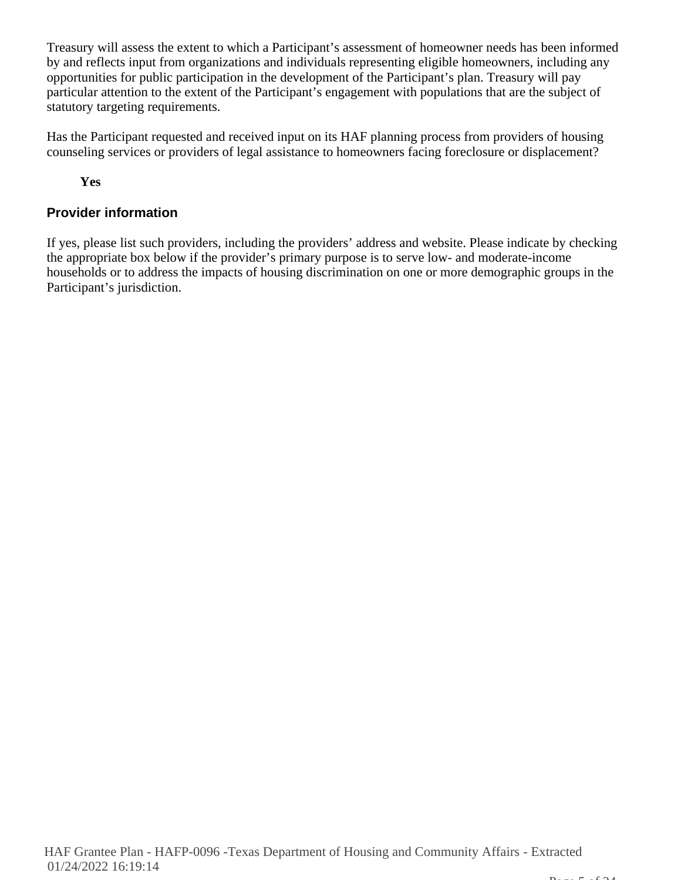Treasury will assess the extent to which a Participant's assessment of homeowner needs has been informed by and reflects input from organizations and individuals representing eligible homeowners, including any opportunities for public participation in the development of the Participant's plan. Treasury will pay particular attention to the extent of the Participant's engagement with populations that are the subject of statutory targeting requirements.

Has the Participant requested and received input on its HAF planning process from providers of housing counseling services or providers of legal assistance to homeowners facing foreclosure or displacement?

**Yes**

### Provider information

If yes, please list such providers, including the providers' address and website. Please indicate by checking the appropriate box below if the provider's primary purpose is to serve low- and moderate-income households or to address the impacts of housing discrimination on one or more demographic groups in the Participant's jurisdiction.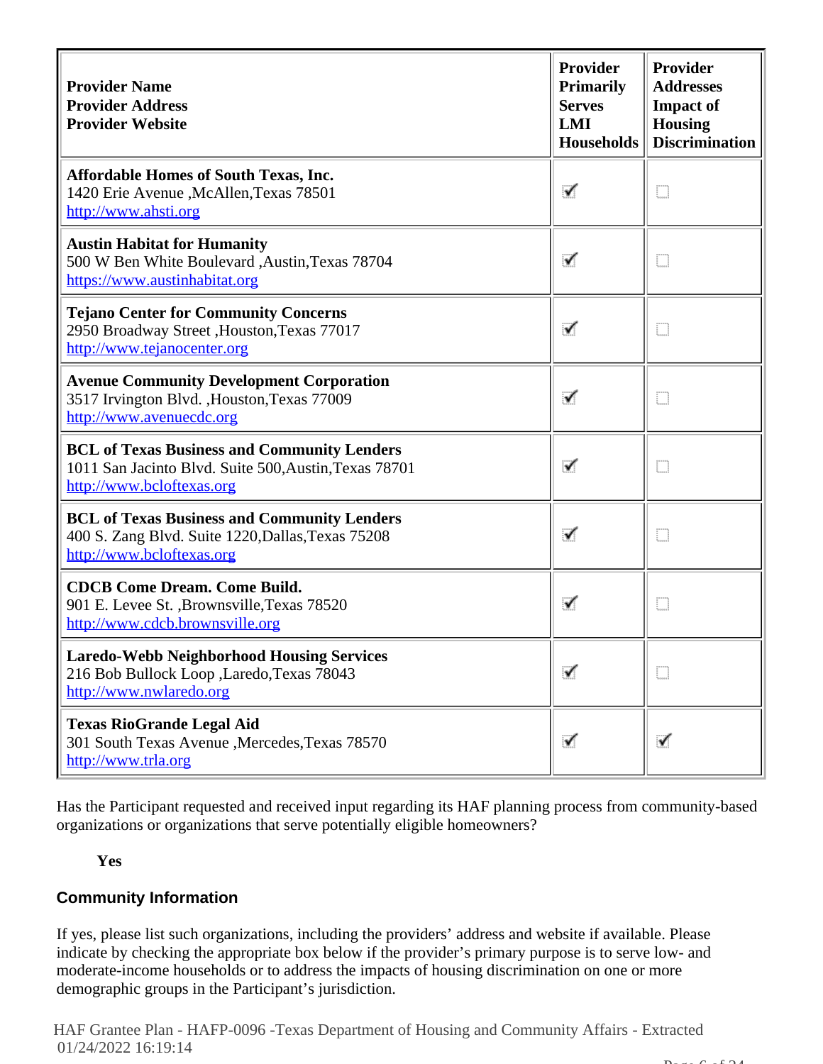| **Provider Name** **Provider Address** **Provider Website** | **Provider Primarily Serves LMI Households** | **Provider Addresses Impact of Housing Discrimination** |
|---|---|---|
| **Affordable Homes of South Texas, Inc.** 1420 Erie Avenue ,McAllen,Texas 78501 http://www.ahsti.org | ☑ | ☐ |
| **Austin Habitat for Humanity** 500 W Ben White Boulevard ,Austin,Texas 78704 https://www.austinhabitat.org | ☑ | ☐ |
| **Tejano Center for Community Concerns** 2950 Broadway Street ,Houston,Texas 77017 http://www.tejanocenter.org | ☑ | ☐ |
| **Avenue Community Development Corporation** 3517 Irvington Blvd. ,Houston,Texas 77009 http://www.avenuecdc.org | ☑ | ☐ |
| **BCL of Texas Business and Community Lenders** 1011 San Jacinto Blvd. Suite 500,Austin,Texas 78701 http://www.bcloftexas.org | ☑ | ☐ |
| **BCL of Texas Business and Community Lenders** 400 S. Zang Blvd. Suite 1220,Dallas,Texas 75208 http://www.bcloftexas.org | ☑ | ☐ |
| **CDCB Come Dream. Come Build.** 901 E. Levee St. ,Brownsville,Texas 78520 http://www.cdcb.brownsville.org | ☑ | ☐ |
| **Laredo-Webb Neighborhood Housing Services** 216 Bob Bullock Loop ,Laredo,Texas 78043 http://www.nwlaredo.org | ☑ | ☐ |
| **Texas RioGrande Legal Aid** 301 South Texas Avenue ,Mercedes,Texas 78570 http://www.trla.org | ☑ | ☑ |

Has the Participant requested and received input regarding its HAF planning process from community-based organizations or organizations that serve potentially eligible homeowners?

**Yes**

### Community Information

If yes, please list such organizations, including the providers' address and website if available. Please indicate by checking the appropriate box below if the provider's primary purpose is to serve low- and moderate-income households or to address the impacts of housing discrimination on one or more demographic groups in the Participant's jurisdiction.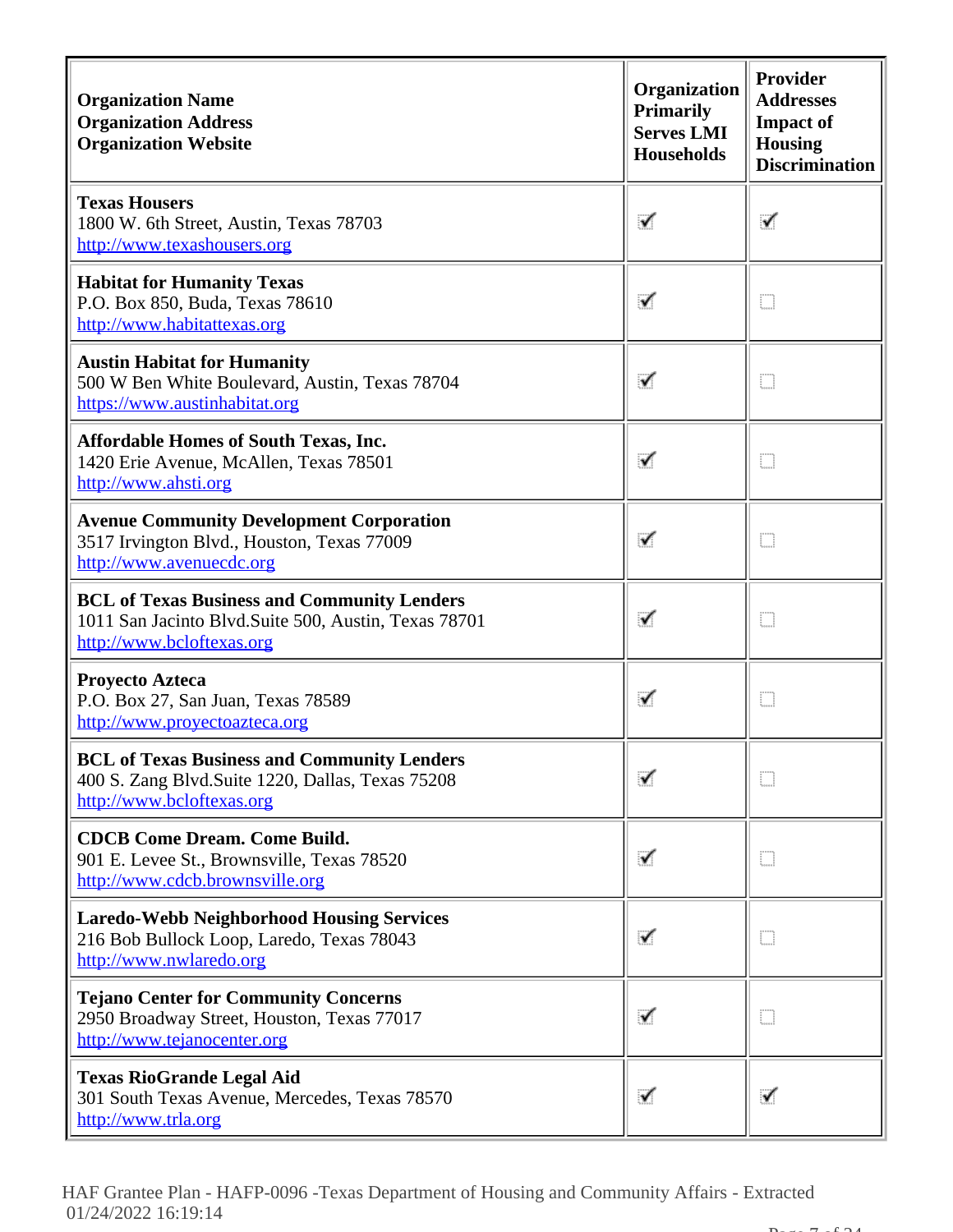| **Organization Name**<br>**Organization Address**<br>**Organization Website** | **Organization Primarily Serves LMI Households** | **Provider Addresses Impact of Housing Discrimination** |
|---|---|---|
| **Texas Housers**<br>1800 W. 6th Street, Austin, Texas 78703<br>http://www.texashousers.org | ☑ | ☑ |
| **Habitat for Humanity Texas**<br>P.O. Box 850, Buda, Texas 78610<br>http://www.habitattexas.org | ☑ | ☐ |
| **Austin Habitat for Humanity**<br>500 W Ben White Boulevard, Austin, Texas 78704<br>https://www.austinhabitat.org | ☑ | ☐ |
| **Affordable Homes of South Texas, Inc.**<br>1420 Erie Avenue, McAllen, Texas 78501<br>http://www.ahsti.org | ☑ | ☐ |
| **Avenue Community Development Corporation**<br>3517 Irvington Blvd., Houston, Texas 77009<br>http://www.avenuecdc.org | ☑ | ☐ |
| **BCL of Texas Business and Community Lenders**<br>1011 San Jacinto Blvd.Suite 500, Austin, Texas 78701<br>http://www.bcloftexas.org | ☑ | ☐ |
| **Proyecto Azteca**<br>P.O. Box 27, San Juan, Texas 78589<br>http://www.proyectoazteca.org | ☑ | ☐ |
| **BCL of Texas Business and Community Lenders**<br>400 S. Zang Blvd.Suite 1220, Dallas, Texas 75208<br>http://www.bcloftexas.org | ☑ | ☐ |
| **CDCB Come Dream. Come Build.**<br>901 E. Levee St., Brownsville, Texas 78520<br>http://www.cdcb.brownsville.org | ☑ | ☐ |
| **Laredo-Webb Neighborhood Housing Services**<br>216 Bob Bullock Loop, Laredo, Texas 78043<br>http://www.nwlaredo.org | ☑ | ☐ |
| **Tejano Center for Community Concerns**<br>2950 Broadway Street, Houston, Texas 77017<br>http://www.tejanocenter.org | ☑ | ☐ |
| **Texas RioGrande Legal Aid**<br>301 South Texas Avenue, Mercedes, Texas 78570<br>http://www.trla.org | ☑ | ☑ |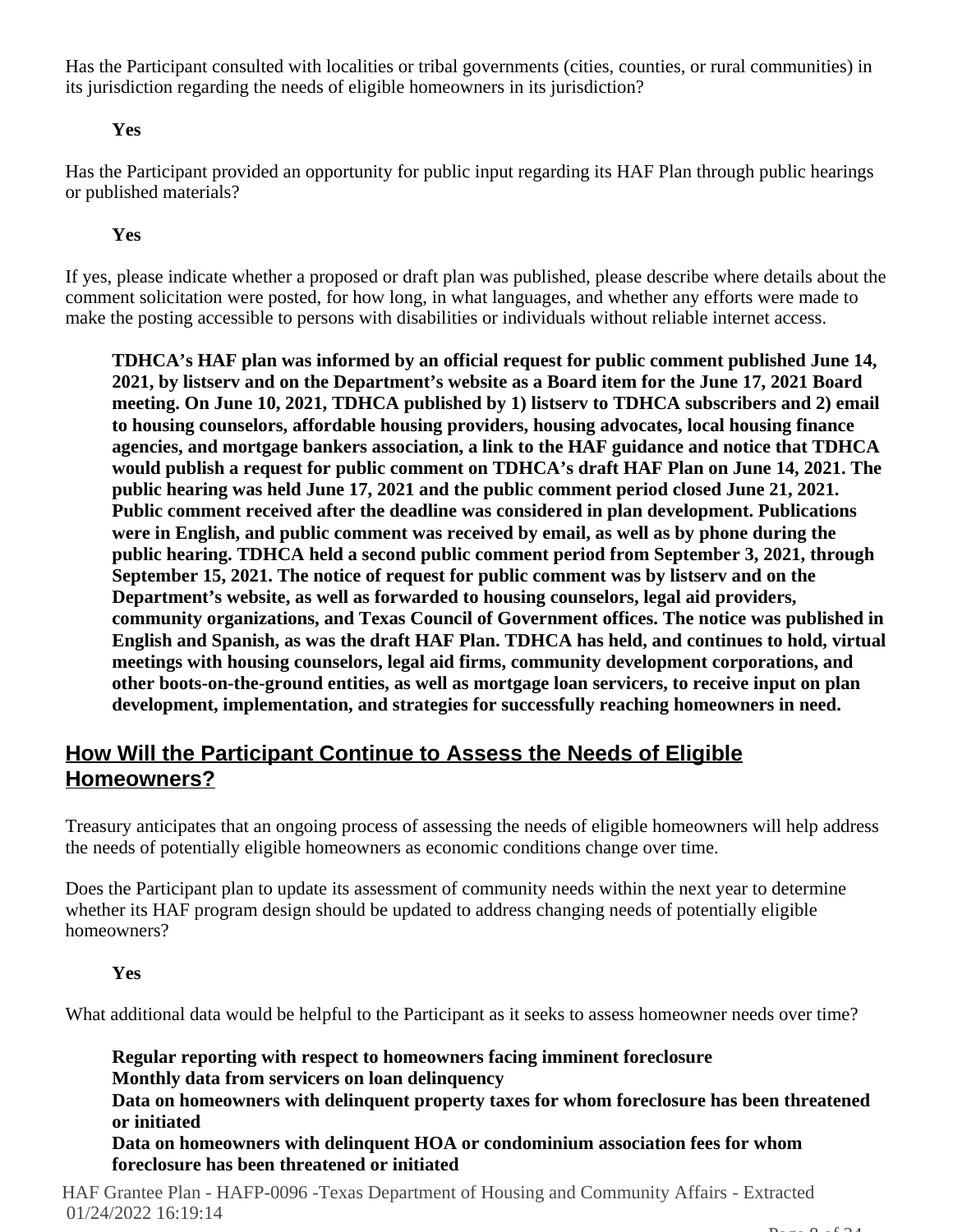Has the Participant consulted with localities or tribal governments (cities, counties, or rural communities) in its jurisdiction regarding the needs of eligible homeowners in its jurisdiction?

**Yes**

Has the Participant provided an opportunity for public input regarding its HAF Plan through public hearings or published materials?

**Yes**

If yes, please indicate whether a proposed or draft plan was published, please describe where details about the comment solicitation were posted, for how long, in what languages, and whether any efforts were made to make the posting accessible to persons with disabilities or individuals without reliable internet access.

**TDHCA's HAF plan was informed by an official request for public comment published June 14, 2021, by listserv and on the Department's website as a Board item for the June 17, 2021 Board meeting. On June 10, 2021, TDHCA published by 1) listserv to TDHCA subscribers and 2) email to housing counselors, affordable housing providers, housing advocates, local housing finance agencies, and mortgage bankers association, a link to the HAF guidance and notice that TDHCA would publish a request for public comment on TDHCA's draft HAF Plan on June 14, 2021. The public hearing was held June 17, 2021 and the public comment period closed June 21, 2021. Public comment received after the deadline was considered in plan development. Publications were in English, and public comment was received by email, as well as by phone during the public hearing. TDHCA held a second public comment period from September 3, 2021, through September 15, 2021. The notice of request for public comment was by listserv and on the Department's website, as well as forwarded to housing counselors, legal aid providers, community organizations, and Texas Council of Government offices. The notice was published in English and Spanish, as was the draft HAF Plan. TDHCA has held, and continues to hold, virtual meetings with housing counselors, legal aid firms, community development corporations, and other boots-on-the-ground entities, as well as mortgage loan servicers, to receive input on plan development, implementation, and strategies for successfully reaching homeowners in need.**

## How Will the Participant Continue to Assess the Needs of Eligible Homeowners?

Treasury anticipates that an ongoing process of assessing the needs of eligible homeowners will help address the needs of potentially eligible homeowners as economic conditions change over time.

Does the Participant plan to update its assessment of community needs within the next year to determine whether its HAF program design should be updated to address changing needs of potentially eligible homeowners?

**Yes**

What additional data would be helpful to the Participant as it seeks to assess homeowner needs over time?

**Regular reporting with respect to homeowners facing imminent foreclosure**
**Monthly data from servicers on loan delinquency**
**Data on homeowners with delinquent property taxes for whom foreclosure has been threatened or initiated**
**Data on homeowners with delinquent HOA or condominium association fees for whom foreclosure has been threatened or initiated**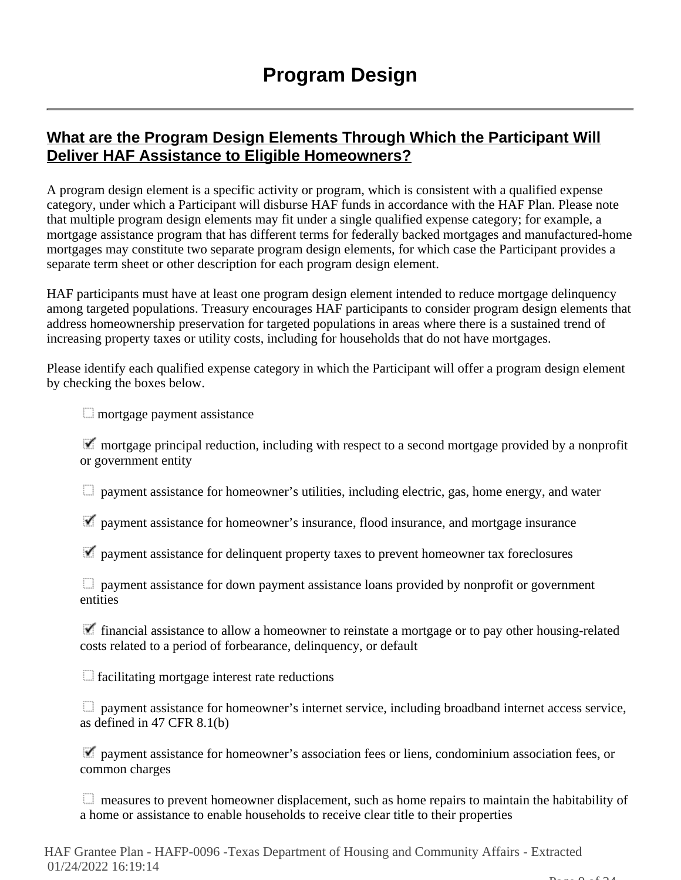# Program Design

## What are the Program Design Elements Through Which the Participant Will Deliver HAF Assistance to Eligible Homeowners?

A program design element is a specific activity or program, which is consistent with a qualified expense category, under which a Participant will disburse HAF funds in accordance with the HAF Plan. Please note that multiple program design elements may fit under a single qualified expense category; for example, a mortgage assistance program that has different terms for federally backed mortgages and manufactured-home mortgages may constitute two separate program design elements, for which case the Participant provides a separate term sheet or other description for each program design element.

HAF participants must have at least one program design element intended to reduce mortgage delinquency among targeted populations. Treasury encourages HAF participants to consider program design elements that address homeownership preservation for targeted populations in areas where there is a sustained trend of increasing property taxes or utility costs, including for households that do not have mortgages.

Please identify each qualified expense category in which the Participant will offer a program design element by checking the boxes below.

- [ ] mortgage payment assistance
- [x] mortgage principal reduction, including with respect to a second mortgage provided by a nonprofit or government entity
- [ ] payment assistance for homeowner's utilities, including electric, gas, home energy, and water
- [x] payment assistance for homeowner's insurance, flood insurance, and mortgage insurance
- [x] payment assistance for delinquent property taxes to prevent homeowner tax foreclosures
- [ ] payment assistance for down payment assistance loans provided by nonprofit or government entities
- [x] financial assistance to allow a homeowner to reinstate a mortgage or to pay other housing-related costs related to a period of forbearance, delinquency, or default
- [ ] facilitating mortgage interest rate reductions
- [ ] payment assistance for homeowner's internet service, including broadband internet access service, as defined in 47 CFR 8.1(b)
- [x] payment assistance for homeowner's association fees or liens, condominium association fees, or common charges
- [ ] measures to prevent homeowner displacement, such as home repairs to maintain the habitability of a home or assistance to enable households to receive clear title to their properties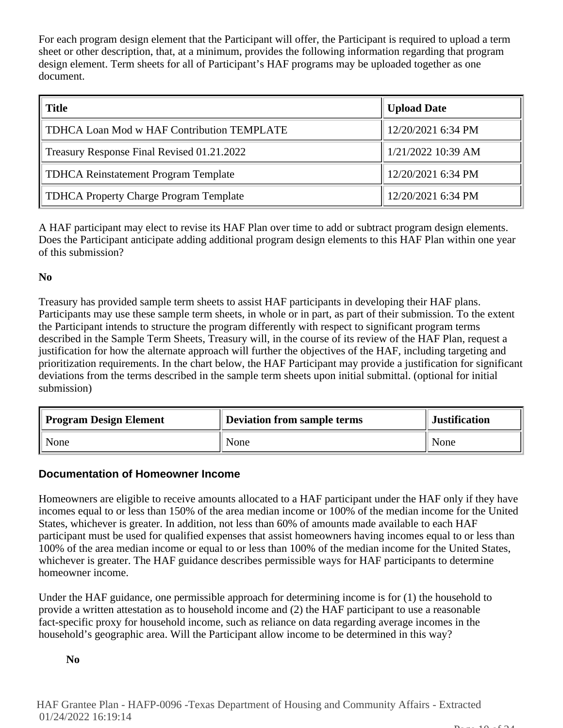For each program design element that the Participant will offer, the Participant is required to upload a term sheet or other description, that, at a minimum, provides the following information regarding that program design element. Term sheets for all of Participant's HAF programs may be uploaded together as one document.

| Title | Upload Date |
| --- | --- |
| TDHCA Loan Mod w HAF Contribution TEMPLATE | 12/20/2021 6:34 PM |
| Treasury Response Final Revised 01.21.2022 | 1/21/2022 10:39 AM |
| TDHCA Reinstatement Program Template | 12/20/2021 6:34 PM |
| TDHCA Property Charge Program Template | 12/20/2021 6:34 PM |

A HAF participant may elect to revise its HAF Plan over time to add or subtract program design elements. Does the Participant anticipate adding additional program design elements to this HAF Plan within one year of this submission?

**No**

Treasury has provided sample term sheets to assist HAF participants in developing their HAF plans. Participants may use these sample term sheets, in whole or in part, as part of their submission. To the extent the Participant intends to structure the program differently with respect to significant program terms described in the Sample Term Sheets, Treasury will, in the course of its review of the HAF Plan, request a justification for how the alternate approach will further the objectives of the HAF, including targeting and prioritization requirements. In the chart below, the HAF Participant may provide a justification for significant deviations from the terms described in the sample term sheets upon initial submittal. (optional for initial submission)

| Program Design Element | Deviation from sample terms | Justification |
| --- | --- | --- |
| None | None | None |

### Documentation of Homeowner Income

Homeowners are eligible to receive amounts allocated to a HAF participant under the HAF only if they have incomes equal to or less than 150% of the area median income or 100% of the median income for the United States, whichever is greater. In addition, not less than 60% of amounts made available to each HAF participant must be used for qualified expenses that assist homeowners having incomes equal to or less than 100% of the area median income or equal to or less than 100% of the median income for the United States, whichever is greater. The HAF guidance describes permissible ways for HAF participants to determine homeowner income.

Under the HAF guidance, one permissible approach for determining income is for (1) the household to provide a written attestation as to household income and (2) the HAF participant to use a reasonable fact-specific proxy for household income, such as reliance on data regarding average incomes in the household's geographic area. Will the Participant allow income to be determined in this way?

**No**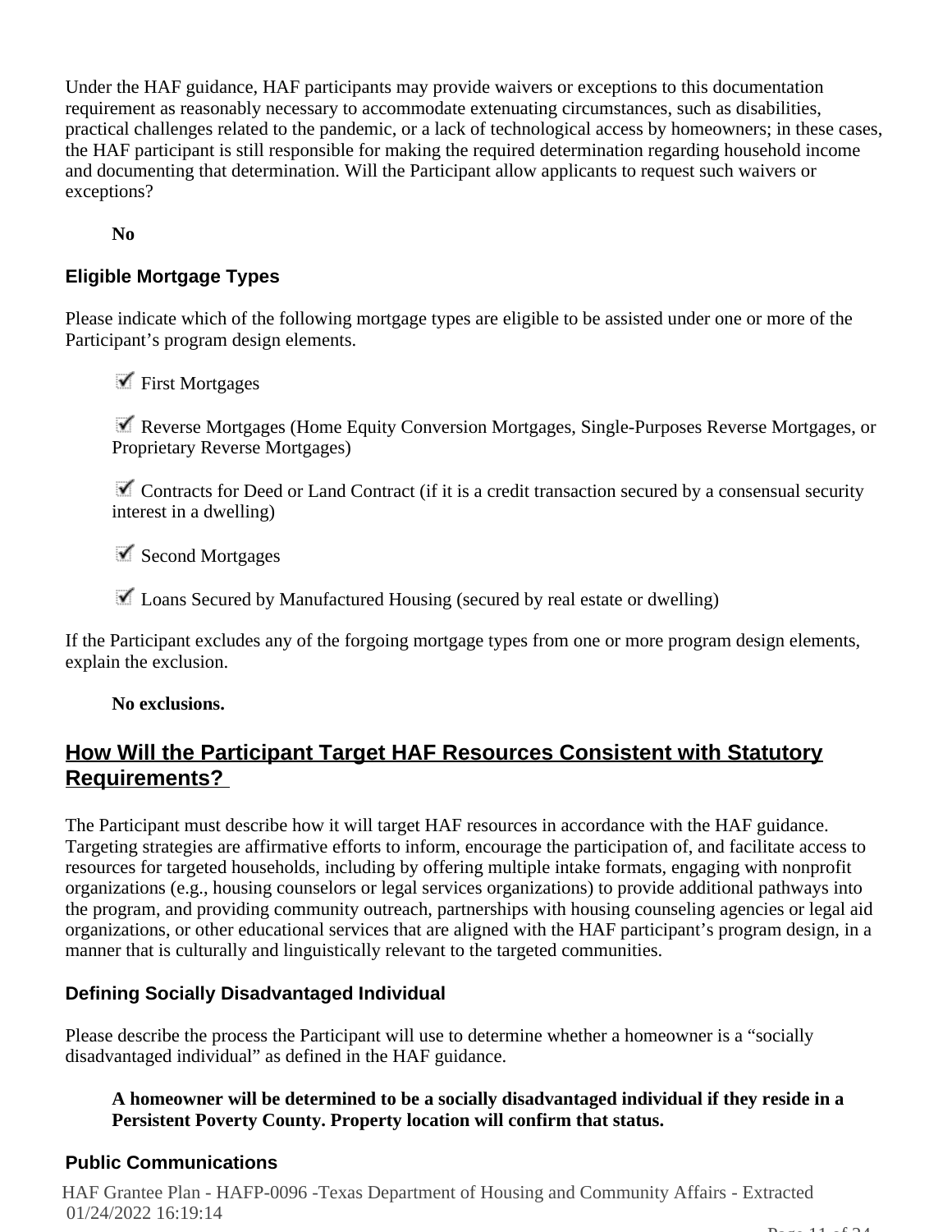Under the HAF guidance, HAF participants may provide waivers or exceptions to this documentation requirement as reasonably necessary to accommodate extenuating circumstances, such as disabilities, practical challenges related to the pandemic, or a lack of technological access by homeowners; in these cases, the HAF participant is still responsible for making the required determination regarding household income and documenting that determination. Will the Participant allow applicants to request such waivers or exceptions?

**No**

### Eligible Mortgage Types

Please indicate which of the following mortgage types are eligible to be assisted under one or more of the Participant's program design elements.

- ☑ First Mortgages
- ☑ Reverse Mortgages (Home Equity Conversion Mortgages, Single-Purposes Reverse Mortgages, or Proprietary Reverse Mortgages)
- ☑ Contracts for Deed or Land Contract (if it is a credit transaction secured by a consensual security interest in a dwelling)
- ☑ Second Mortgages
- ☑ Loans Secured by Manufactured Housing (secured by real estate or dwelling)

If the Participant excludes any of the forgoing mortgage types from one or more program design elements, explain the exclusion.

**No exclusions.**

## How Will the Participant Target HAF Resources Consistent with Statutory Requirements?

The Participant must describe how it will target HAF resources in accordance with the HAF guidance. Targeting strategies are affirmative efforts to inform, encourage the participation of, and facilitate access to resources for targeted households, including by offering multiple intake formats, engaging with nonprofit organizations (e.g., housing counselors or legal services organizations) to provide additional pathways into the program, and providing community outreach, partnerships with housing counseling agencies or legal aid organizations, or other educational services that are aligned with the HAF participant's program design, in a manner that is culturally and linguistically relevant to the targeted communities.

### Defining Socially Disadvantaged Individual

Please describe the process the Participant will use to determine whether a homeowner is a "socially disadvantaged individual" as defined in the HAF guidance.

**A homeowner will be determined to be a socially disadvantaged individual if they reside in a Persistent Poverty County. Property location will confirm that status.**

### Public Communications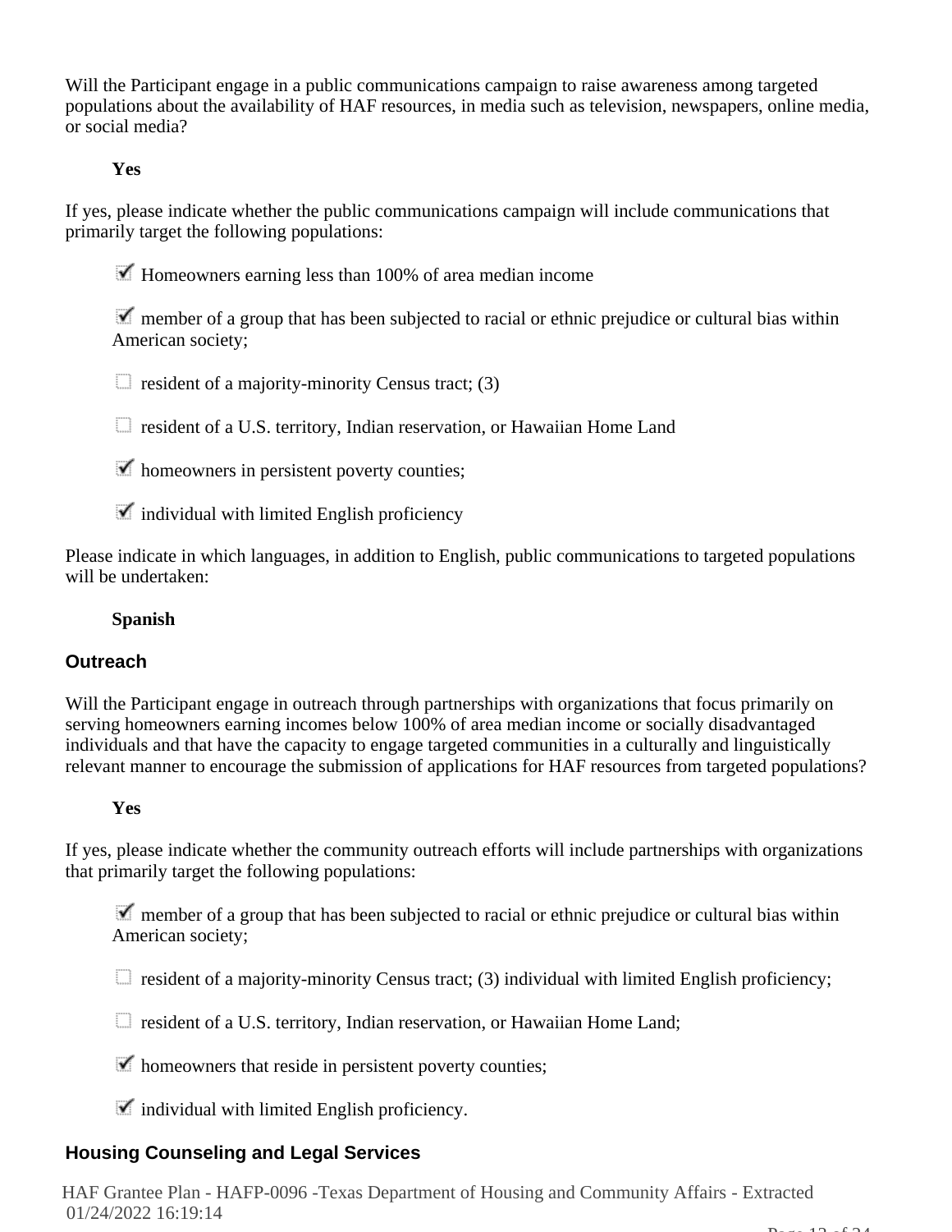Will the Participant engage in a public communications campaign to raise awareness among targeted populations about the availability of HAF resources, in media such as television, newspapers, online media, or social media?

**Yes**

If yes, please indicate whether the public communications campaign will include communications that primarily target the following populations:

- [x] Homeowners earning less than 100% of area median income
- [x] member of a group that has been subjected to racial or ethnic prejudice or cultural bias within American society;
- [ ] resident of a majority-minority Census tract; (3)
- [ ] resident of a U.S. territory, Indian reservation, or Hawaiian Home Land
- [x] homeowners in persistent poverty counties;
- [x] individual with limited English proficiency

Please indicate in which languages, in addition to English, public communications to targeted populations will be undertaken:

**Spanish**

### Outreach

Will the Participant engage in outreach through partnerships with organizations that focus primarily on serving homeowners earning incomes below 100% of area median income or socially disadvantaged individuals and that have the capacity to engage targeted communities in a culturally and linguistically relevant manner to encourage the submission of applications for HAF resources from targeted populations?

**Yes**

If yes, please indicate whether the community outreach efforts will include partnerships with organizations that primarily target the following populations:

- [x] member of a group that has been subjected to racial or ethnic prejudice or cultural bias within American society;
- [ ] resident of a majority-minority Census tract; (3) individual with limited English proficiency;
- [ ] resident of a U.S. territory, Indian reservation, or Hawaiian Home Land;
- [x] homeowners that reside in persistent poverty counties;
- [x] individual with limited English proficiency.

### Housing Counseling and Legal Services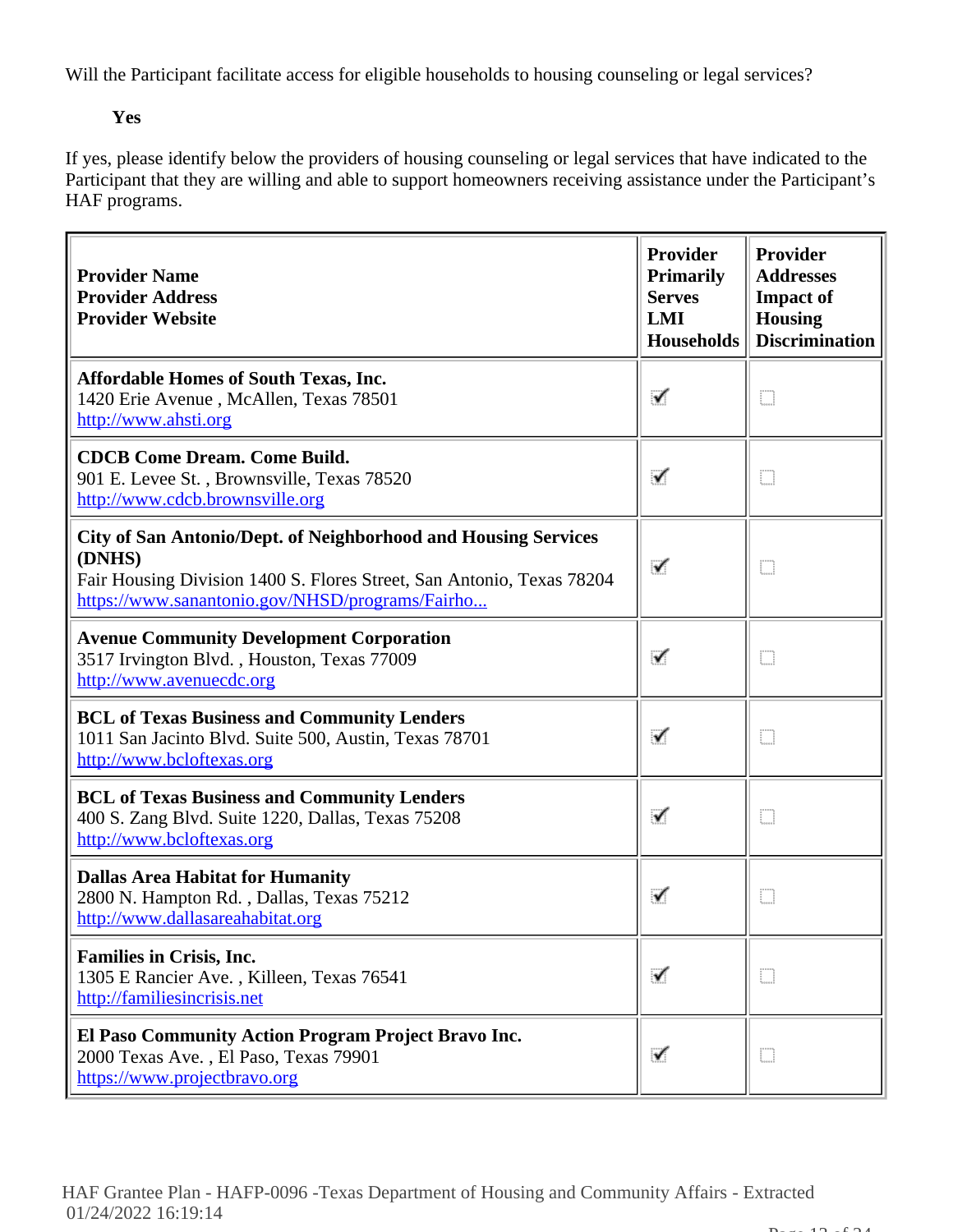Will the Participant facilitate access for eligible households to housing counseling or legal services?

**Yes**

If yes, please identify below the providers of housing counseling or legal services that have indicated to the Participant that they are willing and able to support homeowners receiving assistance under the Participant's HAF programs.

| **Provider Name**<br>**Provider Address**<br>**Provider Website** | **Provider Primarily Serves LMI Households** | **Provider Addresses Impact of Housing Discrimination** |
|---|---|---|
| **Affordable Homes of South Texas, Inc.**<br>1420 Erie Avenue , McAllen, Texas 78501<br>http://www.ahsti.org | ☑ | ☐ |
| **CDCB Come Dream. Come Build.**<br>901 E. Levee St. , Brownsville, Texas 78520<br>http://www.cdcb.brownsville.org | ☑ | ☐ |
| **City of San Antonio/Dept. of Neighborhood and Housing Services (DNHS)**<br>Fair Housing Division 1400 S. Flores Street, San Antonio, Texas 78204<br>https://www.sanantonio.gov/NHSD/programs/Fairho... | ☑ | ☐ |
| **Avenue Community Development Corporation**<br>3517 Irvington Blvd. , Houston, Texas 77009<br>http://www.avenuecdc.org | ☑ | ☐ |
| **BCL of Texas Business and Community Lenders**<br>1011 San Jacinto Blvd. Suite 500, Austin, Texas 78701<br>http://www.bcloftexas.org | ☑ | ☐ |
| **BCL of Texas Business and Community Lenders**<br>400 S. Zang Blvd. Suite 1220, Dallas, Texas 75208<br>http://www.bcloftexas.org | ☑ | ☐ |
| **Dallas Area Habitat for Humanity**<br>2800 N. Hampton Rd. , Dallas, Texas 75212<br>http://www.dallasareahabitat.org | ☑ | ☐ |
| **Families in Crisis, Inc.**<br>1305 E Rancier Ave. , Killeen, Texas 76541<br>http://familiesincrisis.net | ☑ | ☐ |
| **El Paso Community Action Program Project Bravo Inc.**<br>2000 Texas Ave. , El Paso, Texas 79901<br>https://www.projectbravo.org | ☑ | ☐ |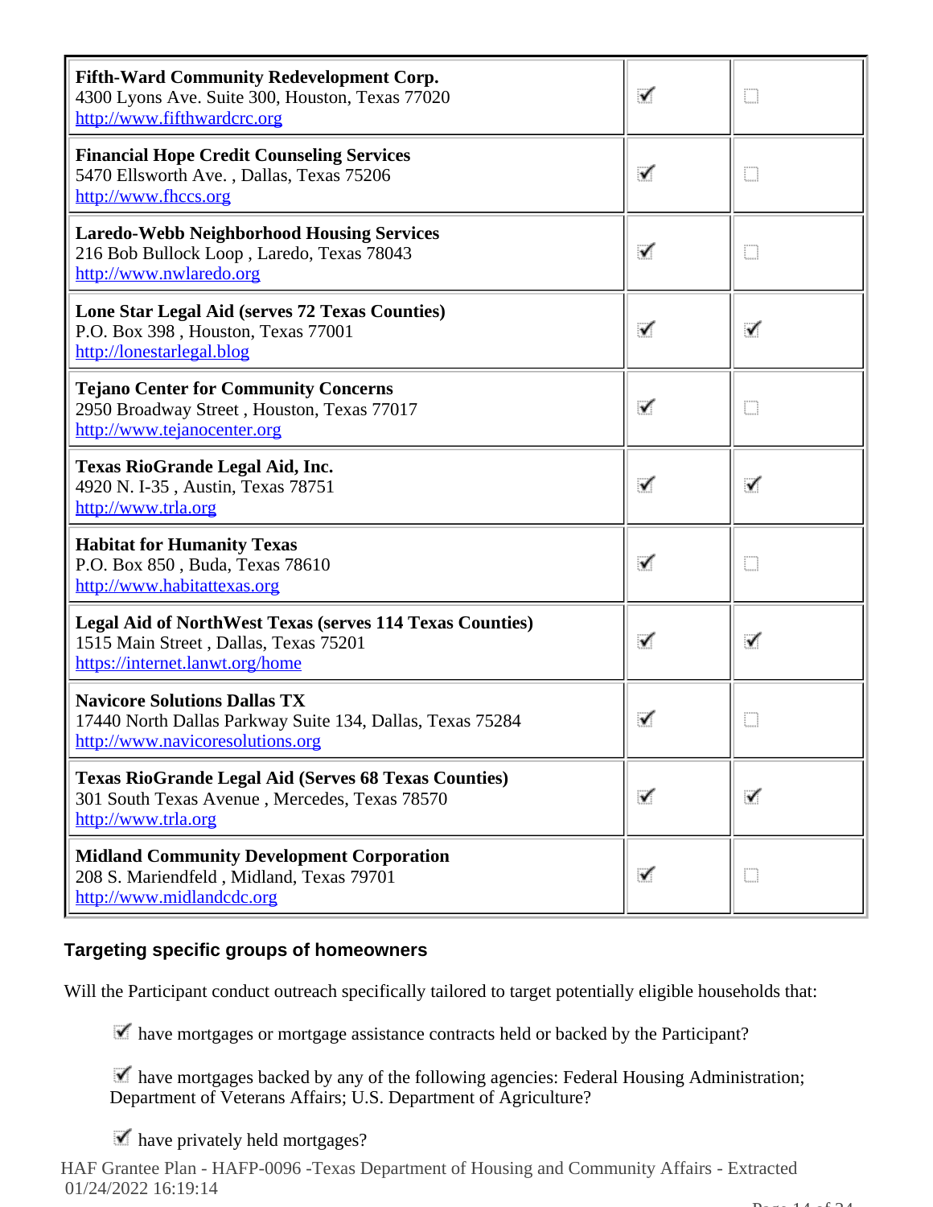| | | |
|---|---|---|
| **Fifth-Ward Community Redevelopment Corp.**<br>4300 Lyons Ave. Suite 300, Houston, Texas 77020<br>http://www.fifthwardcrc.org | ☑ | ☐ |
| **Financial Hope Credit Counseling Services**<br>5470 Ellsworth Ave. , Dallas, Texas 75206<br>http://www.fhccs.org | ☑ | ☐ |
| **Laredo-Webb Neighborhood Housing Services**<br>216 Bob Bullock Loop , Laredo, Texas 78043<br>http://www.nwlaredo.org | ☑ | ☐ |
| **Lone Star Legal Aid (serves 72 Texas Counties)**<br>P.O. Box 398 , Houston, Texas 77001<br>http://lonestarlegal.blog | ☑ | ☑ |
| **Tejano Center for Community Concerns**<br>2950 Broadway Street , Houston, Texas 77017<br>http://www.tejanocenter.org | ☑ | ☐ |
| **Texas RioGrande Legal Aid, Inc.**<br>4920 N. I-35 , Austin, Texas 78751<br>http://www.trla.org | ☑ | ☑ |
| **Habitat for Humanity Texas**<br>P.O. Box 850 , Buda, Texas 78610<br>http://www.habitattexas.org | ☑ | ☐ |
| **Legal Aid of NorthWest Texas (serves 114 Texas Counties)**<br>1515 Main Street , Dallas, Texas 75201<br>https://internet.lanwt.org/home | ☑ | ☑ |
| **Navicore Solutions Dallas TX**<br>17440 North Dallas Parkway Suite 134, Dallas, Texas 75284<br>http://www.navicoresolutions.org | ☑ | ☐ |
| **Texas RioGrande Legal Aid (Serves 68 Texas Counties)**<br>301 South Texas Avenue , Mercedes, Texas 78570<br>http://www.trla.org | ☑ | ☑ |
| **Midland Community Development Corporation**<br>208 S. Mariendfeld , Midland, Texas 79701<br>http://www.midlandcdc.org | ☑ | ☐ |

## Targeting specific groups of homeowners

Will the Participant conduct outreach specifically tailored to target potentially eligible households that:

- ☑ have mortgages or mortgage assistance contracts held or backed by the Participant?
- ☑ have mortgages backed by any of the following agencies: Federal Housing Administration; Department of Veterans Affairs; U.S. Department of Agriculture?
- ☑ have privately held mortgages?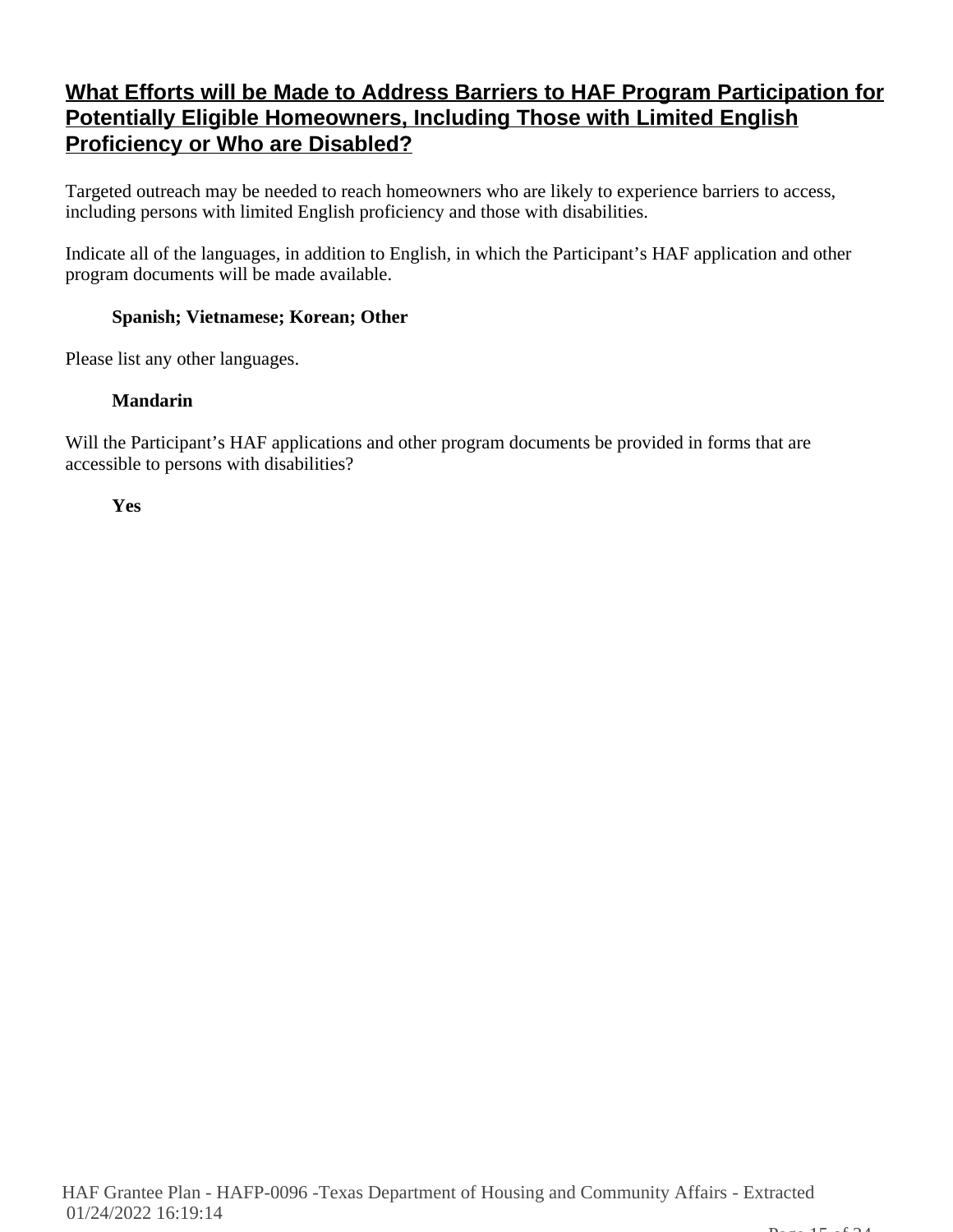## What Efforts will be Made to Address Barriers to HAF Program Participation for Potentially Eligible Homeowners, Including Those with Limited English Proficiency or Who are Disabled?

Targeted outreach may be needed to reach homeowners who are likely to experience barriers to access, including persons with limited English proficiency and those with disabilities.

Indicate all of the languages, in addition to English, in which the Participant's HAF application and other program documents will be made available.

**Spanish; Vietnamese; Korean; Other**

Please list any other languages.

**Mandarin**

Will the Participant's HAF applications and other program documents be provided in forms that are accessible to persons with disabilities?

**Yes**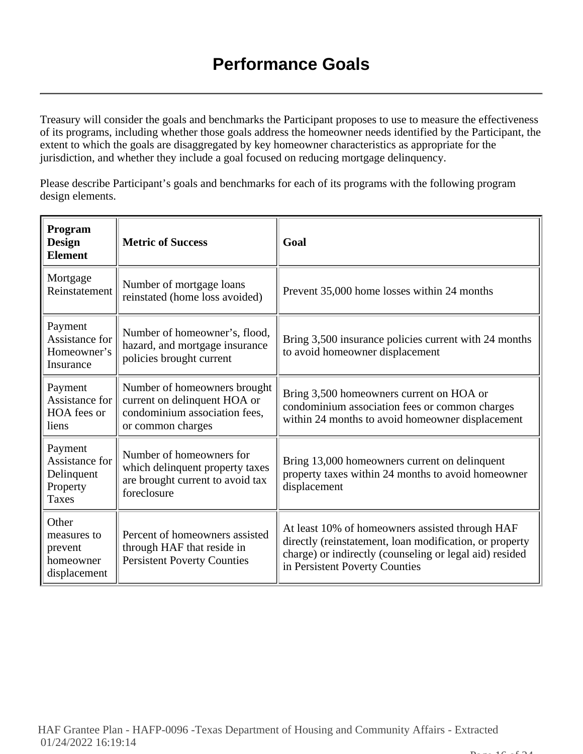# Performance Goals

Treasury will consider the goals and benchmarks the Participant proposes to use to measure the effectiveness of its programs, including whether those goals address the homeowner needs identified by the Participant, the extent to which the goals are disaggregated by key homeowner characteristics as appropriate for the jurisdiction, and whether they include a goal focused on reducing mortgage delinquency.

Please describe Participant's goals and benchmarks for each of its programs with the following program design elements.

| Program Design Element | Metric of Success | Goal |
|---|---|---|
| Mortgage Reinstatement | Number of mortgage loans reinstated (home loss avoided) | Prevent 35,000 home losses within 24 months |
| Payment Assistance for Homeowner's Insurance | Number of homeowner's, flood, hazard, and mortgage insurance policies brought current | Bring 3,500 insurance policies current with 24 months to avoid homeowner displacement |
| Payment Assistance for HOA fees or liens | Number of homeowners brought current on delinquent HOA or condominium association fees, or common charges | Bring 3,500 homeowners current on HOA or condominium association fees or common charges within 24 months to avoid homeowner displacement |
| Payment Assistance for Delinquent Property Taxes | Number of homeowners for which delinquent property taxes are brought current to avoid tax foreclosure | Bring 13,000 homeowners current on delinquent property taxes within 24 months to avoid homeowner displacement |
| Other measures to prevent homeowner displacement | Percent of homeowners assisted through HAF that reside in Persistent Poverty Counties | At least 10% of homeowners assisted through HAF directly (reinstatement, loan modification, or property charge) or indirectly (counseling or legal aid) resided in Persistent Poverty Counties |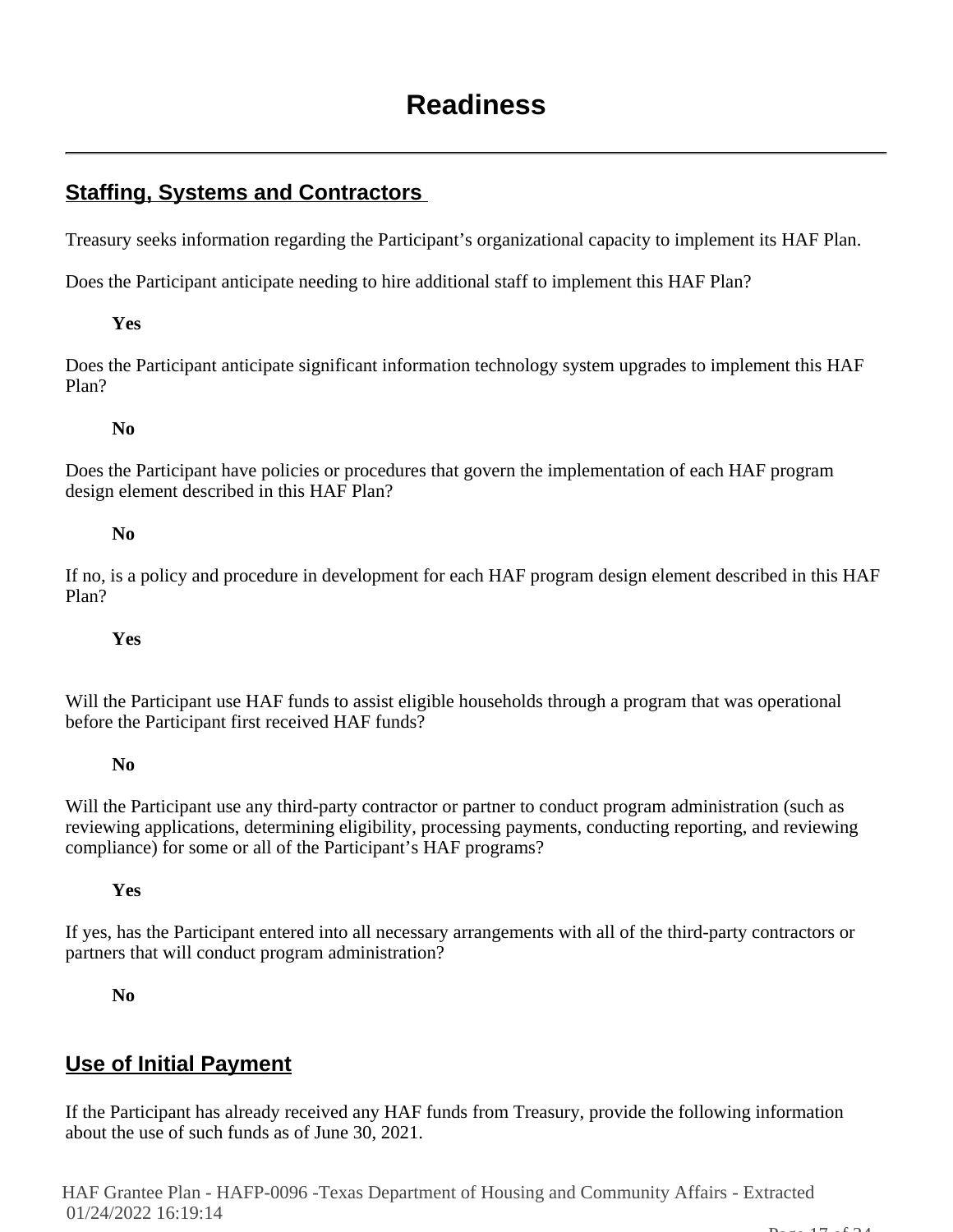# Readiness

## Staffing, Systems and Contractors

Treasury seeks information regarding the Participant's organizational capacity to implement its HAF Plan.

Does the Participant anticipate needing to hire additional staff to implement this HAF Plan?

**Yes**

Does the Participant anticipate significant information technology system upgrades to implement this HAF Plan?

**No**

Does the Participant have policies or procedures that govern the implementation of each HAF program design element described in this HAF Plan?

**No**

If no, is a policy and procedure in development for each HAF program design element described in this HAF Plan?

**Yes**

Will the Participant use HAF funds to assist eligible households through a program that was operational before the Participant first received HAF funds?

**No**

Will the Participant use any third-party contractor or partner to conduct program administration (such as reviewing applications, determining eligibility, processing payments, conducting reporting, and reviewing compliance) for some or all of the Participant's HAF programs?

**Yes**

If yes, has the Participant entered into all necessary arrangements with all of the third-party contractors or partners that will conduct program administration?

**No**

## Use of Initial Payment

If the Participant has already received any HAF funds from Treasury, provide the following information about the use of such funds as of June 30, 2021.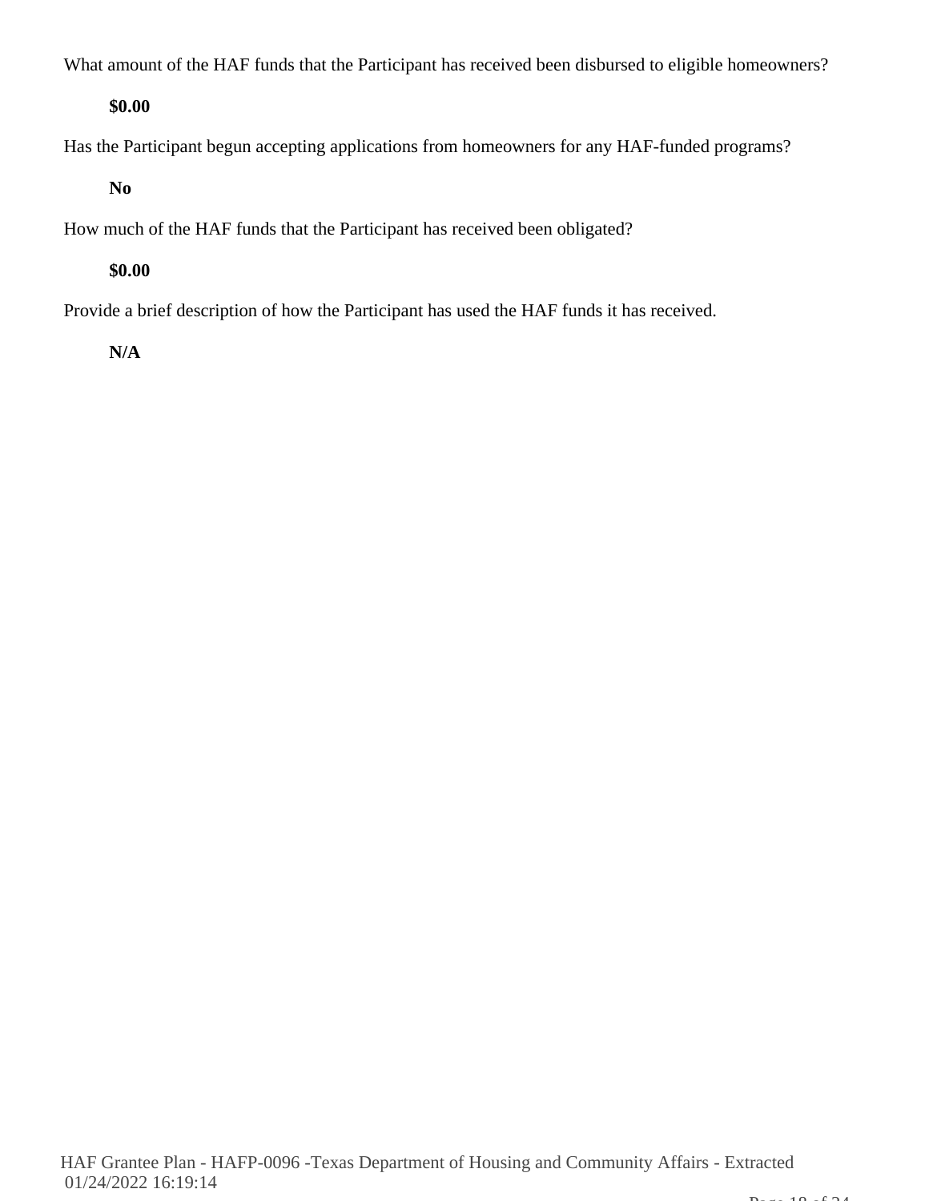What amount of the HAF funds that the Participant has received been disbursed to eligible homeowners?

**$0.00**

Has the Participant begun accepting applications from homeowners for any HAF-funded programs?

**No**

How much of the HAF funds that the Participant has received been obligated?

**$0.00**

Provide a brief description of how the Participant has used the HAF funds it has received.

**N/A**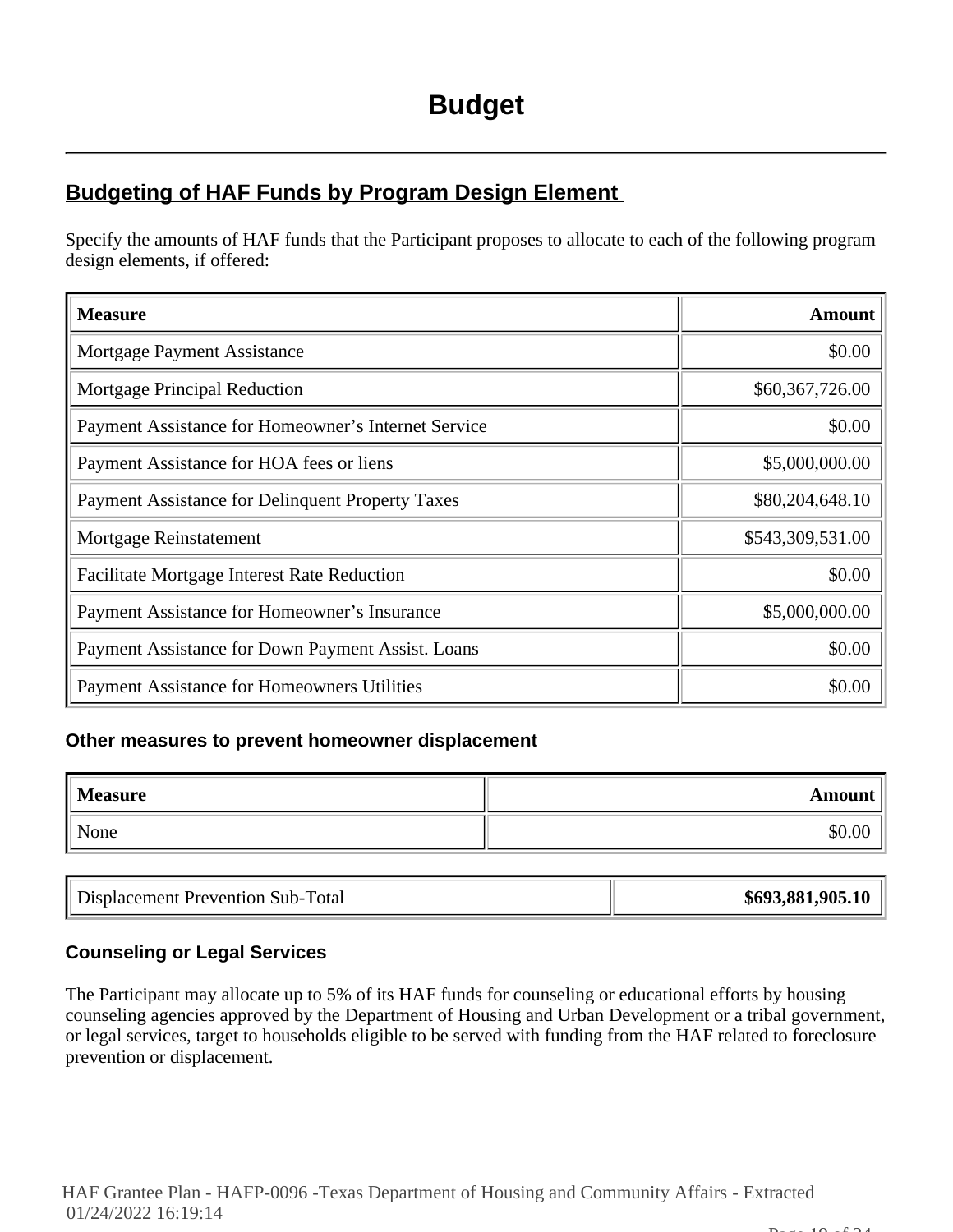# Budget

## Budgeting of HAF Funds by Program Design Element

Specify the amounts of HAF funds that the Participant proposes to allocate to each of the following program design elements, if offered:

| Measure | Amount |
|---|---:|
| Mortgage Payment Assistance | $0.00 |
| Mortgage Principal Reduction | $60,367,726.00 |
| Payment Assistance for Homeowner's Internet Service | $0.00 |
| Payment Assistance for HOA fees or liens | $5,000,000.00 |
| Payment Assistance for Delinquent Property Taxes | $80,204,648.10 |
| Mortgage Reinstatement | $543,309,531.00 |
| Facilitate Mortgage Interest Rate Reduction | $0.00 |
| Payment Assistance for Homeowner's Insurance | $5,000,000.00 |
| Payment Assistance for Down Payment Assist. Loans | $0.00 |
| Payment Assistance for Homeowners Utilities | $0.00 |

### Other measures to prevent homeowner displacement

| Measure | Amount |
|---|---:|
| None | $0.00 |

| Displacement Prevention Sub-Total | **$693,881,905.10** |
|---|---:|

### Counseling or Legal Services

The Participant may allocate up to 5% of its HAF funds for counseling or educational efforts by housing counseling agencies approved by the Department of Housing and Urban Development or a tribal government, or legal services, target to households eligible to be served with funding from the HAF related to foreclosure prevention or displacement.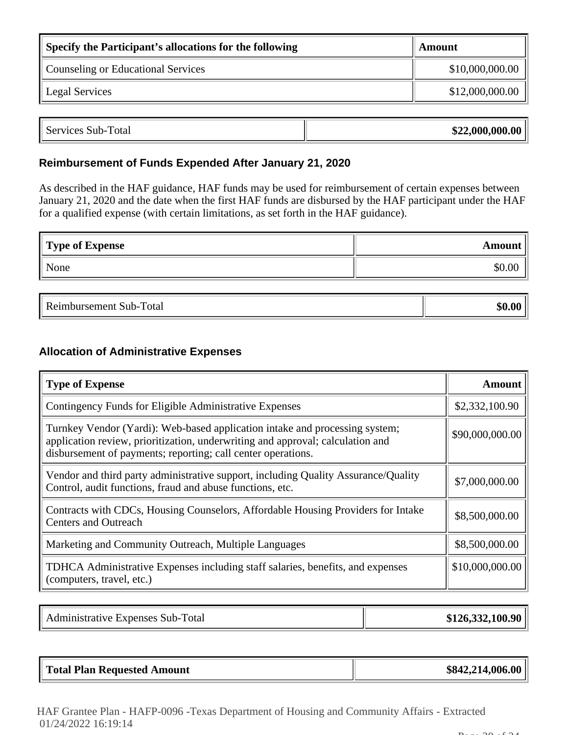| Specify the Participant's allocations for the following | Amount |
| --- | --- |
| Counseling or Educational Services | $10,000,000.00 |
| Legal Services | $12,000,000.00 |

| Services Sub-Total | **$22,000,000.00** |
| --- | --- |

### Reimbursement of Funds Expended After January 21, 2020

As described in the HAF guidance, HAF funds may be used for reimbursement of certain expenses between January 21, 2020 and the date when the first HAF funds are disbursed by the HAF participant under the HAF for a qualified expense (with certain limitations, as set forth in the HAF guidance).

| Type of Expense | Amount |
| --- | --- |
| None | $0.00 |

| Reimbursement Sub-Total | **$0.00** |
| --- | --- |

### Allocation of Administrative Expenses

| Type of Expense | Amount |
| --- | --- |
| Contingency Funds for Eligible Administrative Expenses | $2,332,100.90 |
| Turnkey Vendor (Yardi): Web-based application intake and processing system; application review, prioritization, underwriting and approval; calculation and disbursement of payments; reporting; call center operations. | $90,000,000.00 |
| Vendor and third party administrative support, including Quality Assurance/Quality Control, audit functions, fraud and abuse functions, etc. | $7,000,000.00 |
| Contracts with CDCs, Housing Counselors, Affordable Housing Providers for Intake Centers and Outreach | $8,500,000.00 |
| Marketing and Community Outreach, Multiple Languages | $8,500,000.00 |
| TDHCA Administrative Expenses including staff salaries, benefits, and expenses (computers, travel, etc.) | $10,000,000.00 |

| Administrative Expenses Sub-Total | **$126,332,100.90** |
| --- | --- |

| **Total Plan Requested Amount** | **$842,214,006.00** |
| --- | --- |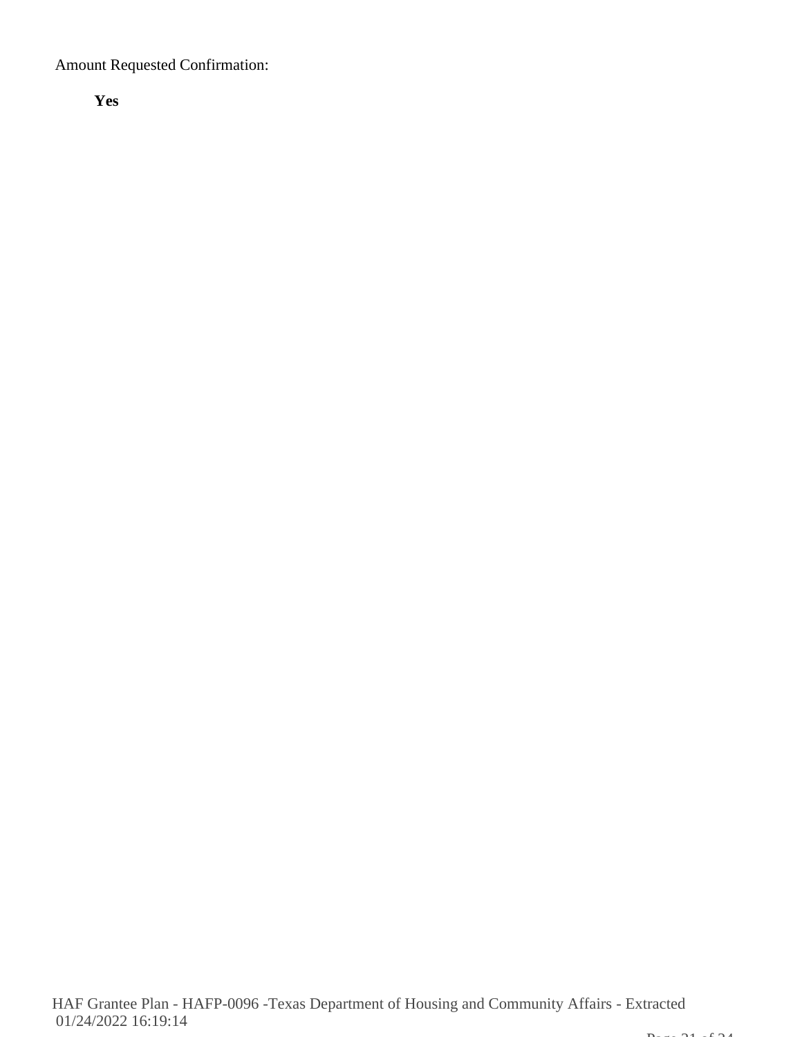Amount Requested Confirmation:

**Yes**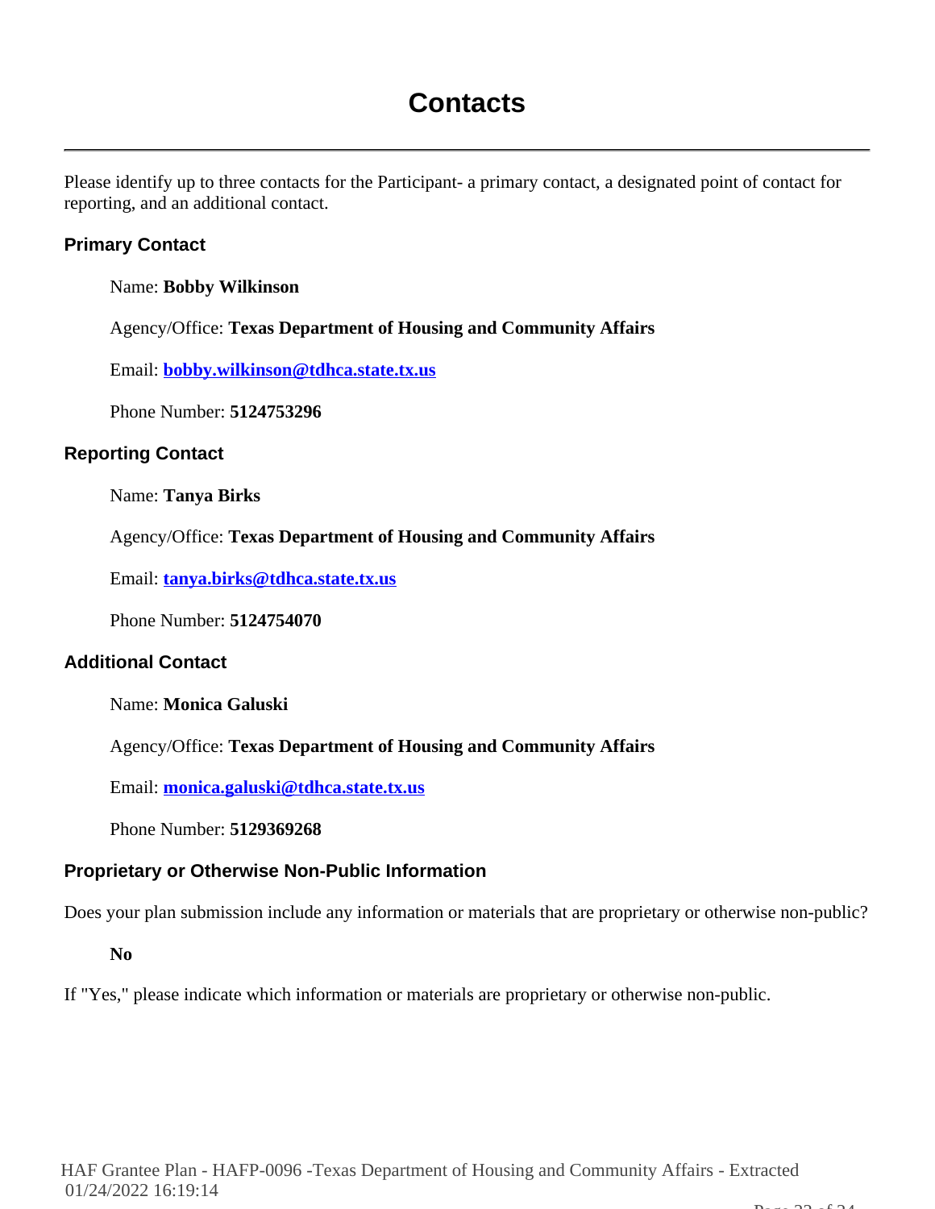# Contacts

Please identify up to three contacts for the Participant- a primary contact, a designated point of contact for reporting, and an additional contact.

### Primary Contact

Name: **Bobby Wilkinson**

Agency/Office: **Texas Department of Housing and Community Affairs**

Email: **bobby.wilkinson@tdhca.state.tx.us**

Phone Number: **5124753296**

### Reporting Contact

Name: **Tanya Birks**

Agency/Office: **Texas Department of Housing and Community Affairs**

Email: **tanya.birks@tdhca.state.tx.us**

Phone Number: **5124754070**

### Additional Contact

Name: **Monica Galuski**

Agency/Office: **Texas Department of Housing and Community Affairs**

Email: **monica.galuski@tdhca.state.tx.us**

Phone Number: **5129369268**

### Proprietary or Otherwise Non-Public Information

Does your plan submission include any information or materials that are proprietary or otherwise non-public?

**No**

If "Yes," please indicate which information or materials are proprietary or otherwise non-public.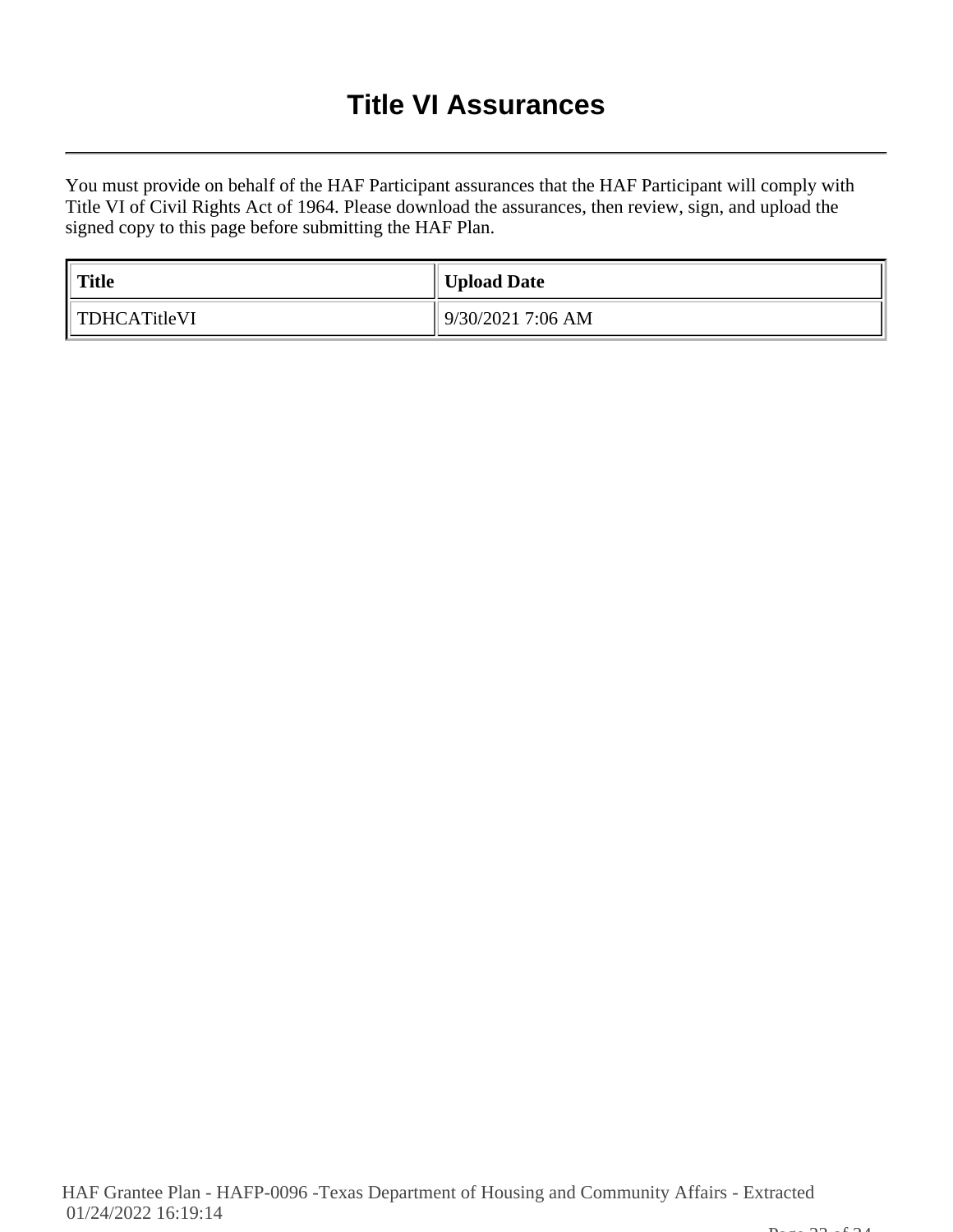# Title VI Assurances

You must provide on behalf of the HAF Participant assurances that the HAF Participant will comply with Title VI of Civil Rights Act of 1964. Please download the assurances, then review, sign, and upload the signed copy to this page before submitting the HAF Plan.

| Title | Upload Date |
| --- | --- |
| TDHCATitleVI | 9/30/2021 7:06 AM |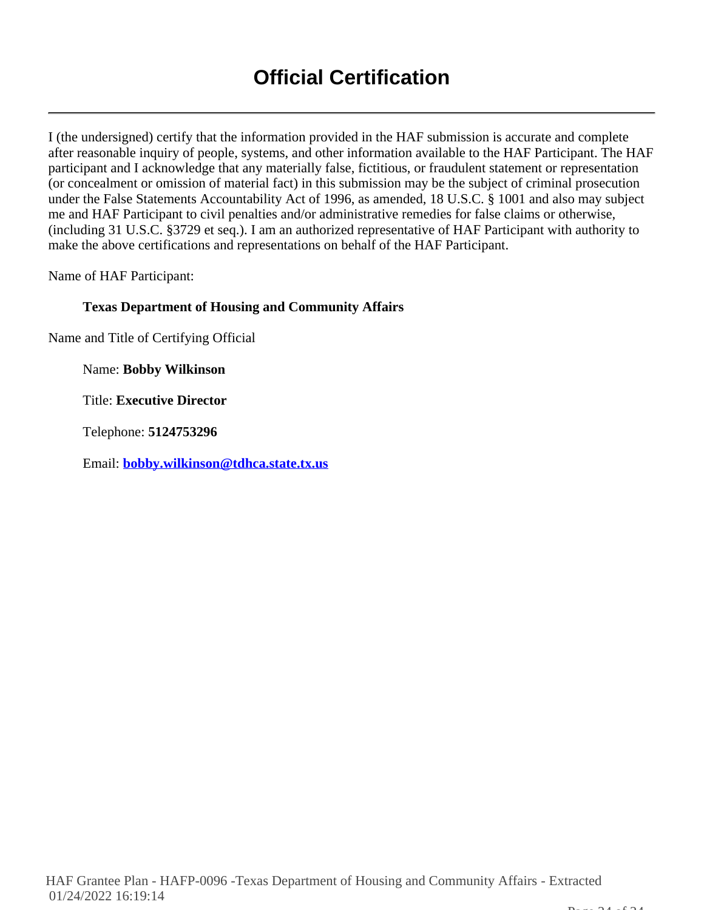# Official Certification

I (the undersigned) certify that the information provided in the HAF submission is accurate and complete after reasonable inquiry of people, systems, and other information available to the HAF Participant. The HAF participant and I acknowledge that any materially false, fictitious, or fraudulent statement or representation (or concealment or omission of material fact) in this submission may be the subject of criminal prosecution under the False Statements Accountability Act of 1996, as amended, 18 U.S.C. § 1001 and also may subject me and HAF Participant to civil penalties and/or administrative remedies for false claims or otherwise, (including 31 U.S.C. §3729 et seq.). I am an authorized representative of HAF Participant with authority to make the above certifications and representations on behalf of the HAF Participant.

Name of HAF Participant:

**Texas Department of Housing and Community Affairs**

Name and Title of Certifying Official

Name: **Bobby Wilkinson**

Title: **Executive Director**

Telephone: **5124753296**

Email: **bobby.wilkinson@tdhca.state.tx.us**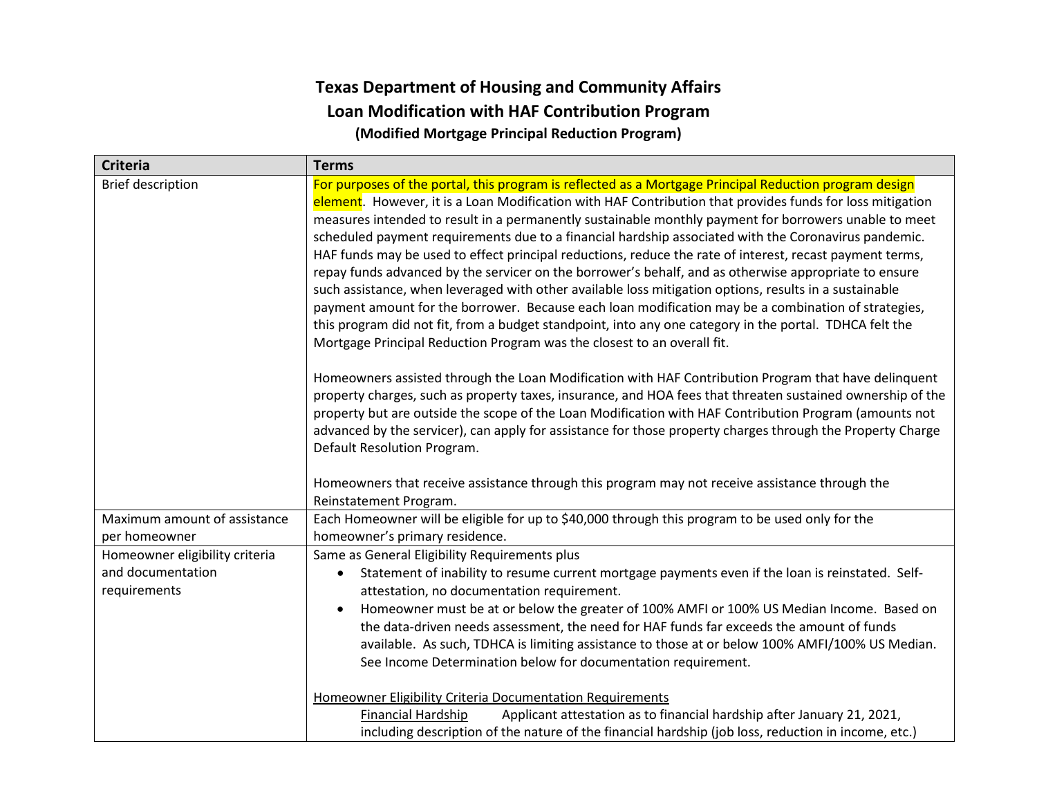# Texas Department of Housing and Community Affairs
## Loan Modification with HAF Contribution Program
### (Modified Mortgage Principal Reduction Program)

| Criteria | Terms |
|---|---|
| Brief description | For purposes of the portal, this program is reflected as a Mortgage Principal Reduction program design element. However, it is a Loan Modification with HAF Contribution that provides funds for loss mitigation measures intended to result in a permanently sustainable monthly payment for borrowers unable to meet scheduled payment requirements due to a financial hardship associated with the Coronavirus pandemic. HAF funds may be used to effect principal reductions, reduce the rate of interest, recast payment terms, repay funds advanced by the servicer on the borrower's behalf, and as otherwise appropriate to ensure such assistance, when leveraged with other available loss mitigation options, results in a sustainable payment amount for the borrower. Because each loan modification may be a combination of strategies, this program did not fit, from a budget standpoint, into any one category in the portal. TDHCA felt the Mortgage Principal Reduction Program was the closest to an overall fit.<br><br>Homeowners assisted through the Loan Modification with HAF Contribution Program that have delinquent property charges, such as property taxes, insurance, and HOA fees that threaten sustained ownership of the property but are outside the scope of the Loan Modification with HAF Contribution Program (amounts not advanced by the servicer), can apply for assistance for those property charges through the Property Charge Default Resolution Program.<br><br>Homeowners that receive assistance through this program may not receive assistance through the Reinstatement Program. |
| Maximum amount of assistance per homeowner | Each Homeowner will be eligible for up to $40,000 through this program to be used only for the homeowner's primary residence. |
| Homeowner eligibility criteria and documentation requirements | Same as General Eligibility Requirements plus<br>• Statement of inability to resume current mortgage payments even if the loan is reinstated. Self-attestation, no documentation requirement.<br>• Homeowner must be at or below the greater of 100% AMFI or 100% US Median Income. Based on the data-driven needs assessment, the need for HAF funds far exceeds the amount of funds available. As such, TDHCA is limiting assistance to those at or below 100% AMFI/100% US Median. See Income Determination below for documentation requirement.<br><br><u>Homeowner Eligibility Criteria Documentation Requirements</u><br><u>Financial Hardship</u> Applicant attestation as to financial hardship after January 21, 2021, including description of the nature of the financial hardship (job loss, reduction in income, etc.) |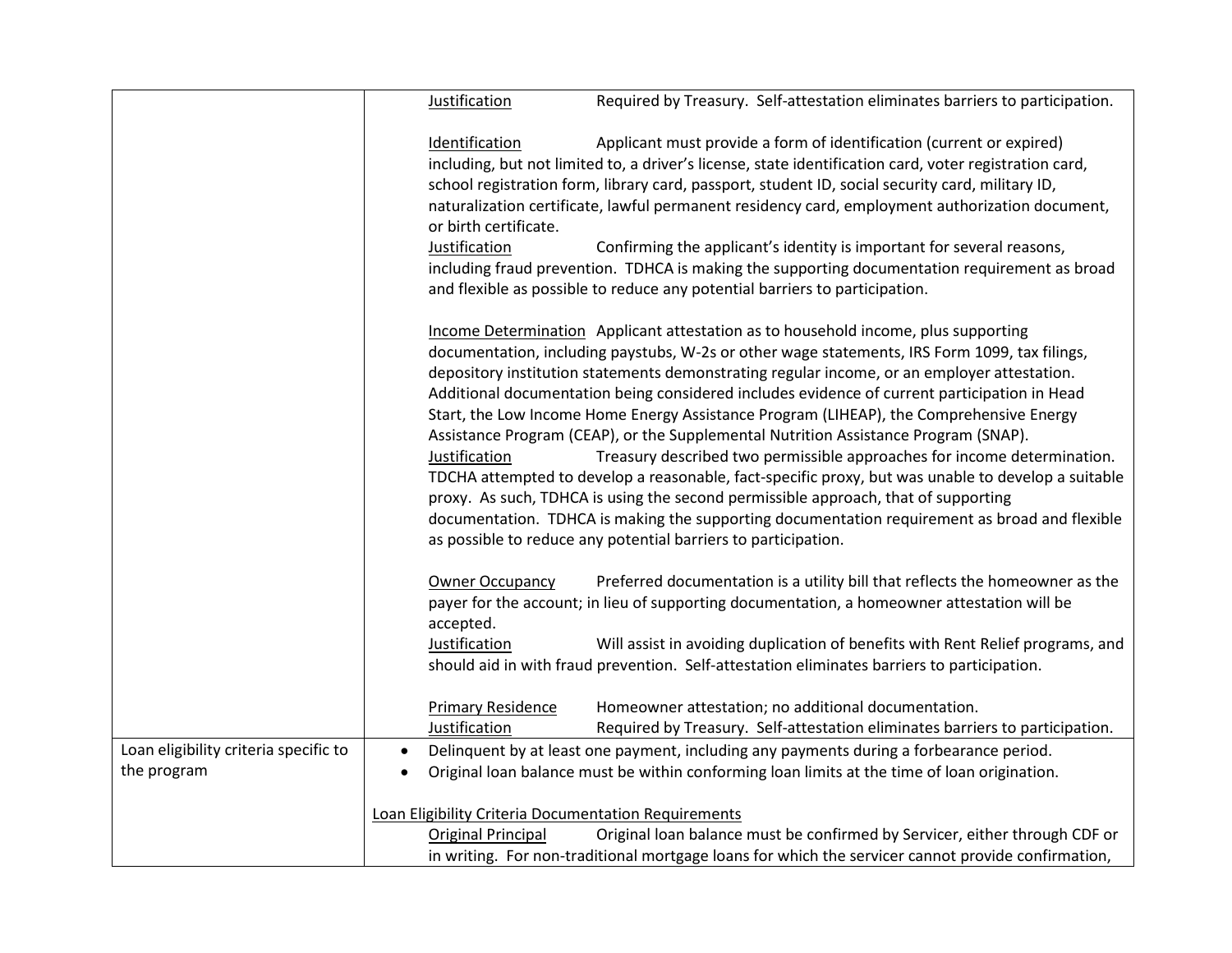| | |
|---|---|
| | Justification — Required by Treasury. Self-attestation eliminates barriers to participation.<br><br>Identification — Applicant must provide a form of identification (current or expired) including, but not limited to, a driver's license, state identification card, voter registration card, school registration form, library card, passport, student ID, social security card, military ID, naturalization certificate, lawful permanent residency card, employment authorization document, or birth certificate.<br>Justification — Confirming the applicant's identity is important for several reasons, including fraud prevention. TDHCA is making the supporting documentation requirement as broad and flexible as possible to reduce any potential barriers to participation.<br><br>Income Determination — Applicant attestation as to household income, plus supporting documentation, including paystubs, W-2s or other wage statements, IRS Form 1099, tax filings, depository institution statements demonstrating regular income, or an employer attestation. Additional documentation being considered includes evidence of current participation in Head Start, the Low Income Home Energy Assistance Program (LIHEAP), the Comprehensive Energy Assistance Program (CEAP), or the Supplemental Nutrition Assistance Program (SNAP).<br>Justification — Treasury described two permissible approaches for income determination. TDCHA attempted to develop a reasonable, fact-specific proxy, but was unable to develop a suitable proxy. As such, TDHCA is using the second permissible approach, that of supporting documentation. TDHCA is making the supporting documentation requirement as broad and flexible as possible to reduce any potential barriers to participation.<br><br>Owner Occupancy — Preferred documentation is a utility bill that reflects the homeowner as the payer for the account; in lieu of supporting documentation, a homeowner attestation will be accepted.<br>Justification — Will assist in avoiding duplication of benefits with Rent Relief programs, and should aid in with fraud prevention. Self-attestation eliminates barriers to participation.<br><br>Primary Residence — Homeowner attestation; no additional documentation.<br>Justification — Required by Treasury. Self-attestation eliminates barriers to participation. |
| Loan eligibility criteria specific to the program | • Delinquent by at least one payment, including any payments during a forbearance period.<br>• Original loan balance must be within conforming loan limits at the time of loan origination.<br><br>Loan Eligibility Criteria Documentation Requirements<br>Original Principal — Original loan balance must be confirmed by Servicer, either through CDF or in writing. For non-traditional mortgage loans for which the servicer cannot provide confirmation, |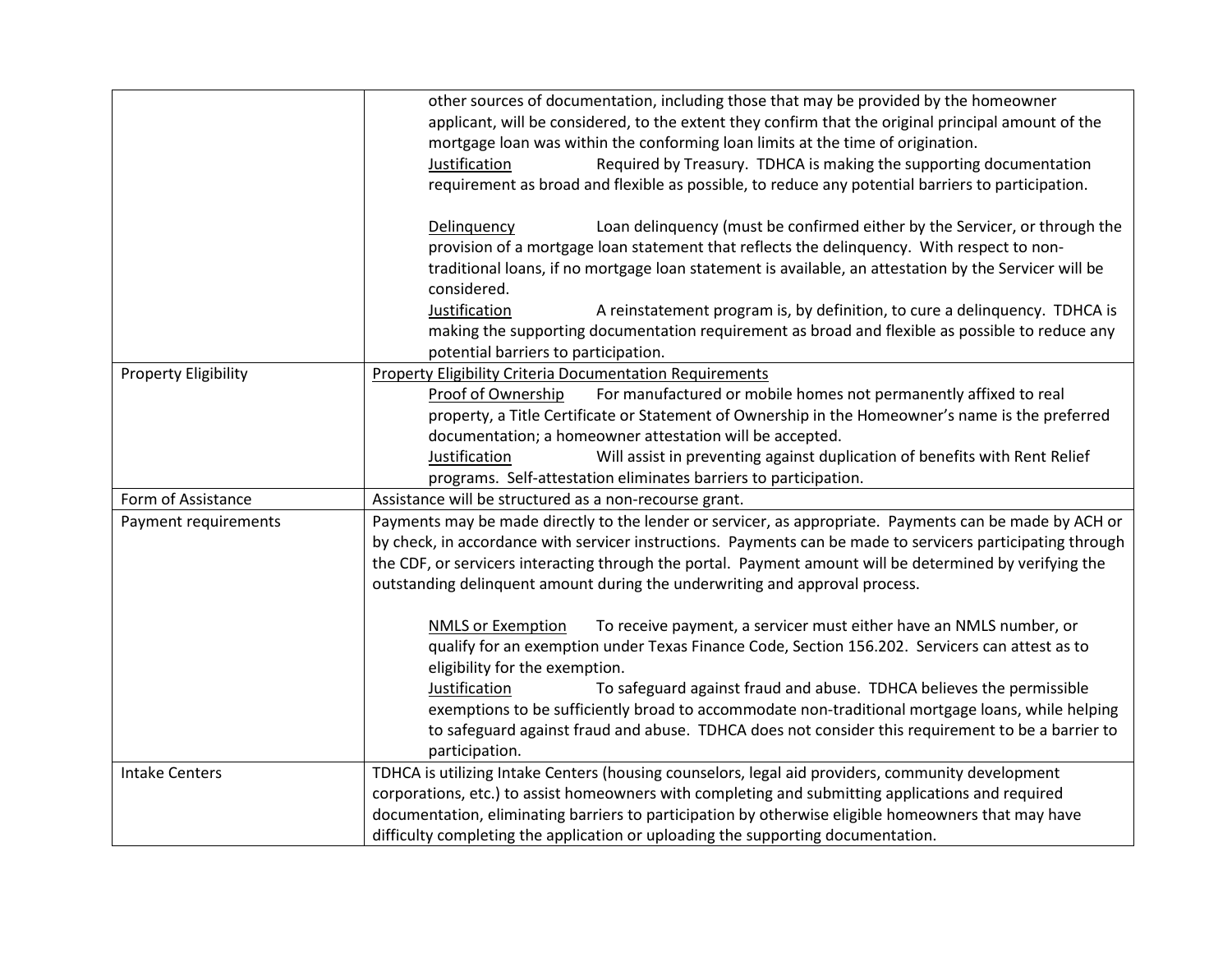| | |
|---|---|
| | other sources of documentation, including those that may be provided by the homeowner applicant, will be considered, to the extent they confirm that the original principal amount of the mortgage loan was within the conforming loan limits at the time of origination.<br>Justification Required by Treasury. TDHCA is making the supporting documentation requirement as broad and flexible as possible, to reduce any potential barriers to participation.<br><br>Delinquency Loan delinquency (must be confirmed either by the Servicer, or through the provision of a mortgage loan statement that reflects the delinquency. With respect to non-traditional loans, if no mortgage loan statement is available, an attestation by the Servicer will be considered.<br>Justification A reinstatement program is, by definition, to cure a delinquency. TDHCA is making the supporting documentation requirement as broad and flexible as possible to reduce any potential barriers to participation. |
| Property Eligibility | Property Eligibility Criteria Documentation Requirements<br>Proof of Ownership For manufactured or mobile homes not permanently affixed to real property, a Title Certificate or Statement of Ownership in the Homeowner's name is the preferred documentation; a homeowner attestation will be accepted.<br>Justification Will assist in preventing against duplication of benefits with Rent Relief programs. Self-attestation eliminates barriers to participation. |
| Form of Assistance | Assistance will be structured as a non-recourse grant. |
| Payment requirements | Payments may be made directly to the lender or servicer, as appropriate. Payments can be made by ACH or by check, in accordance with servicer instructions. Payments can be made to servicers participating through the CDF, or servicers interacting through the portal. Payment amount will be determined by verifying the outstanding delinquent amount during the underwriting and approval process.<br><br>NMLS or Exemption To receive payment, a servicer must either have an NMLS number, or qualify for an exemption under Texas Finance Code, Section 156.202. Servicers can attest as to eligibility for the exemption.<br>Justification To safeguard against fraud and abuse. TDHCA believes the permissible exemptions to be sufficiently broad to accommodate non-traditional mortgage loans, while helping to safeguard against fraud and abuse. TDHCA does not consider this requirement to be a barrier to participation. |
| Intake Centers | TDHCA is utilizing Intake Centers (housing counselors, legal aid providers, community development corporations, etc.) to assist homeowners with completing and submitting applications and required documentation, eliminating barriers to participation by otherwise eligible homeowners that may have difficulty completing the application or uploading the supporting documentation. |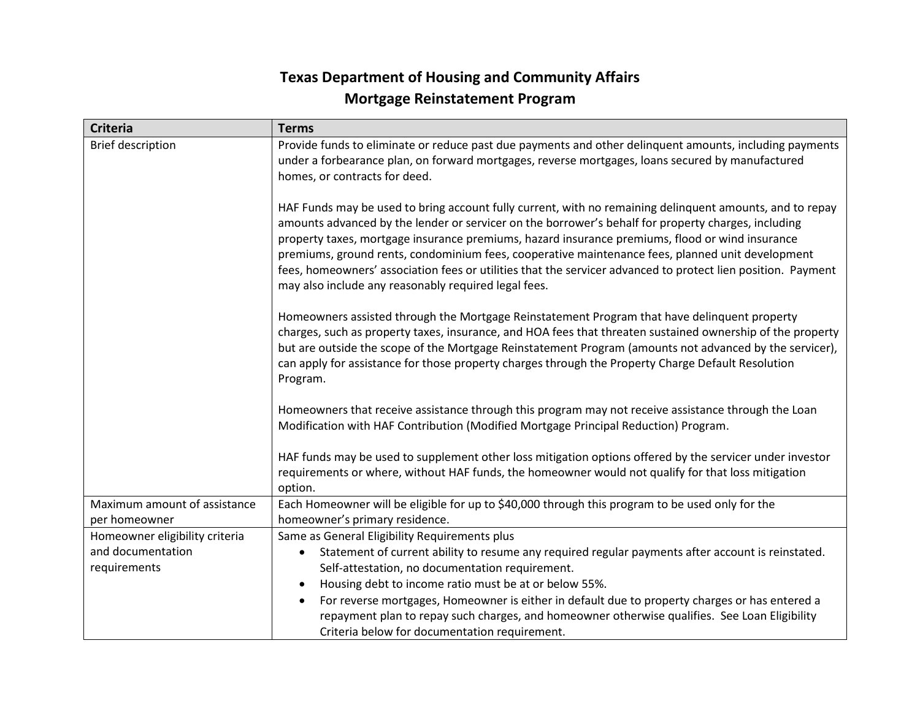# Texas Department of Housing and Community Affairs
## Mortgage Reinstatement Program

| Criteria | Terms |
|---|---|
| Brief description | Provide funds to eliminate or reduce past due payments and other delinquent amounts, including payments under a forbearance plan, on forward mortgages, reverse mortgages, loans secured by manufactured homes, or contracts for deed.<br><br>HAF Funds may be used to bring account fully current, with no remaining delinquent amounts, and to repay amounts advanced by the lender or servicer on the borrower's behalf for property charges, including property taxes, mortgage insurance premiums, hazard insurance premiums, flood or wind insurance premiums, ground rents, condominium fees, cooperative maintenance fees, planned unit development fees, homeowners' association fees or utilities that the servicer advanced to protect lien position. Payment may also include any reasonably required legal fees.<br><br>Homeowners assisted through the Mortgage Reinstatement Program that have delinquent property charges, such as property taxes, insurance, and HOA fees that threaten sustained ownership of the property but are outside the scope of the Mortgage Reinstatement Program (amounts not advanced by the servicer), can apply for assistance for those property charges through the Property Charge Default Resolution Program.<br><br>Homeowners that receive assistance through this program may not receive assistance through the Loan Modification with HAF Contribution (Modified Mortgage Principal Reduction) Program.<br><br>HAF funds may be used to supplement other loss mitigation options offered by the servicer under investor requirements or where, without HAF funds, the homeowner would not qualify for that loss mitigation option. |
| Maximum amount of assistance per homeowner | Each Homeowner will be eligible for up to $40,000 through this program to be used only for the homeowner's primary residence. |
| Homeowner eligibility criteria and documentation requirements | Same as General Eligibility Requirements plus<br>• Statement of current ability to resume any required regular payments after account is reinstated. Self-attestation, no documentation requirement.<br>• Housing debt to income ratio must be at or below 55%.<br>• For reverse mortgages, Homeowner is either in default due to property charges or has entered a repayment plan to repay such charges, and homeowner otherwise qualifies. See Loan Eligibility Criteria below for documentation requirement. |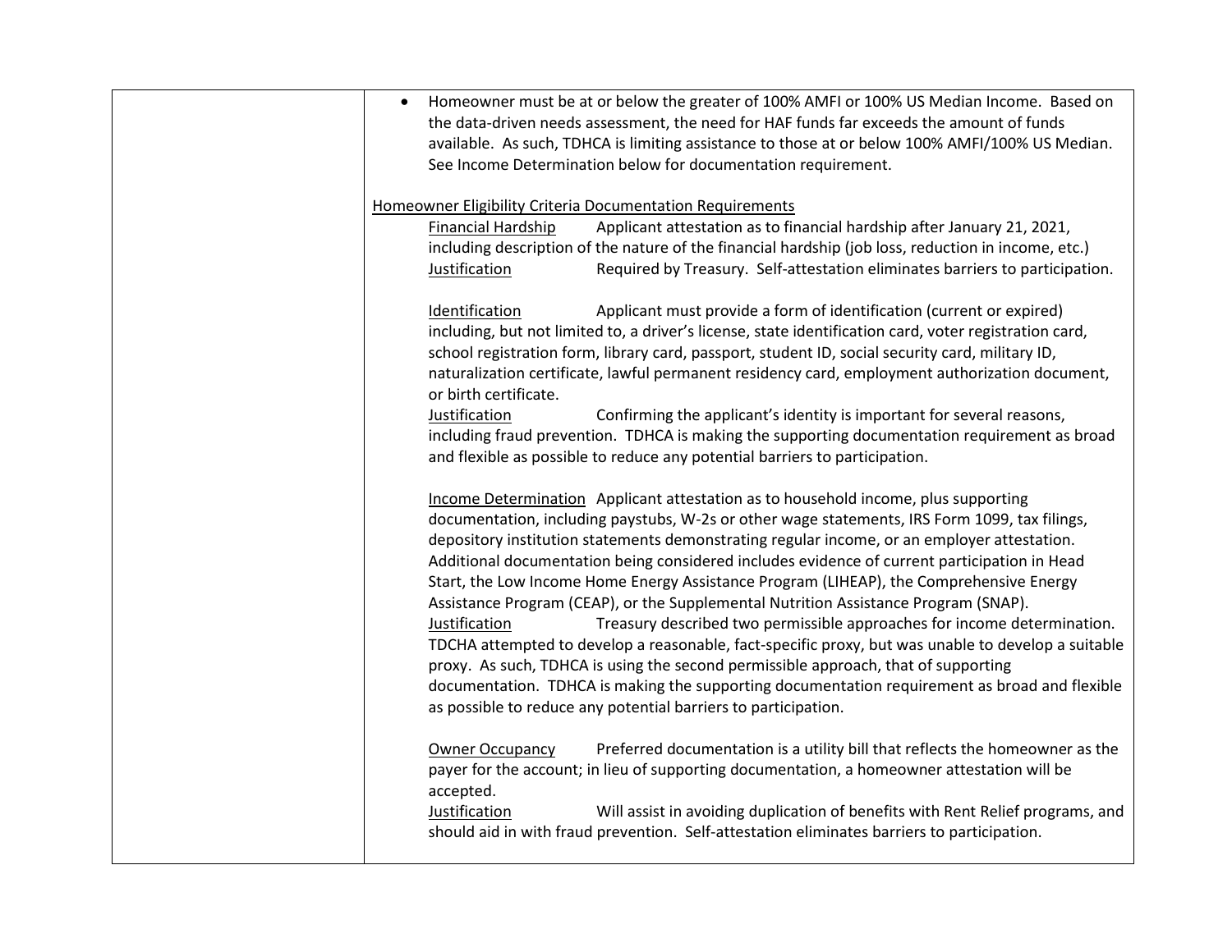| | - Homeowner must be at or below the greater of 100% AMFI or 100% US Median Income. Based on the data-driven needs assessment, the need for HAF funds far exceeds the amount of funds available. As such, TDHCA is limiting assistance to those at or below 100% AMFI/100% US Median. See Income Determination below for documentation requirement.<br><br><u>Homeowner Eligibility Criteria Documentation Requirements</u><br><u>Financial Hardship</u> Applicant attestation as to financial hardship after January 21, 2021, including description of the nature of the financial hardship (job loss, reduction in income, etc.)<br><u>Justification</u> Required by Treasury. Self-attestation eliminates barriers to participation.<br><br><u>Identification</u> Applicant must provide a form of identification (current or expired) including, but not limited to, a driver's license, state identification card, voter registration card, school registration form, library card, passport, student ID, social security card, military ID, naturalization certificate, lawful permanent residency card, employment authorization document, or birth certificate.<br><u>Justification</u> Confirming the applicant's identity is important for several reasons, including fraud prevention. TDHCA is making the supporting documentation requirement as broad and flexible as possible to reduce any potential barriers to participation.<br><br><u>Income Determination</u> Applicant attestation as to household income, plus supporting documentation, including paystubs, W-2s or other wage statements, IRS Form 1099, tax filings, depository institution statements demonstrating regular income, or an employer attestation. Additional documentation being considered includes evidence of current participation in Head Start, the Low Income Home Energy Assistance Program (LIHEAP), the Comprehensive Energy Assistance Program (CEAP), or the Supplemental Nutrition Assistance Program (SNAP).<br><u>Justification</u> Treasury described two permissible approaches for income determination. TDCHA attempted to develop a reasonable, fact-specific proxy, but was unable to develop a suitable proxy. As such, TDHCA is using the second permissible approach, that of supporting documentation. TDHCA is making the supporting documentation requirement as broad and flexible as possible to reduce any potential barriers to participation.<br><br><u>Owner Occupancy</u> Preferred documentation is a utility bill that reflects the homeowner as the payer for the account; in lieu of supporting documentation, a homeowner attestation will be accepted.<br><u>Justification</u> Will assist in avoiding duplication of benefits with Rent Relief programs, and should aid in with fraud prevention. Self-attestation eliminates barriers to participation. |
|---|---|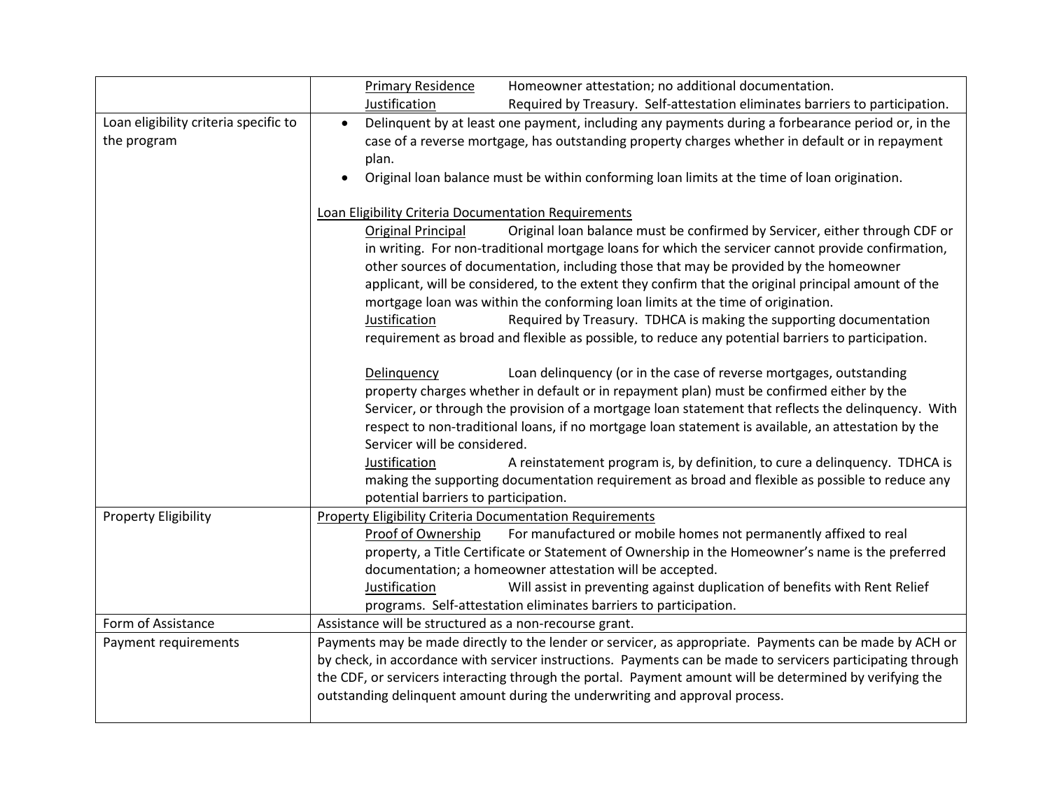| | |
|---|---|
| | Primary Residence — Homeowner attestation; no additional documentation.<br>Justification — Required by Treasury. Self-attestation eliminates barriers to participation. |
| Loan eligibility criteria specific to the program | • Delinquent by at least one payment, including any payments during a forbearance period or, in the case of a reverse mortgage, has outstanding property charges whether in default or in repayment plan.<br>• Original loan balance must be within conforming loan limits at the time of loan origination.<br><br>Loan Eligibility Criteria Documentation Requirements<br>Original Principal — Original loan balance must be confirmed by Servicer, either through CDF or in writing. For non-traditional mortgage loans for which the servicer cannot provide confirmation, other sources of documentation, including those that may be provided by the homeowner applicant, will be considered, to the extent they confirm that the original principal amount of the mortgage loan was within the conforming loan limits at the time of origination.<br>Justification — Required by Treasury. TDHCA is making the supporting documentation requirement as broad and flexible as possible, to reduce any potential barriers to participation.<br><br>Delinquency — Loan delinquency (or in the case of reverse mortgages, outstanding property charges whether in default or in repayment plan) must be confirmed either by the Servicer, or through the provision of a mortgage loan statement that reflects the delinquency. With respect to non-traditional loans, if no mortgage loan statement is available, an attestation by the Servicer will be considered.<br>Justification — A reinstatement program is, by definition, to cure a delinquency. TDHCA is making the supporting documentation requirement as broad and flexible as possible to reduce any potential barriers to participation. |
| Property Eligibility | Property Eligibility Criteria Documentation Requirements<br>Proof of Ownership — For manufactured or mobile homes not permanently affixed to real property, a Title Certificate or Statement of Ownership in the Homeowner's name is the preferred documentation; a homeowner attestation will be accepted.<br>Justification — Will assist in preventing against duplication of benefits with Rent Relief programs. Self-attestation eliminates barriers to participation. |
| Form of Assistance | Assistance will be structured as a non-recourse grant. |
| Payment requirements | Payments may be made directly to the lender or servicer, as appropriate. Payments can be made by ACH or by check, in accordance with servicer instructions. Payments can be made to servicers participating through the CDF, or servicers interacting through the portal. Payment amount will be determined by verifying the outstanding delinquent amount during the underwriting and approval process. |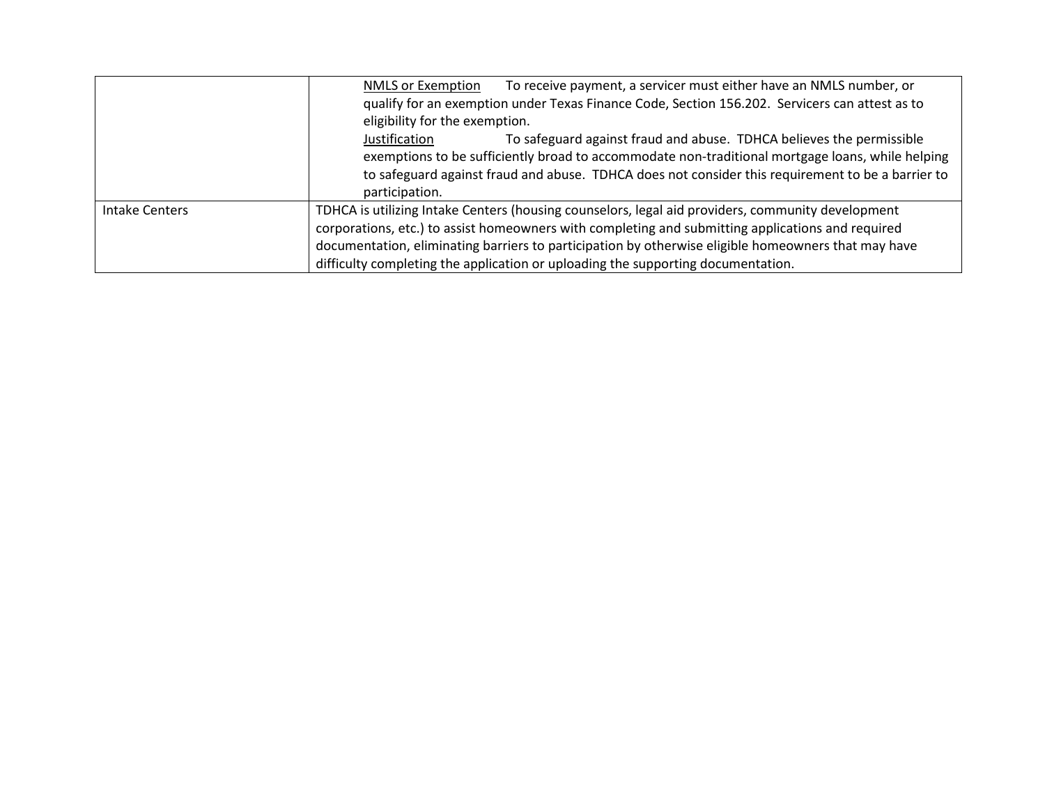| | |
|---|---|
| | <u>NMLS or Exemption</u> To receive payment, a servicer must either have an NMLS number, or qualify for an exemption under Texas Finance Code, Section 156.202. Servicers can attest as to eligibility for the exemption.<br><u>Justification</u> To safeguard against fraud and abuse. TDHCA believes the permissible exemptions to be sufficiently broad to accommodate non-traditional mortgage loans, while helping to safeguard against fraud and abuse. TDHCA does not consider this requirement to be a barrier to participation. |
| Intake Centers | TDHCA is utilizing Intake Centers (housing counselors, legal aid providers, community development corporations, etc.) to assist homeowners with completing and submitting applications and required documentation, eliminating barriers to participation by otherwise eligible homeowners that may have difficulty completing the application or uploading the supporting documentation. |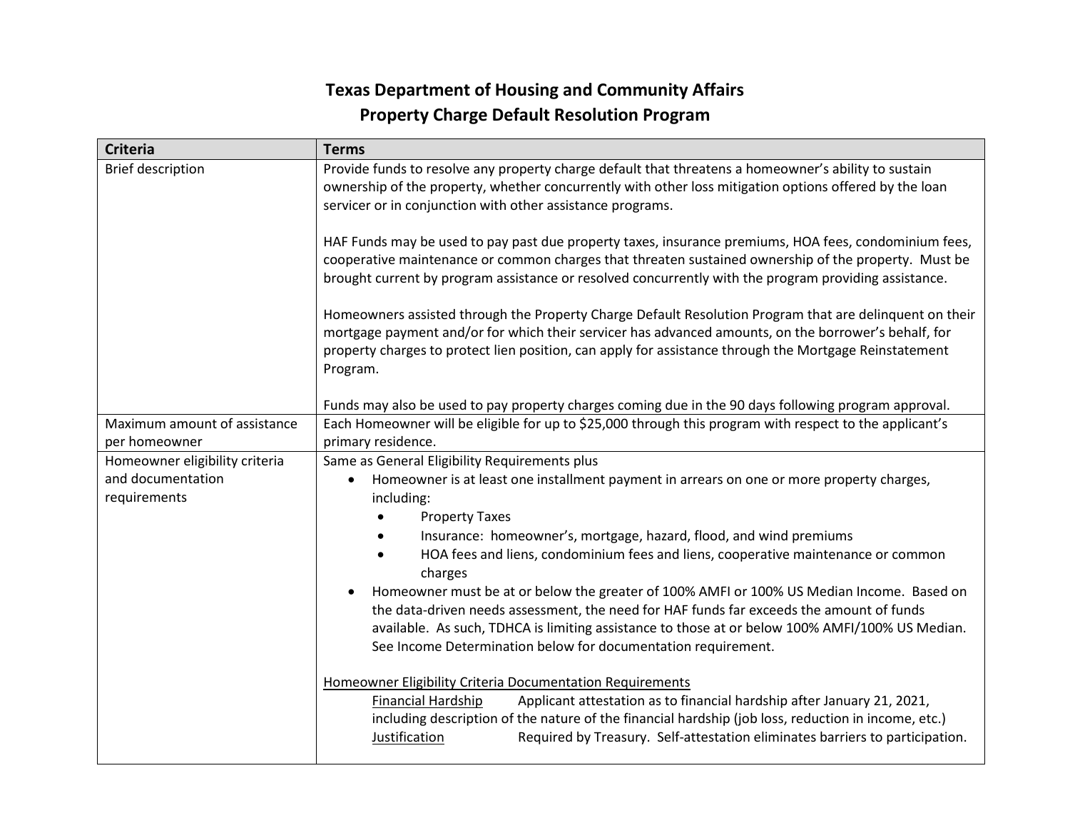# Texas Department of Housing and Community Affairs
## Property Charge Default Resolution Program

| Criteria | Terms |
|---|---|
| Brief description | Provide funds to resolve any property charge default that threatens a homeowner's ability to sustain ownership of the property, whether concurrently with other loss mitigation options offered by the loan servicer or in conjunction with other assistance programs.<br><br>HAF Funds may be used to pay past due property taxes, insurance premiums, HOA fees, condominium fees, cooperative maintenance or common charges that threaten sustained ownership of the property. Must be brought current by program assistance or resolved concurrently with the program providing assistance.<br><br>Homeowners assisted through the Property Charge Default Resolution Program that are delinquent on their mortgage payment and/or for which their servicer has advanced amounts, on the borrower's behalf, for property charges to protect lien position, can apply for assistance through the Mortgage Reinstatement Program.<br><br>Funds may also be used to pay property charges coming due in the 90 days following program approval. |
| Maximum amount of assistance per homeowner | Each Homeowner will be eligible for up to $25,000 through this program with respect to the applicant's primary residence. |
| Homeowner eligibility criteria and documentation requirements | Same as General Eligibility Requirements plus<br>• Homeowner is at least one installment payment in arrears on one or more property charges, including:<br>&nbsp;&nbsp;&nbsp;&nbsp;• Property Taxes<br>&nbsp;&nbsp;&nbsp;&nbsp;• Insurance: homeowner's, mortgage, hazard, flood, and wind premiums<br>&nbsp;&nbsp;&nbsp;&nbsp;• HOA fees and liens, condominium fees and liens, cooperative maintenance or common charges<br>• Homeowner must be at or below the greater of 100% AMFI or 100% US Median Income. Based on the data-driven needs assessment, the need for HAF funds far exceeds the amount of funds available. As such, TDHCA is limiting assistance to those at or below 100% AMFI/100% US Median. See Income Determination below for documentation requirement.<br><br><u>Homeowner Eligibility Criteria Documentation Requirements</u><br><u>Financial Hardship</u> Applicant attestation as to financial hardship after January 21, 2021, including description of the nature of the financial hardship (job loss, reduction in income, etc.)<br><u>Justification</u> Required by Treasury. Self-attestation eliminates barriers to participation. |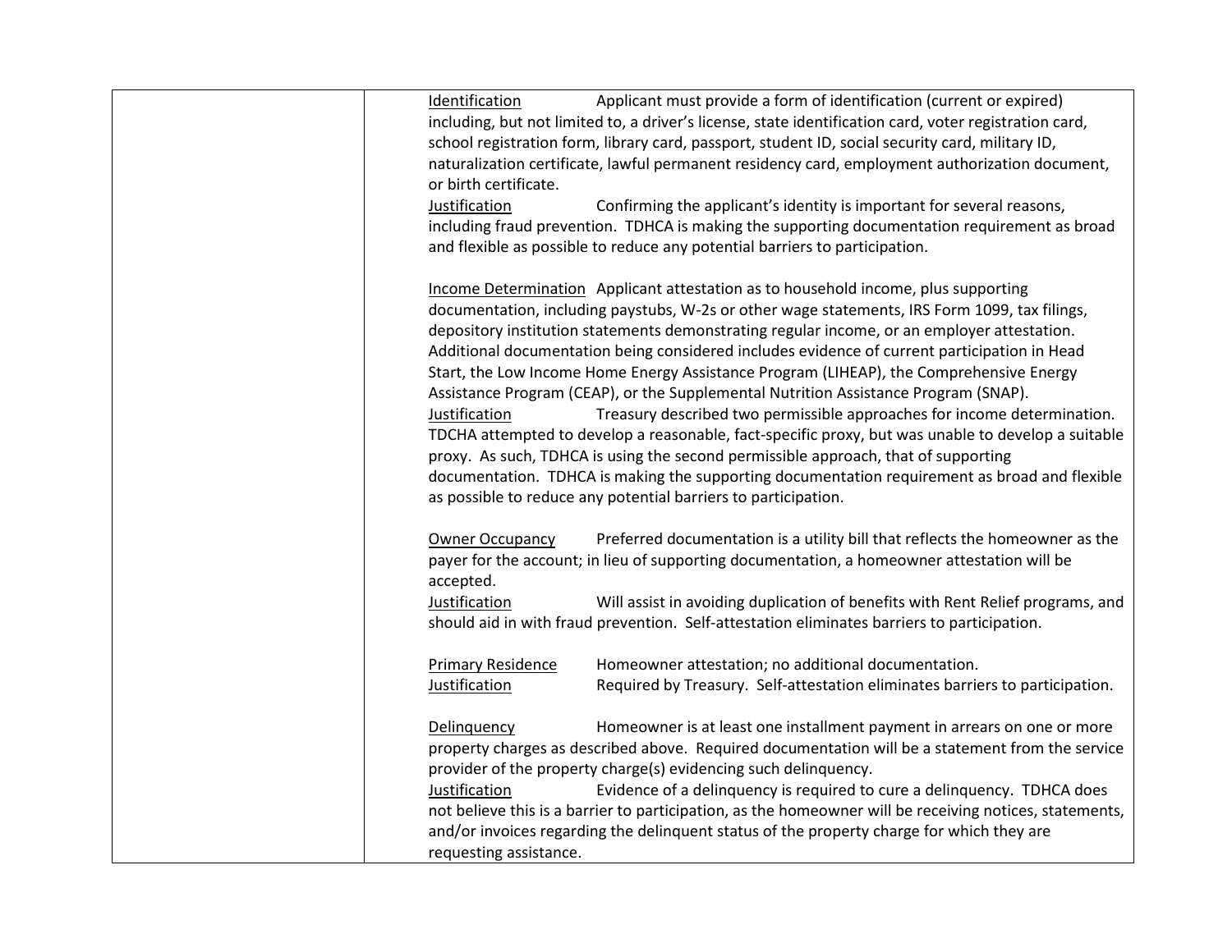| | |
|---|---|
| | <u>Identification</u> Applicant must provide a form of identification (current or expired) including, but not limited to, a driver's license, state identification card, voter registration card, school registration form, library card, passport, student ID, social security card, military ID, naturalization certificate, lawful permanent residency card, employment authorization document, or birth certificate.<br><u>Justification</u> Confirming the applicant's identity is important for several reasons, including fraud prevention. TDHCA is making the supporting documentation requirement as broad and flexible as possible to reduce any potential barriers to participation.<br><br><u>Income Determination</u> Applicant attestation as to household income, plus supporting documentation, including paystubs, W-2s or other wage statements, IRS Form 1099, tax filings, depository institution statements demonstrating regular income, or an employer attestation. Additional documentation being considered includes evidence of current participation in Head Start, the Low Income Home Energy Assistance Program (LIHEAP), the Comprehensive Energy Assistance Program (CEAP), or the Supplemental Nutrition Assistance Program (SNAP).<br><u>Justification</u> Treasury described two permissible approaches for income determination. TDCHA attempted to develop a reasonable, fact-specific proxy, but was unable to develop a suitable proxy. As such, TDHCA is using the second permissible approach, that of supporting documentation. TDHCA is making the supporting documentation requirement as broad and flexible as possible to reduce any potential barriers to participation.<br><br><u>Owner Occupancy</u> Preferred documentation is a utility bill that reflects the homeowner as the payer for the account; in lieu of supporting documentation, a homeowner attestation will be accepted.<br><u>Justification</u> Will assist in avoiding duplication of benefits with Rent Relief programs, and should aid in with fraud prevention. Self-attestation eliminates barriers to participation.<br><br><u>Primary Residence</u> Homeowner attestation; no additional documentation.<br><u>Justification</u> Required by Treasury. Self-attestation eliminates barriers to participation.<br><br><u>Delinquency</u> Homeowner is at least one installment payment in arrears on one or more property charges as described above. Required documentation will be a statement from the service provider of the property charge(s) evidencing such delinquency.<br><u>Justification</u> Evidence of a delinquency is required to cure a delinquency. TDHCA does not believe this is a barrier to participation, as the homeowner will be receiving notices, statements, and/or invoices regarding the delinquent status of the property charge for which they are requesting assistance. |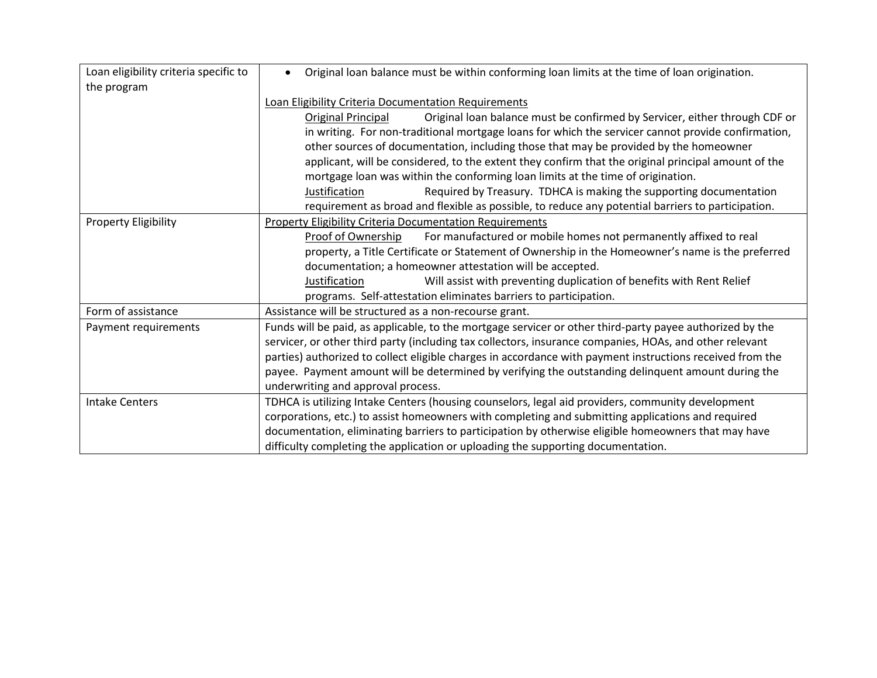| Loan eligibility criteria specific to the program | • Original loan balance must be within conforming loan limits at the time of loan origination.<br><br><u>Loan Eligibility Criteria Documentation Requirements</u><br><u>Original Principal</u> Original loan balance must be confirmed by Servicer, either through CDF or in writing. For non-traditional mortgage loans for which the servicer cannot provide confirmation, other sources of documentation, including those that may be provided by the homeowner applicant, will be considered, to the extent they confirm that the original principal amount of the mortgage loan was within the conforming loan limits at the time of origination.<br><u>Justification</u> Required by Treasury. TDHCA is making the supporting documentation requirement as broad and flexible as possible, to reduce any potential barriers to participation. |
|---|---|
| Property Eligibility | <u>Property Eligibility Criteria Documentation Requirements</u><br><u>Proof of Ownership</u> For manufactured or mobile homes not permanently affixed to real property, a Title Certificate or Statement of Ownership in the Homeowner's name is the preferred documentation; a homeowner attestation will be accepted.<br><u>Justification</u> Will assist with preventing duplication of benefits with Rent Relief programs. Self-attestation eliminates barriers to participation. |
| Form of assistance | Assistance will be structured as a non-recourse grant. |
| Payment requirements | Funds will be paid, as applicable, to the mortgage servicer or other third-party payee authorized by the servicer, or other third party (including tax collectors, insurance companies, HOAs, and other relevant parties) authorized to collect eligible charges in accordance with payment instructions received from the payee. Payment amount will be determined by verifying the outstanding delinquent amount during the underwriting and approval process. |
| Intake Centers | TDHCA is utilizing Intake Centers (housing counselors, legal aid providers, community development corporations, etc.) to assist homeowners with completing and submitting applications and required documentation, eliminating barriers to participation by otherwise eligible homeowners that may have difficulty completing the application or uploading the supporting documentation. |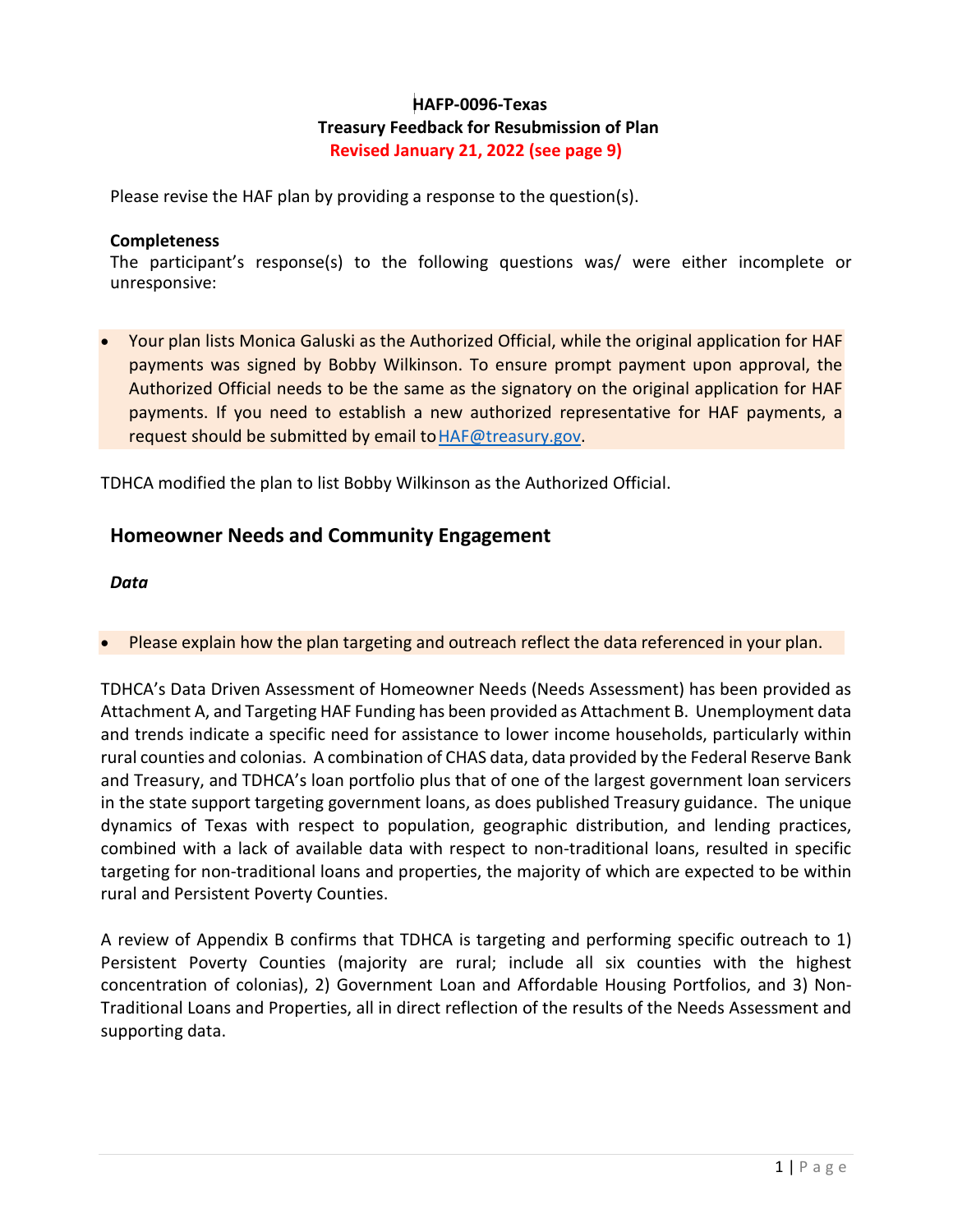**HAFP-0096-Texas**
**Treasury Feedback for Resubmission of Plan**
**Revised January 21, 2022 (see page 9)**

Please revise the HAF plan by providing a response to the question(s).

**Completeness**

The participant's response(s) to the following questions was/ were either incomplete or unresponsive:

- Your plan lists Monica Galuski as the Authorized Official, while the original application for HAF payments was signed by Bobby Wilkinson. To ensure prompt payment upon approval, the Authorized Official needs to be the same as the signatory on the original application for HAF payments. If you need to establish a new authorized representative for HAF payments, a request should be submitted by email to HAF@treasury.gov.

TDHCA modified the plan to list Bobby Wilkinson as the Authorized Official.

## Homeowner Needs and Community Engagement

***Data***

- Please explain how the plan targeting and outreach reflect the data referenced in your plan.

TDHCA's Data Driven Assessment of Homeowner Needs (Needs Assessment) has been provided as Attachment A, and Targeting HAF Funding has been provided as Attachment B. Unemployment data and trends indicate a specific need for assistance to lower income households, particularly within rural counties and colonias. A combination of CHAS data, data provided by the Federal Reserve Bank and Treasury, and TDHCA's loan portfolio plus that of one of the largest government loan servicers in the state support targeting government loans, as does published Treasury guidance. The unique dynamics of Texas with respect to population, geographic distribution, and lending practices, combined with a lack of available data with respect to non-traditional loans, resulted in specific targeting for non-traditional loans and properties, the majority of which are expected to be within rural and Persistent Poverty Counties.

A review of Appendix B confirms that TDHCA is targeting and performing specific outreach to 1) Persistent Poverty Counties (majority are rural; include all six counties with the highest concentration of colonias), 2) Government Loan and Affordable Housing Portfolios, and 3) Non-Traditional Loans and Properties, all in direct reflection of the results of the Needs Assessment and supporting data.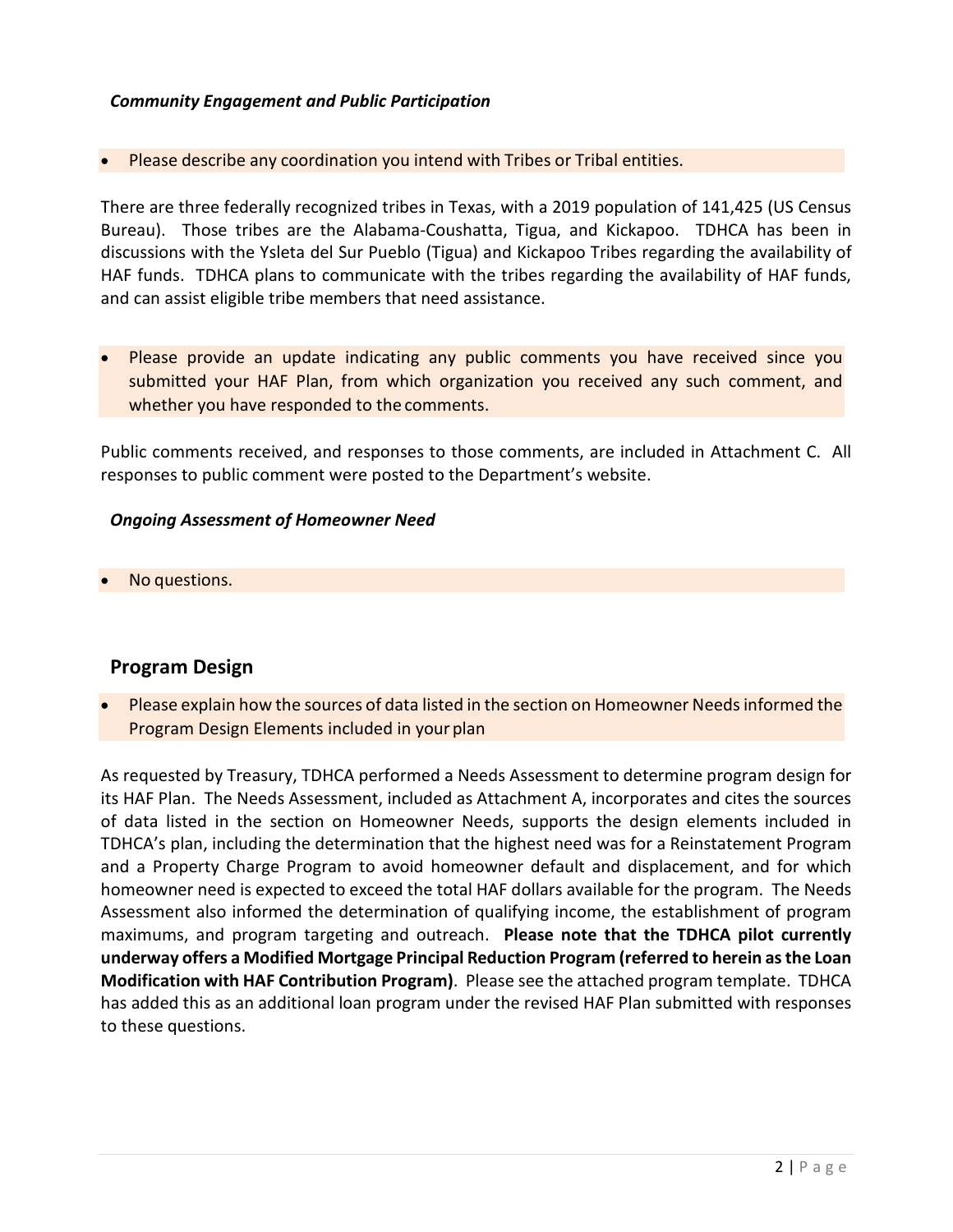***Community Engagement and Public Participation***

- Please describe any coordination you intend with Tribes or Tribal entities.

There are three federally recognized tribes in Texas, with a 2019 population of 141,425 (US Census Bureau). Those tribes are the Alabama-Coushatta, Tigua, and Kickapoo. TDHCA has been in discussions with the Ysleta del Sur Pueblo (Tigua) and Kickapoo Tribes regarding the availability of HAF funds. TDHCA plans to communicate with the tribes regarding the availability of HAF funds, and can assist eligible tribe members that need assistance.

- Please provide an update indicating any public comments you have received since you submitted your HAF Plan, from which organization you received any such comment, and whether you have responded to the comments.

Public comments received, and responses to those comments, are included in Attachment C. All responses to public comment were posted to the Department's website.

***Ongoing Assessment of Homeowner Need***

- No questions.

## Program Design

- Please explain how the sources of data listed in the section on Homeowner Needs informed the Program Design Elements included in your plan

As requested by Treasury, TDHCA performed a Needs Assessment to determine program design for its HAF Plan. The Needs Assessment, included as Attachment A, incorporates and cites the sources of data listed in the section on Homeowner Needs, supports the design elements included in TDHCA's plan, including the determination that the highest need was for a Reinstatement Program and a Property Charge Program to avoid homeowner default and displacement, and for which homeowner need is expected to exceed the total HAF dollars available for the program. The Needs Assessment also informed the determination of qualifying income, the establishment of program maximums, and program targeting and outreach. **Please note that the TDHCA pilot currently underway offers a Modified Mortgage Principal Reduction Program (referred to herein as the Loan Modification with HAF Contribution Program)**. Please see the attached program template. TDHCA has added this as an additional loan program under the revised HAF Plan submitted with responses to these questions.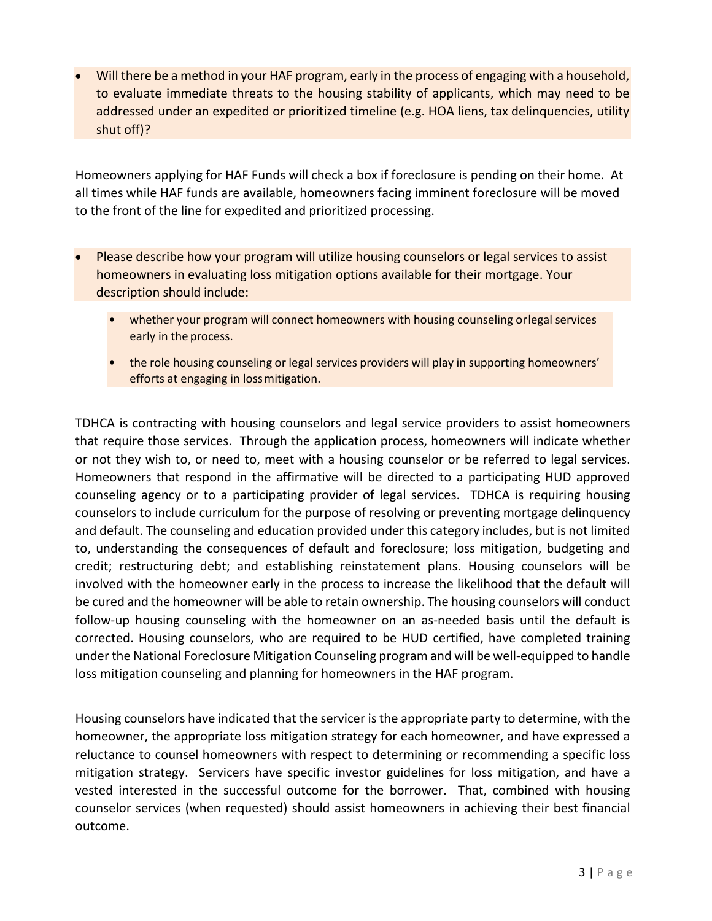- Will there be a method in your HAF program, early in the process of engaging with a household, to evaluate immediate threats to the housing stability of applicants, which may need to be addressed under an expedited or prioritized timeline (e.g. HOA liens, tax delinquencies, utility shut off)?

Homeowners applying for HAF Funds will check a box if foreclosure is pending on their home. At all times while HAF funds are available, homeowners facing imminent foreclosure will be moved to the front of the line for expedited and prioritized processing.

- Please describe how your program will utilize housing counselors or legal services to assist homeowners in evaluating loss mitigation options available for their mortgage. Your description should include:
  - whether your program will connect homeowners with housing counseling orlegal services early in the process.
  - the role housing counseling or legal services providers will play in supporting homeowners' efforts at engaging in lossmitigation.

TDHCA is contracting with housing counselors and legal service providers to assist homeowners that require those services. Through the application process, homeowners will indicate whether or not they wish to, or need to, meet with a housing counselor or be referred to legal services. Homeowners that respond in the affirmative will be directed to a participating HUD approved counseling agency or to a participating provider of legal services. TDHCA is requiring housing counselors to include curriculum for the purpose of resolving or preventing mortgage delinquency and default. The counseling and education provided under this category includes, but is not limited to, understanding the consequences of default and foreclosure; loss mitigation, budgeting and credit; restructuring debt; and establishing reinstatement plans. Housing counselors will be involved with the homeowner early in the process to increase the likelihood that the default will be cured and the homeowner will be able to retain ownership. The housing counselors will conduct follow-up housing counseling with the homeowner on an as-needed basis until the default is corrected. Housing counselors, who are required to be HUD certified, have completed training under the National Foreclosure Mitigation Counseling program and will be well-equipped to handle loss mitigation counseling and planning for homeowners in the HAF program.

Housing counselors have indicated that the servicer is the appropriate party to determine, with the homeowner, the appropriate loss mitigation strategy for each homeowner, and have expressed a reluctance to counsel homeowners with respect to determining or recommending a specific loss mitigation strategy. Servicers have specific investor guidelines for loss mitigation, and have a vested interested in the successful outcome for the borrower. That, combined with housing counselor services (when requested) should assist homeowners in achieving their best financial outcome.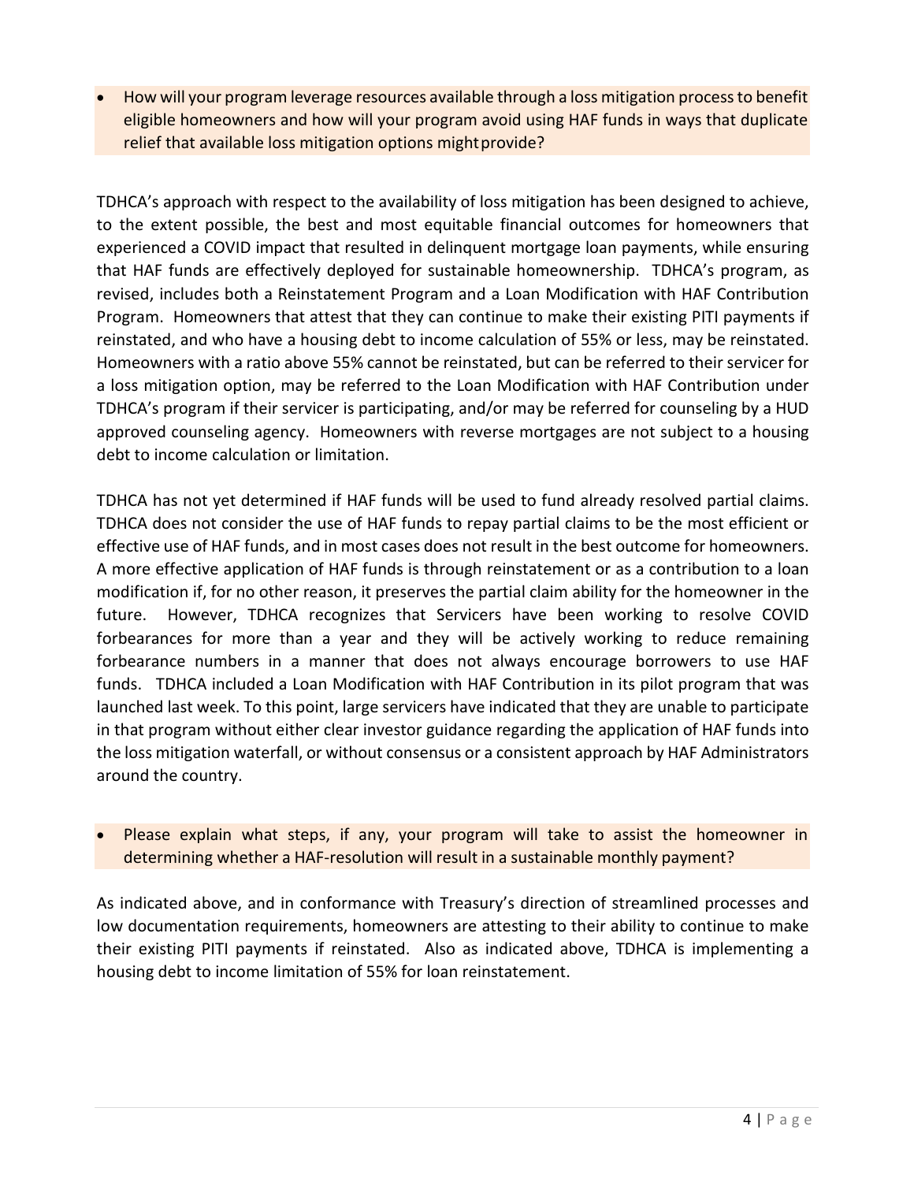- How will your program leverage resources available through a loss mitigation process to benefit eligible homeowners and how will your program avoid using HAF funds in ways that duplicate relief that available loss mitigation options might provide?

TDHCA's approach with respect to the availability of loss mitigation has been designed to achieve, to the extent possible, the best and most equitable financial outcomes for homeowners that experienced a COVID impact that resulted in delinquent mortgage loan payments, while ensuring that HAF funds are effectively deployed for sustainable homeownership. TDHCA's program, as revised, includes both a Reinstatement Program and a Loan Modification with HAF Contribution Program. Homeowners that attest that they can continue to make their existing PITI payments if reinstated, and who have a housing debt to income calculation of 55% or less, may be reinstated. Homeowners with a ratio above 55% cannot be reinstated, but can be referred to their servicer for a loss mitigation option, may be referred to the Loan Modification with HAF Contribution under TDHCA's program if their servicer is participating, and/or may be referred for counseling by a HUD approved counseling agency. Homeowners with reverse mortgages are not subject to a housing debt to income calculation or limitation.

TDHCA has not yet determined if HAF funds will be used to fund already resolved partial claims. TDHCA does not consider the use of HAF funds to repay partial claims to be the most efficient or effective use of HAF funds, and in most cases does not result in the best outcome for homeowners. A more effective application of HAF funds is through reinstatement or as a contribution to a loan modification if, for no other reason, it preserves the partial claim ability for the homeowner in the future. However, TDHCA recognizes that Servicers have been working to resolve COVID forbearances for more than a year and they will be actively working to reduce remaining forbearance numbers in a manner that does not always encourage borrowers to use HAF funds. TDHCA included a Loan Modification with HAF Contribution in its pilot program that was launched last week. To this point, large servicers have indicated that they are unable to participate in that program without either clear investor guidance regarding the application of HAF funds into the loss mitigation waterfall, or without consensus or a consistent approach by HAF Administrators around the country.

- Please explain what steps, if any, your program will take to assist the homeowner in determining whether a HAF-resolution will result in a sustainable monthly payment?

As indicated above, and in conformance with Treasury's direction of streamlined processes and low documentation requirements, homeowners are attesting to their ability to continue to make their existing PITI payments if reinstated. Also as indicated above, TDHCA is implementing a housing debt to income limitation of 55% for loan reinstatement.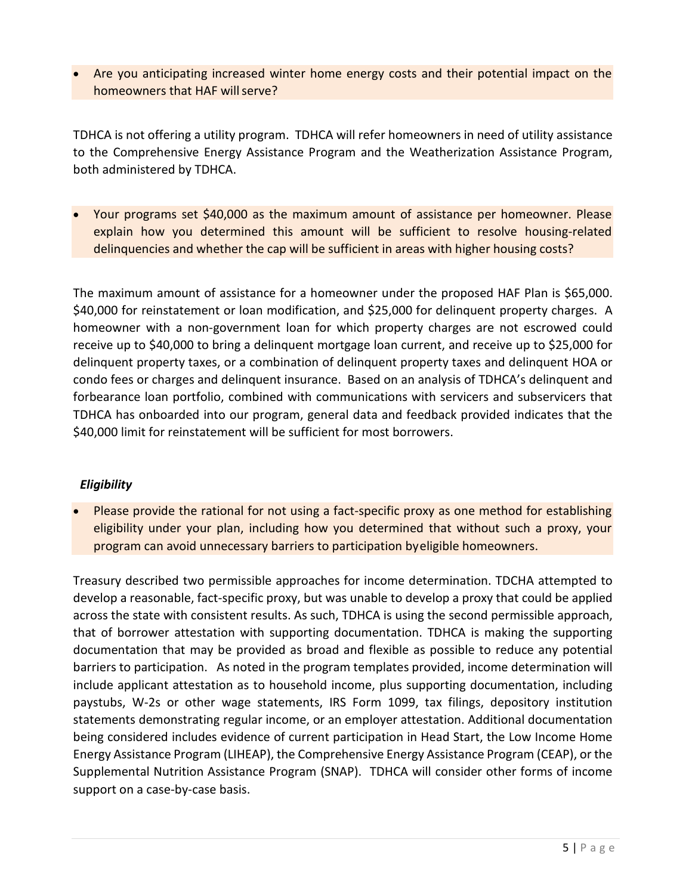- Are you anticipating increased winter home energy costs and their potential impact on the homeowners that HAF will serve?

TDHCA is not offering a utility program. TDHCA will refer homeowners in need of utility assistance to the Comprehensive Energy Assistance Program and the Weatherization Assistance Program, both administered by TDHCA.

- Your programs set $40,000 as the maximum amount of assistance per homeowner. Please explain how you determined this amount will be sufficient to resolve housing-related delinquencies and whether the cap will be sufficient in areas with higher housing costs?

The maximum amount of assistance for a homeowner under the proposed HAF Plan is $65,000. $40,000 for reinstatement or loan modification, and $25,000 for delinquent property charges. A homeowner with a non-government loan for which property charges are not escrowed could receive up to $40,000 to bring a delinquent mortgage loan current, and receive up to $25,000 for delinquent property taxes, or a combination of delinquent property taxes and delinquent HOA or condo fees or charges and delinquent insurance. Based on an analysis of TDHCA's delinquent and forbearance loan portfolio, combined with communications with servicers and subservicers that TDHCA has onboarded into our program, general data and feedback provided indicates that the $40,000 limit for reinstatement will be sufficient for most borrowers.

### *Eligibility*

- Please provide the rational for not using a fact-specific proxy as one method for establishing eligibility under your plan, including how you determined that without such a proxy, your program can avoid unnecessary barriers to participation byeligible homeowners.

Treasury described two permissible approaches for income determination. TDCHA attempted to develop a reasonable, fact-specific proxy, but was unable to develop a proxy that could be applied across the state with consistent results. As such, TDHCA is using the second permissible approach, that of borrower attestation with supporting documentation. TDHCA is making the supporting documentation that may be provided as broad and flexible as possible to reduce any potential barriers to participation. As noted in the program templates provided, income determination will include applicant attestation as to household income, plus supporting documentation, including paystubs, W-2s or other wage statements, IRS Form 1099, tax filings, depository institution statements demonstrating regular income, or an employer attestation. Additional documentation being considered includes evidence of current participation in Head Start, the Low Income Home Energy Assistance Program (LIHEAP), the Comprehensive Energy Assistance Program (CEAP), or the Supplemental Nutrition Assistance Program (SNAP). TDHCA will consider other forms of income support on a case-by-case basis.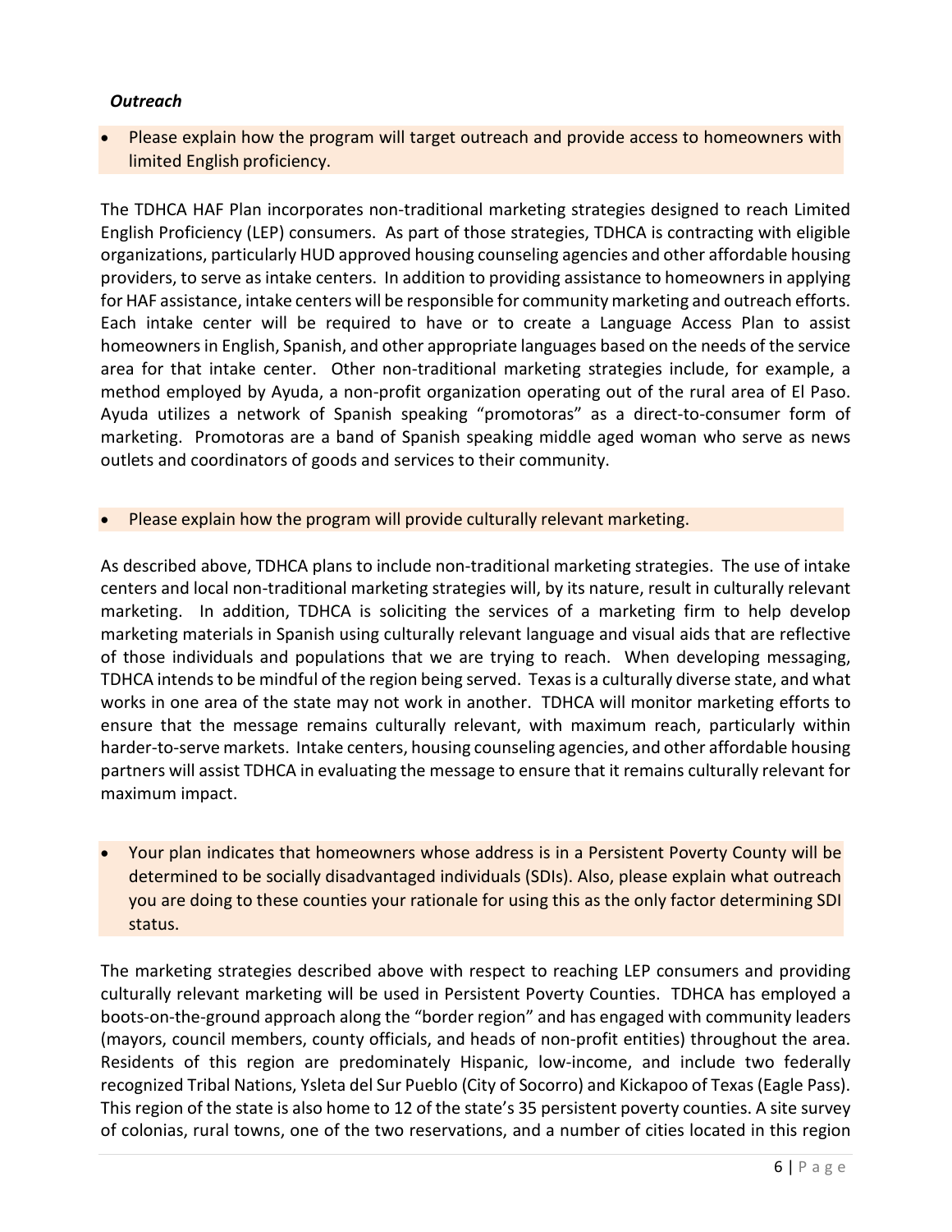***Outreach***

- Please explain how the program will target outreach and provide access to homeowners with limited English proficiency.

The TDHCA HAF Plan incorporates non-traditional marketing strategies designed to reach Limited English Proficiency (LEP) consumers. As part of those strategies, TDHCA is contracting with eligible organizations, particularly HUD approved housing counseling agencies and other affordable housing providers, to serve as intake centers. In addition to providing assistance to homeowners in applying for HAF assistance, intake centers will be responsible for community marketing and outreach efforts. Each intake center will be required to have or to create a Language Access Plan to assist homeowners in English, Spanish, and other appropriate languages based on the needs of the service area for that intake center. Other non-traditional marketing strategies include, for example, a method employed by Ayuda, a non-profit organization operating out of the rural area of El Paso. Ayuda utilizes a network of Spanish speaking "promotoras" as a direct-to-consumer form of marketing. Promotoras are a band of Spanish speaking middle aged woman who serve as news outlets and coordinators of goods and services to their community.

- Please explain how the program will provide culturally relevant marketing.

As described above, TDHCA plans to include non-traditional marketing strategies. The use of intake centers and local non-traditional marketing strategies will, by its nature, result in culturally relevant marketing. In addition, TDHCA is soliciting the services of a marketing firm to help develop marketing materials in Spanish using culturally relevant language and visual aids that are reflective of those individuals and populations that we are trying to reach. When developing messaging, TDHCA intends to be mindful of the region being served. Texas is a culturally diverse state, and what works in one area of the state may not work in another. TDHCA will monitor marketing efforts to ensure that the message remains culturally relevant, with maximum reach, particularly within harder-to-serve markets. Intake centers, housing counseling agencies, and other affordable housing partners will assist TDHCA in evaluating the message to ensure that it remains culturally relevant for maximum impact.

- Your plan indicates that homeowners whose address is in a Persistent Poverty County will be determined to be socially disadvantaged individuals (SDIs). Also, please explain what outreach you are doing to these counties your rationale for using this as the only factor determining SDI status.

The marketing strategies described above with respect to reaching LEP consumers and providing culturally relevant marketing will be used in Persistent Poverty Counties. TDHCA has employed a boots-on-the-ground approach along the "border region" and has engaged with community leaders (mayors, council members, county officials, and heads of non-profit entities) throughout the area. Residents of this region are predominately Hispanic, low-income, and include two federally recognized Tribal Nations, Ysleta del Sur Pueblo (City of Socorro) and Kickapoo of Texas (Eagle Pass). This region of the state is also home to 12 of the state's 35 persistent poverty counties. A site survey of colonias, rural towns, one of the two reservations, and a number of cities located in this region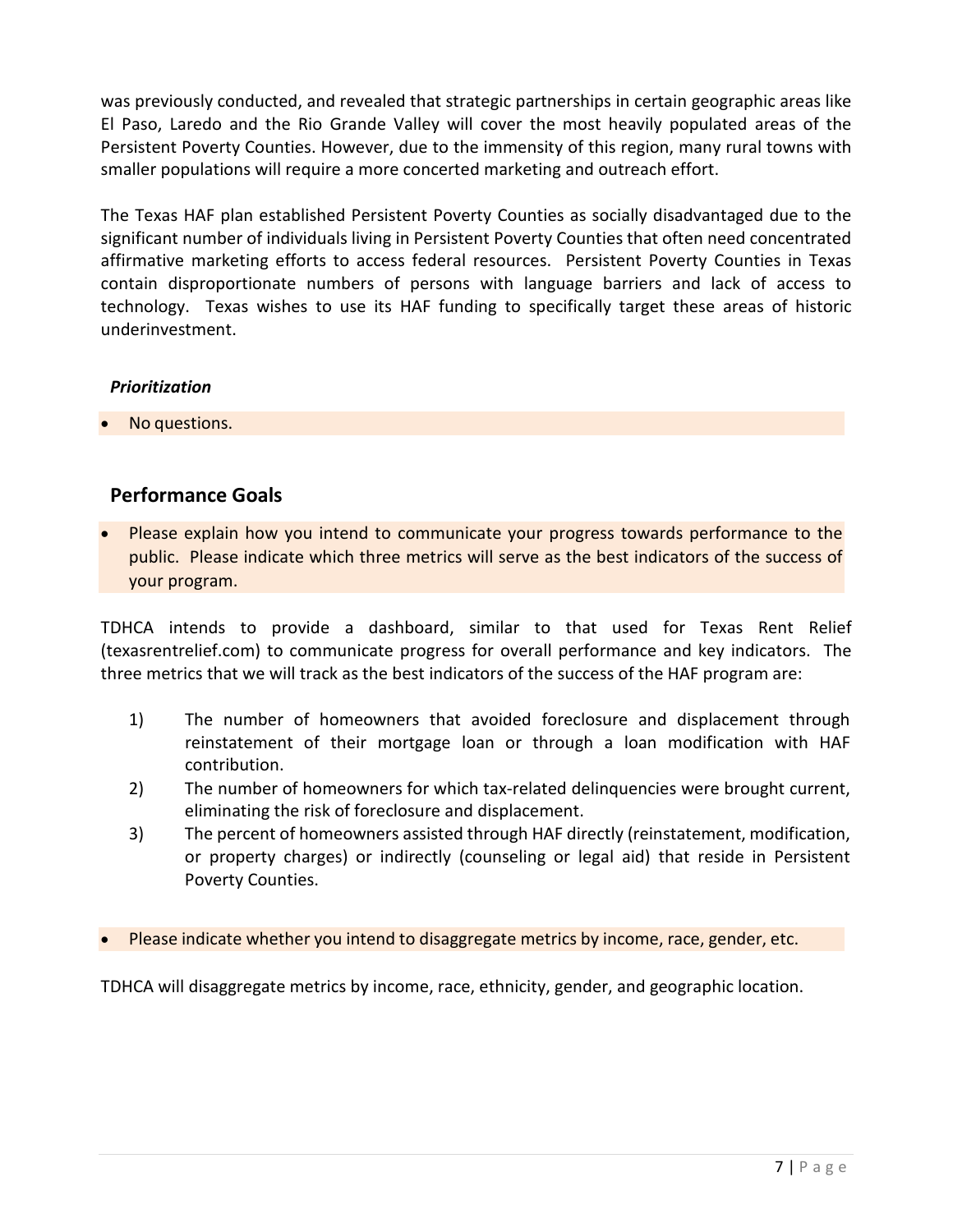was previously conducted, and revealed that strategic partnerships in certain geographic areas like El Paso, Laredo and the Rio Grande Valley will cover the most heavily populated areas of the Persistent Poverty Counties. However, due to the immensity of this region, many rural towns with smaller populations will require a more concerted marketing and outreach effort.

The Texas HAF plan established Persistent Poverty Counties as socially disadvantaged due to the significant number of individuals living in Persistent Poverty Counties that often need concentrated affirmative marketing efforts to access federal resources. Persistent Poverty Counties in Texas contain disproportionate numbers of persons with language barriers and lack of access to technology. Texas wishes to use its HAF funding to specifically target these areas of historic underinvestment.

### *Prioritization*

- No questions.

## Performance Goals

- Please explain how you intend to communicate your progress towards performance to the public. Please indicate which three metrics will serve as the best indicators of the success of your program.

TDHCA intends to provide a dashboard, similar to that used for Texas Rent Relief (texasrentrelief.com) to communicate progress for overall performance and key indicators. The three metrics that we will track as the best indicators of the success of the HAF program are:

1) The number of homeowners that avoided foreclosure and displacement through reinstatement of their mortgage loan or through a loan modification with HAF contribution.
2) The number of homeowners for which tax-related delinquencies were brought current, eliminating the risk of foreclosure and displacement.
3) The percent of homeowners assisted through HAF directly (reinstatement, modification, or property charges) or indirectly (counseling or legal aid) that reside in Persistent Poverty Counties.

- Please indicate whether you intend to disaggregate metrics by income, race, gender, etc.

TDHCA will disaggregate metrics by income, race, ethnicity, gender, and geographic location.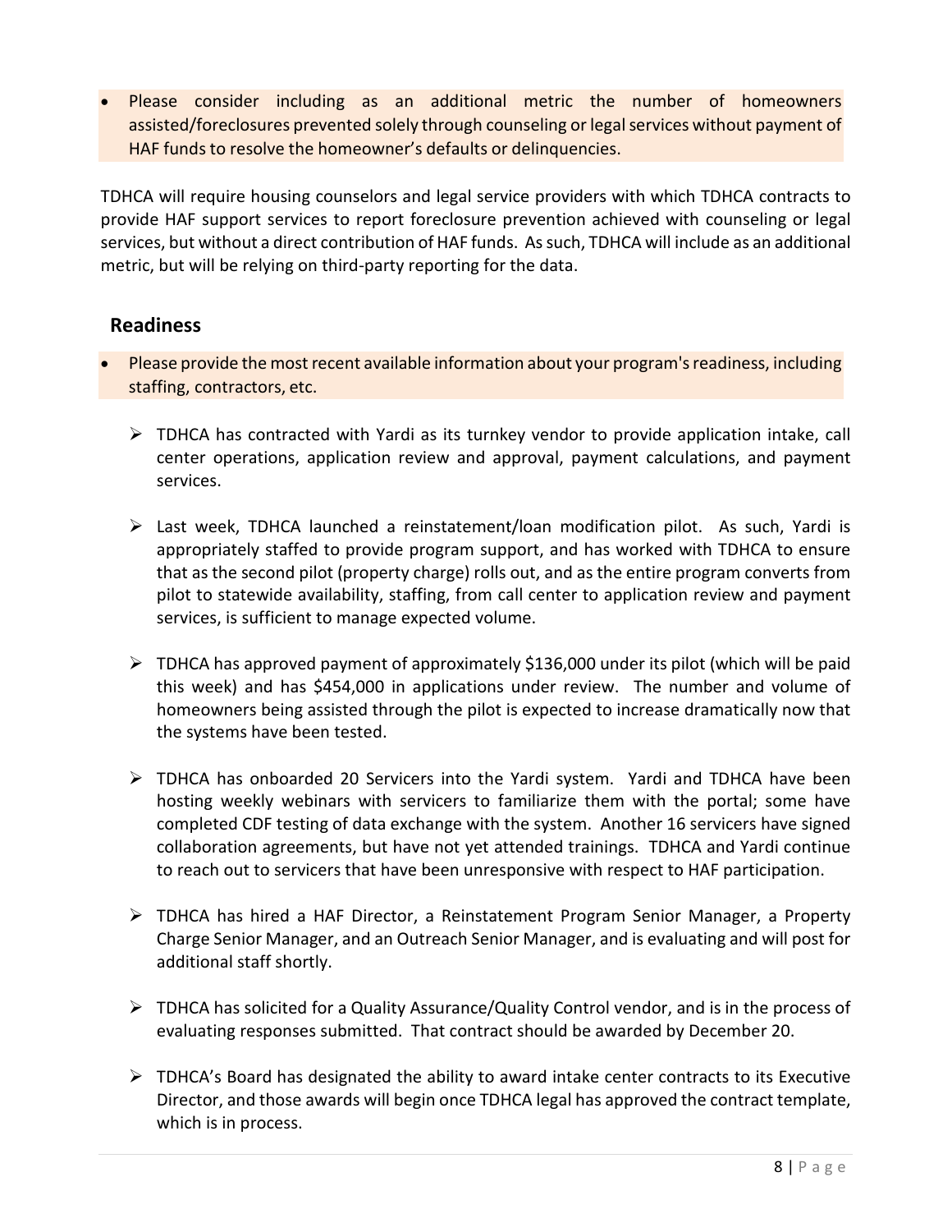- Please consider including as an additional metric the number of homeowners assisted/foreclosures prevented solely through counseling or legal services without payment of HAF funds to resolve the homeowner's defaults or delinquencies.

TDHCA will require housing counselors and legal service providers with which TDHCA contracts to provide HAF support services to report foreclosure prevention achieved with counseling or legal services, but without a direct contribution of HAF funds. As such, TDHCA will include as an additional metric, but will be relying on third-party reporting for the data.

## Readiness

- Please provide the most recent available information about your program's readiness, including staffing, contractors, etc.

  - TDHCA has contracted with Yardi as its turnkey vendor to provide application intake, call center operations, application review and approval, payment calculations, and payment services.
  - Last week, TDHCA launched a reinstatement/loan modification pilot. As such, Yardi is appropriately staffed to provide program support, and has worked with TDHCA to ensure that as the second pilot (property charge) rolls out, and as the entire program converts from pilot to statewide availability, staffing, from call center to application review and payment services, is sufficient to manage expected volume.
  - TDHCA has approved payment of approximately $136,000 under its pilot (which will be paid this week) and has $454,000 in applications under review. The number and volume of homeowners being assisted through the pilot is expected to increase dramatically now that the systems have been tested.
  - TDHCA has onboarded 20 Servicers into the Yardi system. Yardi and TDHCA have been hosting weekly webinars with servicers to familiarize them with the portal; some have completed CDF testing of data exchange with the system. Another 16 servicers have signed collaboration agreements, but have not yet attended trainings. TDHCA and Yardi continue to reach out to servicers that have been unresponsive with respect to HAF participation.
  - TDHCA has hired a HAF Director, a Reinstatement Program Senior Manager, a Property Charge Senior Manager, and an Outreach Senior Manager, and is evaluating and will post for additional staff shortly.
  - TDHCA has solicited for a Quality Assurance/Quality Control vendor, and is in the process of evaluating responses submitted. That contract should be awarded by December 20.
  - TDHCA's Board has designated the ability to award intake center contracts to its Executive Director, and those awards will begin once TDHCA legal has approved the contract template, which is in process.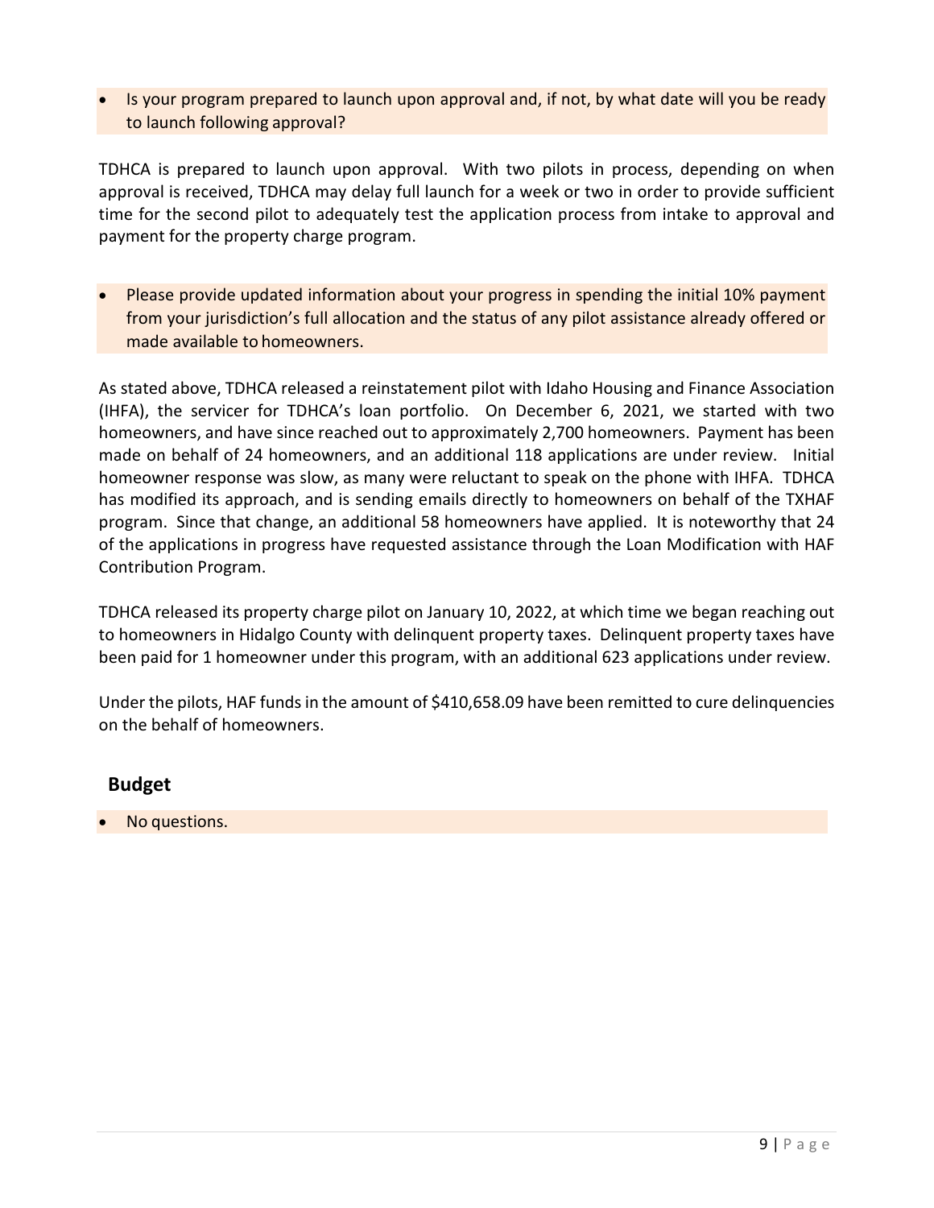- Is your program prepared to launch upon approval and, if not, by what date will you be ready to launch following approval?

TDHCA is prepared to launch upon approval. With two pilots in process, depending on when approval is received, TDHCA may delay full launch for a week or two in order to provide sufficient time for the second pilot to adequately test the application process from intake to approval and payment for the property charge program.

- Please provide updated information about your progress in spending the initial 10% payment from your jurisdiction's full allocation and the status of any pilot assistance already offered or made available to homeowners.

As stated above, TDHCA released a reinstatement pilot with Idaho Housing and Finance Association (IHFA), the servicer for TDHCA's loan portfolio. On December 6, 2021, we started with two homeowners, and have since reached out to approximately 2,700 homeowners. Payment has been made on behalf of 24 homeowners, and an additional 118 applications are under review. Initial homeowner response was slow, as many were reluctant to speak on the phone with IHFA. TDHCA has modified its approach, and is sending emails directly to homeowners on behalf of the TXHAF program. Since that change, an additional 58 homeowners have applied. It is noteworthy that 24 of the applications in progress have requested assistance through the Loan Modification with HAF Contribution Program.

TDHCA released its property charge pilot on January 10, 2022, at which time we began reaching out to homeowners in Hidalgo County with delinquent property taxes. Delinquent property taxes have been paid for 1 homeowner under this program, with an additional 623 applications under review.

Under the pilots, HAF funds in the amount of $410,658.09 have been remitted to cure delinquencies on the behalf of homeowners.

## Budget

- No questions.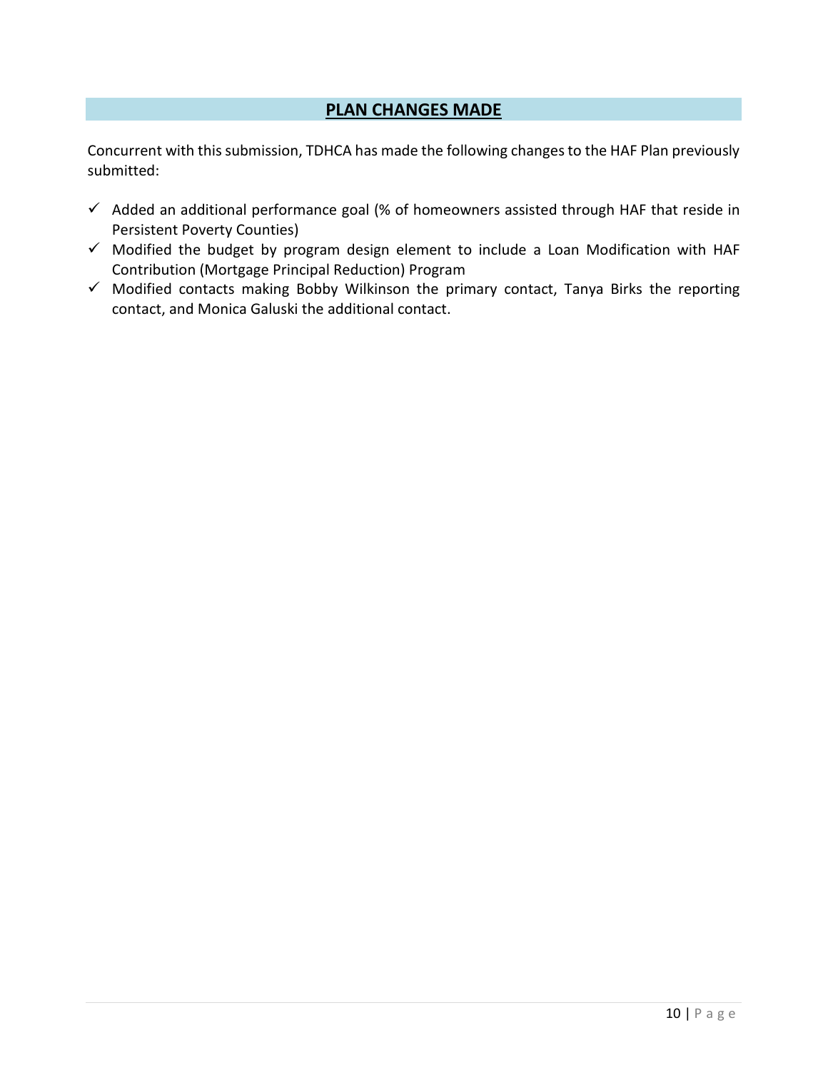## PLAN CHANGES MADE

Concurrent with this submission, TDHCA has made the following changes to the HAF Plan previously submitted:

- ✓ Added an additional performance goal (% of homeowners assisted through HAF that reside in Persistent Poverty Counties)
- ✓ Modified the budget by program design element to include a Loan Modification with HAF Contribution (Mortgage Principal Reduction) Program
- ✓ Modified contacts making Bobby Wilkinson the primary contact, Tanya Birks the reporting contact, and Monica Galuski the additional contact.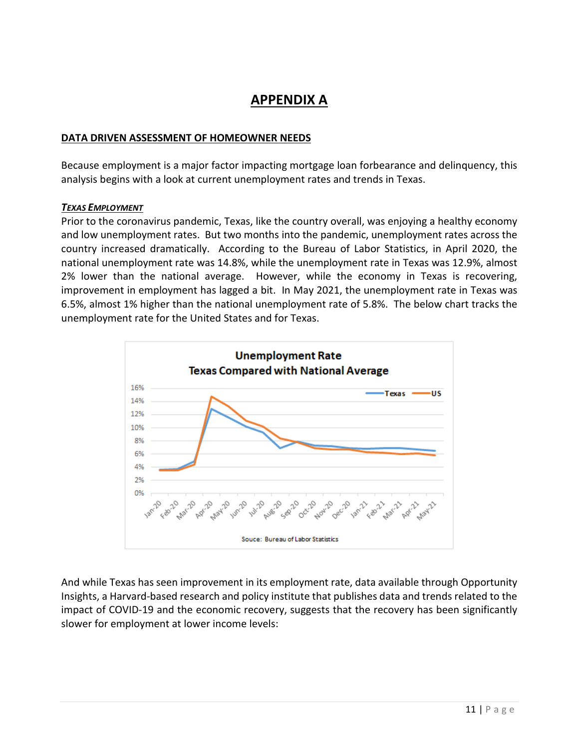# APPENDIX A

## DATA DRIVEN ASSESSMENT OF HOMEOWNER NEEDS

Because employment is a major factor impacting mortgage loan forbearance and delinquency, this analysis begins with a look at current unemployment rates and trends in Texas.

### *TEXAS EMPLOYMENT*

Prior to the coronavirus pandemic, Texas, like the country overall, was enjoying a healthy economy and low unemployment rates. But two months into the pandemic, unemployment rates across the country increased dramatically. According to the Bureau of Labor Statistics, in April 2020, the national unemployment rate was 14.8%, while the unemployment rate in Texas was 12.9%, almost 2% lower than the national average. However, while the economy in Texas is recovering, improvement in employment has lagged a bit. In May 2021, the unemployment rate in Texas was 6.5%, almost 1% higher than the national unemployment rate of 5.8%. The below chart tracks the unemployment rate for the United States and for Texas.

**Unemployment Rate**
**Texas Compared with National Average**

Souce: Bureau of Labor Statistics

And while Texas has seen improvement in its employment rate, data available through Opportunity Insights, a Harvard-based research and policy institute that publishes data and trends related to the impact of COVID-19 and the economic recovery, suggests that the recovery has been significantly slower for employment at lower income levels: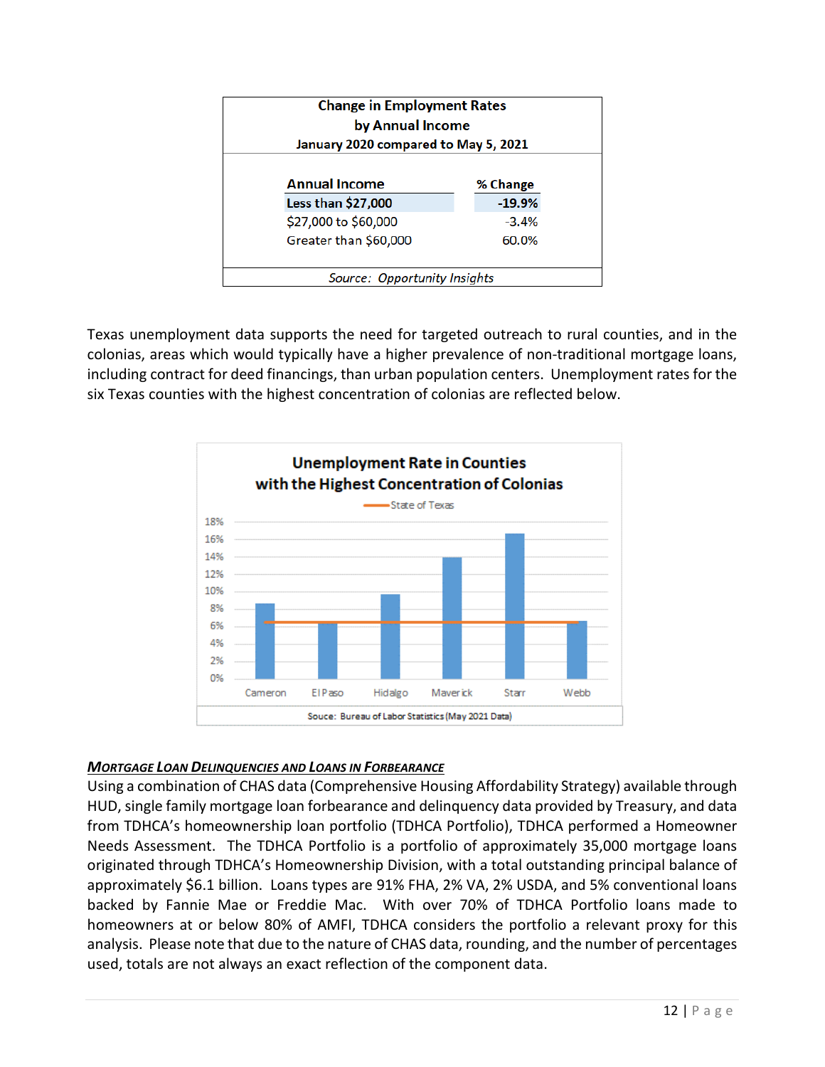| Change in Employment Rates by Annual Income January 2020 compared to May 5, 2021 | |
|---|---|
| **Annual Income** | **% Change** |
| **Less than $27,000** | **-19.9%** |
| $27,000 to $60,000 | -3.4% |
| Greater than $60,000 | 60.0% |

*Source: Opportunity Insights*

Texas unemployment data supports the need for targeted outreach to rural counties, and in the colonias, areas which would typically have a higher prevalence of non-traditional mortgage loans, including contract for deed financings, than urban population centers. Unemployment rates for the six Texas counties with the highest concentration of colonias are reflected below.

**Unemployment Rate in Counties with the Highest Concentration of Colonias**

Legend: State of Texas

Counties: Cameron, El Paso, Hidalgo, Maverick, Starr, Webb

Souce: Bureau of Labor Statistics (May 2021 Data)

***Mortgage Loan Delinquencies and Loans in Forbearance***

Using a combination of CHAS data (Comprehensive Housing Affordability Strategy) available through HUD, single family mortgage loan forbearance and delinquency data provided by Treasury, and data from TDHCA's homeownership loan portfolio (TDHCA Portfolio), TDHCA performed a Homeowner Needs Assessment. The TDHCA Portfolio is a portfolio of approximately 35,000 mortgage loans originated through TDHCA's Homeownership Division, with a total outstanding principal balance of approximately $6.1 billion. Loans types are 91% FHA, 2% VA, 2% USDA, and 5% conventional loans backed by Fannie Mae or Freddie Mac. With over 70% of TDHCA Portfolio loans made to homeowners at or below 80% of AMFI, TDHCA considers the portfolio a relevant proxy for this analysis. Please note that due to the nature of CHAS data, rounding, and the number of percentages used, totals are not always an exact reflection of the component data.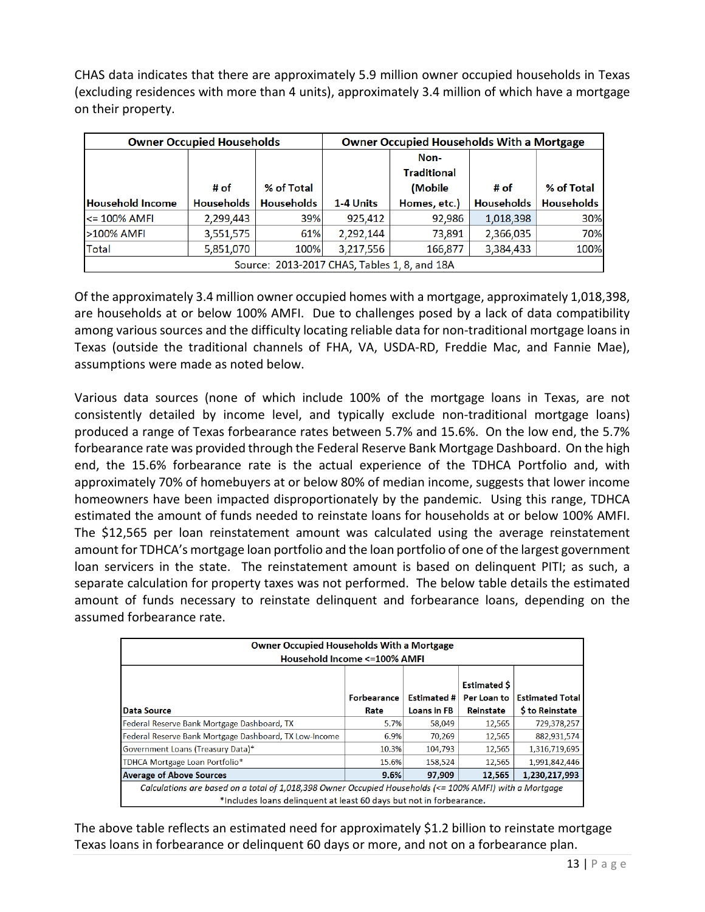CHAS data indicates that there are approximately 5.9 million owner occupied households in Texas (excluding residences with more than 4 units), approximately 3.4 million of which have a mortgage on their property.

| Owner Occupied Households | | | Owner Occupied Households With a Mortgage | | | |
|---|---|---|---|---|---|---|
| Household Income | # of Households | % of Total Households | 1-4 Units | Non-Traditional (Mobile Homes, etc.) | # of Households | % of Total Households |
| <= 100% AMFI | 2,299,443 | 39% | 925,412 | 92,986 | 1,018,398 | 30% |
| >100% AMFI | 3,551,575 | 61% | 2,292,144 | 73,891 | 2,366,035 | 70% |
| Total | 5,851,070 | 100% | 3,217,556 | 166,877 | 3,384,433 | 100% |
| Source: 2013-2017 CHAS, Tables 1, 8, and 18A | | | | | | |

Of the approximately 3.4 million owner occupied homes with a mortgage, approximately 1,018,398, are households at or below 100% AMFI. Due to challenges posed by a lack of data compatibility among various sources and the difficulty locating reliable data for non-traditional mortgage loans in Texas (outside the traditional channels of FHA, VA, USDA-RD, Freddie Mac, and Fannie Mae), assumptions were made as noted below.

Various data sources (none of which include 100% of the mortgage loans in Texas, are not consistently detailed by income level, and typically exclude non-traditional mortgage loans) produced a range of Texas forbearance rates between 5.7% and 15.6%. On the low end, the 5.7% forbearance rate was provided through the Federal Reserve Bank Mortgage Dashboard. On the high end, the 15.6% forbearance rate is the actual experience of the TDHCA Portfolio and, with approximately 70% of homebuyers at or below 80% of median income, suggests that lower income homeowners have been impacted disproportionately by the pandemic. Using this range, TDHCA estimated the amount of funds needed to reinstate loans for households at or below 100% AMFI. The $12,565 per loan reinstatement amount was calculated using the average reinstatement amount for TDHCA's mortgage loan portfolio and the loan portfolio of one of the largest government loan servicers in the state. The reinstatement amount is based on delinquent PITI; as such, a separate calculation for property taxes was not performed. The below table details the estimated amount of funds necessary to reinstate delinquent and forbearance loans, depending on the assumed forbearance rate.

| Owner Occupied Households With a Mortgage<br>Household Income <=100% AMFI | | | | |
|---|---|---|---|---|
| Data Source | Forbearance Rate | Estimated # Loans in FB | Estimated $ Per Loan to Reinstate | Estimated Total $ to Reinstate |
| Federal Reserve Bank Mortgage Dashboard, TX | 5.7% | 58,049 | 12,565 | 729,378,257 |
| Federal Reserve Bank Mortgage Dashboard, TX Low-Income | 6.9% | 70,269 | 12,565 | 882,931,574 |
| Government Loans (Treasury Data)* | 10.3% | 104,793 | 12,565 | 1,316,719,695 |
| TDHCA Mortgage Loan Portfolio* | 15.6% | 158,524 | 12,565 | 1,991,842,446 |
| **Average of Above Sources** | **9.6%** | **97,909** | **12,565** | **1,230,217,993** |
| *Calculations are based on a total of 1,018,398 Owner Occupied Households (<= 100% AMFI) with a Mortgage*<br>*Includes loans delinquent at least 60 days but not in forbearance. | | | | |

The above table reflects an estimated need for approximately $1.2 billion to reinstate mortgage Texas loans in forbearance or delinquent 60 days or more, and not on a forbearance plan.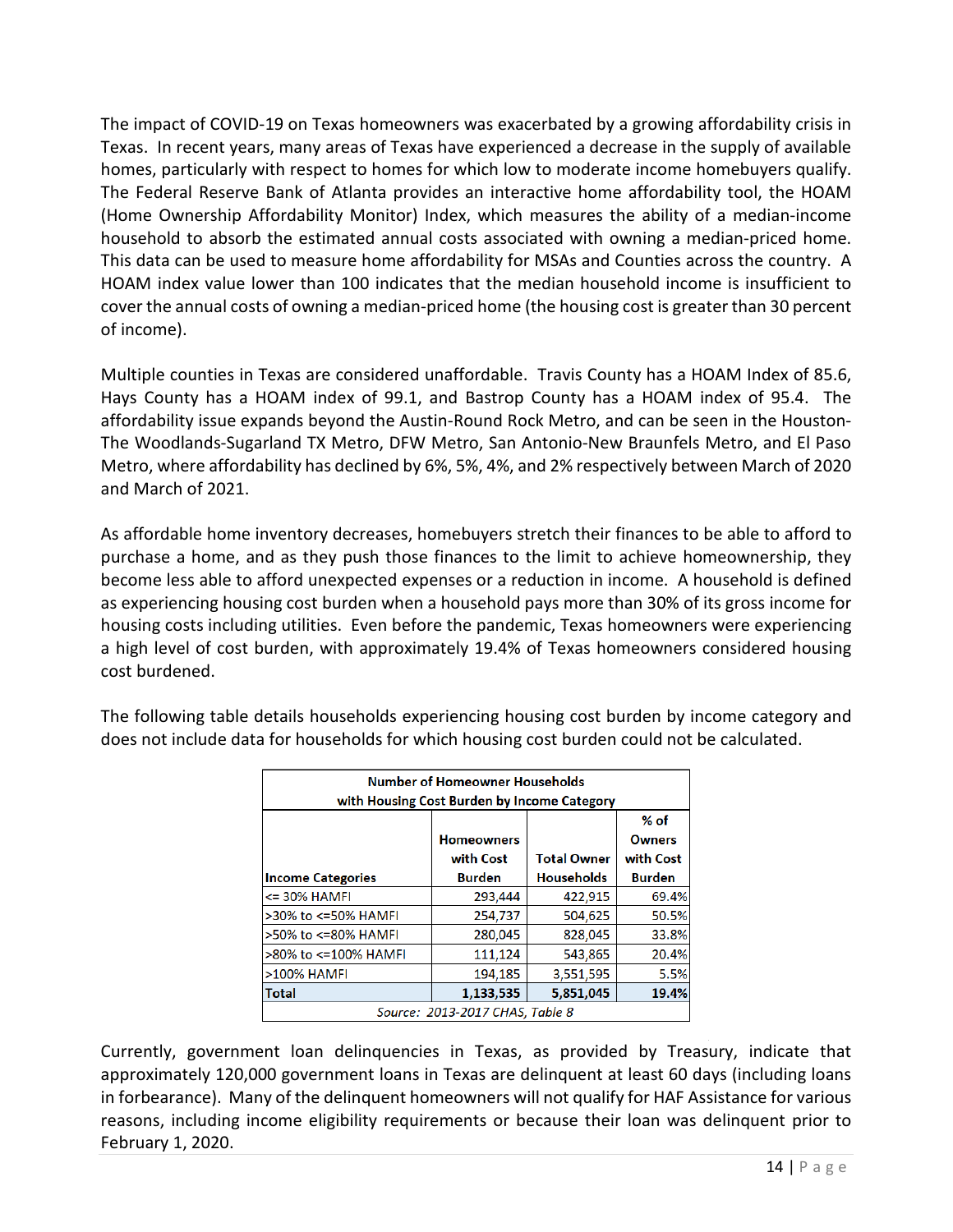The impact of COVID-19 on Texas homeowners was exacerbated by a growing affordability crisis in Texas. In recent years, many areas of Texas have experienced a decrease in the supply of available homes, particularly with respect to homes for which low to moderate income homebuyers qualify. The Federal Reserve Bank of Atlanta provides an interactive home affordability tool, the HOAM (Home Ownership Affordability Monitor) Index, which measures the ability of a median-income household to absorb the estimated annual costs associated with owning a median-priced home. This data can be used to measure home affordability for MSAs and Counties across the country. A HOAM index value lower than 100 indicates that the median household income is insufficient to cover the annual costs of owning a median-priced home (the housing cost is greater than 30 percent of income).

Multiple counties in Texas are considered unaffordable. Travis County has a HOAM Index of 85.6, Hays County has a HOAM index of 99.1, and Bastrop County has a HOAM index of 95.4. The affordability issue expands beyond the Austin-Round Rock Metro, and can be seen in the Houston-The Woodlands-Sugarland TX Metro, DFW Metro, San Antonio-New Braunfels Metro, and El Paso Metro, where affordability has declined by 6%, 5%, 4%, and 2% respectively between March of 2020 and March of 2021.

As affordable home inventory decreases, homebuyers stretch their finances to be able to afford to purchase a home, and as they push those finances to the limit to achieve homeownership, they become less able to afford unexpected expenses or a reduction in income. A household is defined as experiencing housing cost burden when a household pays more than 30% of its gross income for housing costs including utilities. Even before the pandemic, Texas homeowners were experiencing a high level of cost burden, with approximately 19.4% of Texas homeowners considered housing cost burdened.

The following table details households experiencing housing cost burden by income category and does not include data for households for which housing cost burden could not be calculated.

**Number of Homeowner Households with Housing Cost Burden by Income Category**

| Income Categories | Homeowners with Cost Burden | Total Owner Households | % of Owners with Cost Burden |
|---|---|---|---|
| <= 30% HAMFI | 293,444 | 422,915 | 69.4% |
| >30% to <=50% HAMFI | 254,737 | 504,625 | 50.5% |
| >50% to <=80% HAMFI | 280,045 | 828,045 | 33.8% |
| >80% to <=100% HAMFI | 111,124 | 543,865 | 20.4% |
| >100% HAMFI | 194,185 | 3,551,595 | 5.5% |
| **Total** | **1,133,535** | **5,851,045** | **19.4%** |

*Source: 2013-2017 CHAS, Table 8*

Currently, government loan delinquencies in Texas, as provided by Treasury, indicate that approximately 120,000 government loans in Texas are delinquent at least 60 days (including loans in forbearance). Many of the delinquent homeowners will not qualify for HAF Assistance for various reasons, including income eligibility requirements or because their loan was delinquent prior to February 1, 2020.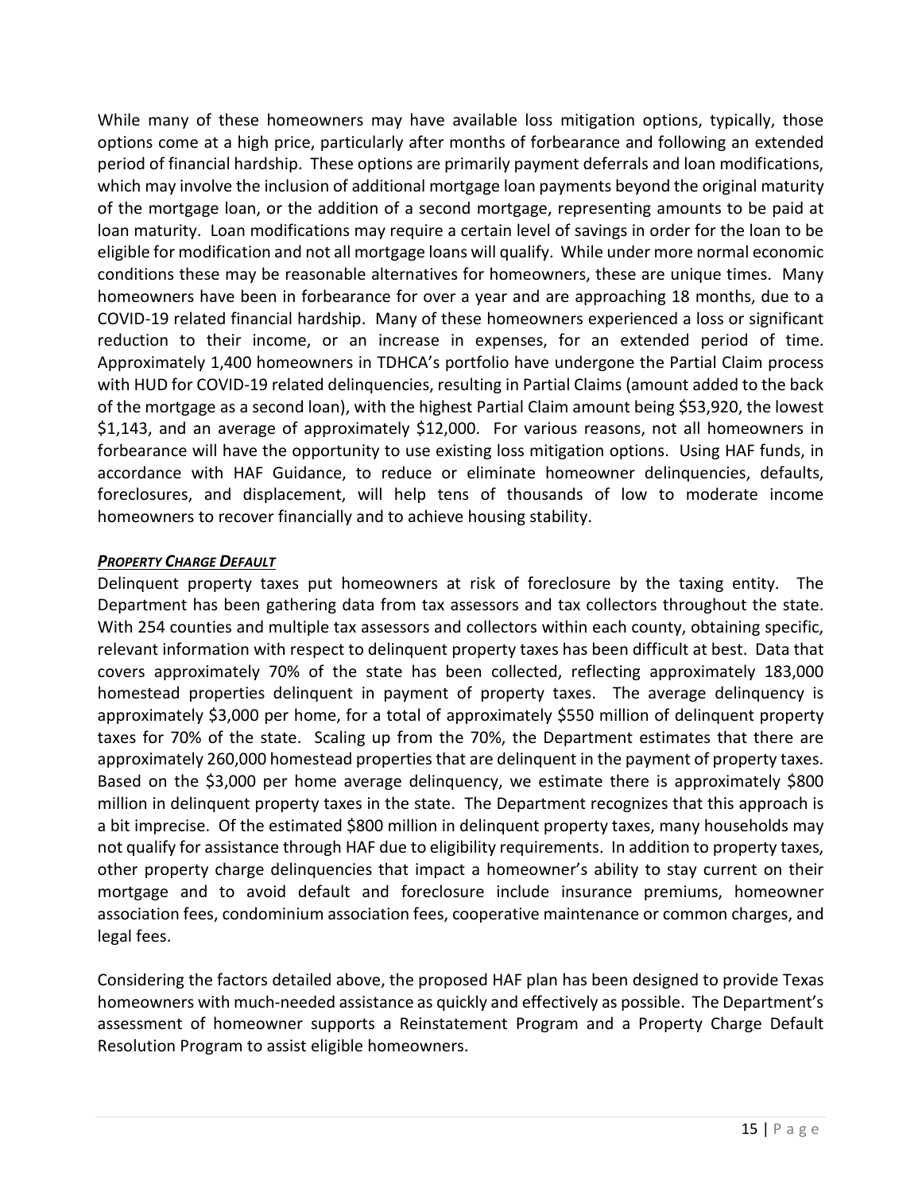While many of these homeowners may have available loss mitigation options, typically, those options come at a high price, particularly after months of forbearance and following an extended period of financial hardship. These options are primarily payment deferrals and loan modifications, which may involve the inclusion of additional mortgage loan payments beyond the original maturity of the mortgage loan, or the addition of a second mortgage, representing amounts to be paid at loan maturity. Loan modifications may require a certain level of savings in order for the loan to be eligible for modification and not all mortgage loans will qualify. While under more normal economic conditions these may be reasonable alternatives for homeowners, these are unique times. Many homeowners have been in forbearance for over a year and are approaching 18 months, due to a COVID-19 related financial hardship. Many of these homeowners experienced a loss or significant reduction to their income, or an increase in expenses, for an extended period of time. Approximately 1,400 homeowners in TDHCA's portfolio have undergone the Partial Claim process with HUD for COVID-19 related delinquencies, resulting in Partial Claims (amount added to the back of the mortgage as a second loan), with the highest Partial Claim amount being $53,920, the lowest $1,143, and an average of approximately $12,000. For various reasons, not all homeowners in forbearance will have the opportunity to use existing loss mitigation options. Using HAF funds, in accordance with HAF Guidance, to reduce or eliminate homeowner delinquencies, defaults, foreclosures, and displacement, will help tens of thousands of low to moderate income homeowners to recover financially and to achieve housing stability.

***Property Charge Default***

Delinquent property taxes put homeowners at risk of foreclosure by the taxing entity. The Department has been gathering data from tax assessors and tax collectors throughout the state. With 254 counties and multiple tax assessors and collectors within each county, obtaining specific, relevant information with respect to delinquent property taxes has been difficult at best. Data that covers approximately 70% of the state has been collected, reflecting approximately 183,000 homestead properties delinquent in payment of property taxes. The average delinquency is approximately $3,000 per home, for a total of approximately $550 million of delinquent property taxes for 70% of the state. Scaling up from the 70%, the Department estimates that there are approximately 260,000 homestead properties that are delinquent in the payment of property taxes. Based on the $3,000 per home average delinquency, we estimate there is approximately $800 million in delinquent property taxes in the state. The Department recognizes that this approach is a bit imprecise. Of the estimated $800 million in delinquent property taxes, many households may not qualify for assistance through HAF due to eligibility requirements. In addition to property taxes, other property charge delinquencies that impact a homeowner's ability to stay current on their mortgage and to avoid default and foreclosure include insurance premiums, homeowner association fees, condominium association fees, cooperative maintenance or common charges, and legal fees.

Considering the factors detailed above, the proposed HAF plan has been designed to provide Texas homeowners with much-needed assistance as quickly and effectively as possible. The Department's assessment of homeowner supports a Reinstatement Program and a Property Charge Default Resolution Program to assist eligible homeowners.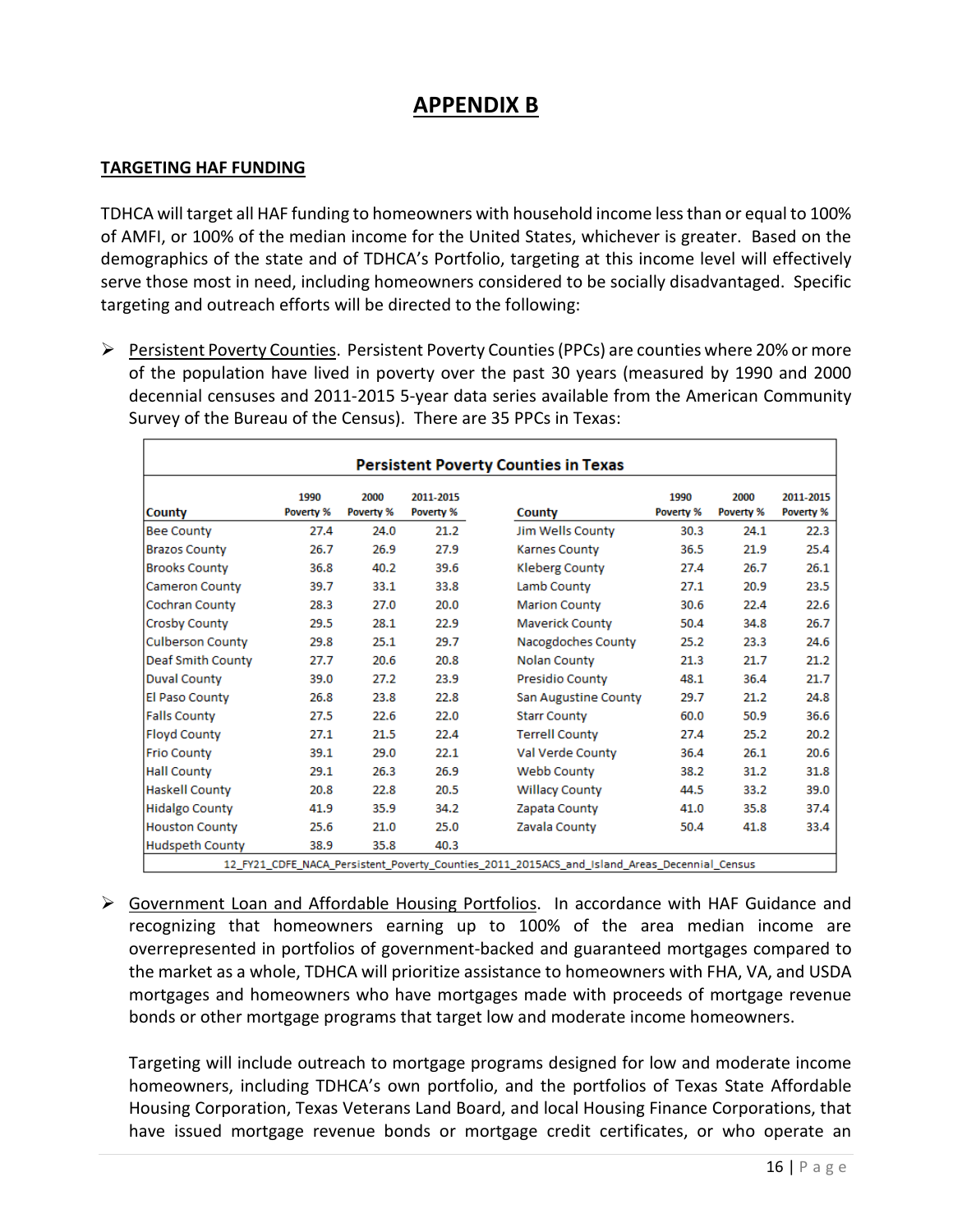# APPENDIX B

## TARGETING HAF FUNDING

TDHCA will target all HAF funding to homeowners with household income less than or equal to 100% of AMFI, or 100% of the median income for the United States, whichever is greater. Based on the demographics of the state and of TDHCA's Portfolio, targeting at this income level will effectively serve those most in need, including homeowners considered to be socially disadvantaged. Specific targeting and outreach efforts will be directed to the following:

- Persistent Poverty Counties. Persistent Poverty Counties (PPCs) are counties where 20% or more of the population have lived in poverty over the past 30 years (measured by 1990 and 2000 decennial censuses and 2011-2015 5-year data series available from the American Community Survey of the Bureau of the Census). There are 35 PPCs in Texas:

**Persistent Poverty Counties in Texas**

| County | 1990 Poverty % | 2000 Poverty % | 2011-2015 Poverty % | County | 1990 Poverty % | 2000 Poverty % | 2011-2015 Poverty % |
|---|---|---|---|---|---|---|---|
| Bee County | 27.4 | 24.0 | 21.2 | Jim Wells County | 30.3 | 24.1 | 22.3 |
| Brazos County | 26.7 | 26.9 | 27.9 | Karnes County | 36.5 | 21.9 | 25.4 |
| Brooks County | 36.8 | 40.2 | 39.6 | Kleberg County | 27.4 | 26.7 | 26.1 |
| Cameron County | 39.7 | 33.1 | 33.8 | Lamb County | 27.1 | 20.9 | 23.5 |
| Cochran County | 28.3 | 27.0 | 20.0 | Marion County | 30.6 | 22.4 | 22.6 |
| Crosby County | 29.5 | 28.1 | 22.9 | Maverick County | 50.4 | 34.8 | 26.7 |
| Culberson County | 29.8 | 25.1 | 29.7 | Nacogdoches County | 25.2 | 23.3 | 24.6 |
| Deaf Smith County | 27.7 | 20.6 | 20.8 | Nolan County | 21.3 | 21.7 | 21.2 |
| Duval County | 39.0 | 27.2 | 23.9 | Presidio County | 48.1 | 36.4 | 21.7 |
| El Paso County | 26.8 | 23.8 | 22.8 | San Augustine County | 29.7 | 21.2 | 24.8 |
| Falls County | 27.5 | 22.6 | 22.0 | Starr County | 60.0 | 50.9 | 36.6 |
| Floyd County | 27.1 | 21.5 | 22.4 | Terrell County | 27.4 | 25.2 | 20.2 |
| Frio County | 39.1 | 29.0 | 22.1 | Val Verde County | 36.4 | 26.1 | 20.6 |
| Hall County | 29.1 | 26.3 | 26.9 | Webb County | 38.2 | 31.2 | 31.8 |
| Haskell County | 20.8 | 22.8 | 20.5 | Willacy County | 44.5 | 33.2 | 39.0 |
| Hidalgo County | 41.9 | 35.9 | 34.2 | Zapata County | 41.0 | 35.8 | 37.4 |
| Houston County | 25.6 | 21.0 | 25.0 | Zavala County | 50.4 | 41.8 | 33.4 |
| Hudspeth County | 38.9 | 35.8 | 40.3 | | | | |

12_FY21_CDFE_NACA_Persistent_Poverty_Counties_2011_2015ACS_and_Island_Areas_Decennial_Census

- Government Loan and Affordable Housing Portfolios. In accordance with HAF Guidance and recognizing that homeowners earning up to 100% of the area median income are overrepresented in portfolios of government-backed and guaranteed mortgages compared to the market as a whole, TDHCA will prioritize assistance to homeowners with FHA, VA, and USDA mortgages and homeowners who have mortgages made with proceeds of mortgage revenue bonds or other mortgage programs that target low and moderate income homeowners.

  Targeting will include outreach to mortgage programs designed for low and moderate income homeowners, including TDHCA's own portfolio, and the portfolios of Texas State Affordable Housing Corporation, Texas Veterans Land Board, and local Housing Finance Corporations, that have issued mortgage revenue bonds or mortgage credit certificates, or who operate an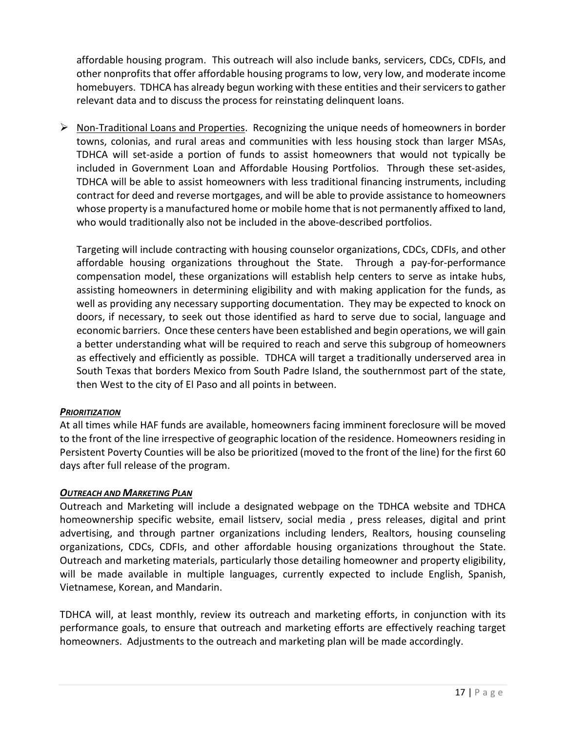affordable housing program. This outreach will also include banks, servicers, CDCs, CDFIs, and other nonprofits that offer affordable housing programs to low, very low, and moderate income homebuyers. TDHCA has already begun working with these entities and their servicers to gather relevant data and to discuss the process for reinstating delinquent loans.

- Non-Traditional Loans and Properties. Recognizing the unique needs of homeowners in border towns, colonias, and rural areas and communities with less housing stock than larger MSAs, TDHCA will set-aside a portion of funds to assist homeowners that would not typically be included in Government Loan and Affordable Housing Portfolios. Through these set-asides, TDHCA will be able to assist homeowners with less traditional financing instruments, including contract for deed and reverse mortgages, and will be able to provide assistance to homeowners whose property is a manufactured home or mobile home that is not permanently affixed to land, who would traditionally also not be included in the above-described portfolios.

  Targeting will include contracting with housing counselor organizations, CDCs, CDFIs, and other affordable housing organizations throughout the State. Through a pay-for-performance compensation model, these organizations will establish help centers to serve as intake hubs, assisting homeowners in determining eligibility and with making application for the funds, as well as providing any necessary supporting documentation. They may be expected to knock on doors, if necessary, to seek out those identified as hard to serve due to social, language and economic barriers. Once these centers have been established and begin operations, we will gain a better understanding what will be required to reach and serve this subgroup of homeowners as effectively and efficiently as possible. TDHCA will target a traditionally underserved area in South Texas that borders Mexico from South Padre Island, the southernmost part of the state, then West to the city of El Paso and all points in between.

***PRIORITIZATION***

At all times while HAF funds are available, homeowners facing imminent foreclosure will be moved to the front of the line irrespective of geographic location of the residence. Homeowners residing in Persistent Poverty Counties will be also be prioritized (moved to the front of the line) for the first 60 days after full release of the program.

***OUTREACH AND MARKETING PLAN***

Outreach and Marketing will include a designated webpage on the TDHCA website and TDHCA homeownership specific website, email listserv, social media , press releases, digital and print advertising, and through partner organizations including lenders, Realtors, housing counseling organizations, CDCs, CDFIs, and other affordable housing organizations throughout the State. Outreach and marketing materials, particularly those detailing homeowner and property eligibility, will be made available in multiple languages, currently expected to include English, Spanish, Vietnamese, Korean, and Mandarin.

TDHCA will, at least monthly, review its outreach and marketing efforts, in conjunction with its performance goals, to ensure that outreach and marketing efforts are effectively reaching target homeowners. Adjustments to the outreach and marketing plan will be made accordingly.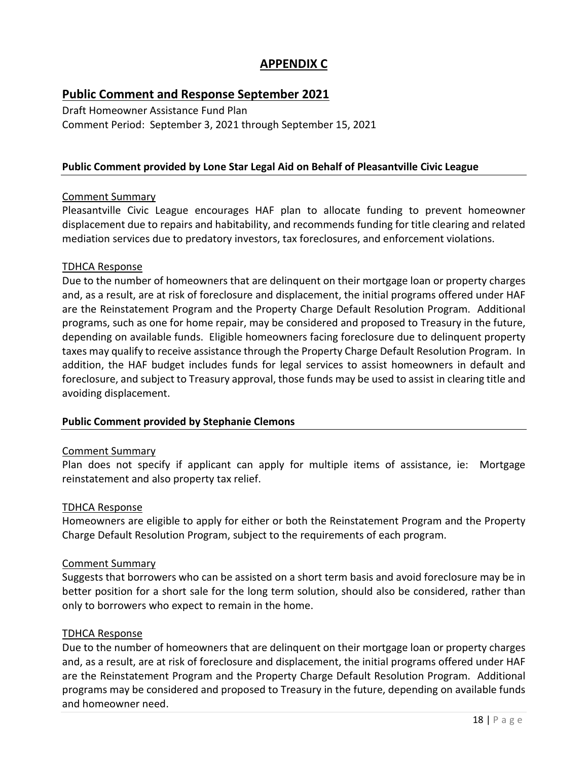# APPENDIX C

## Public Comment and Response September 2021

Draft Homeowner Assistance Fund Plan
Comment Period: September 3, 2021 through September 15, 2021

### Public Comment provided by Lone Star Legal Aid on Behalf of Pleasantville Civic League

Comment Summary

Pleasantville Civic League encourages HAF plan to allocate funding to prevent homeowner displacement due to repairs and habitability, and recommends funding for title clearing and related mediation services due to predatory investors, tax foreclosures, and enforcement violations.

TDHCA Response

Due to the number of homeowners that are delinquent on their mortgage loan or property charges and, as a result, are at risk of foreclosure and displacement, the initial programs offered under HAF are the Reinstatement Program and the Property Charge Default Resolution Program. Additional programs, such as one for home repair, may be considered and proposed to Treasury in the future, depending on available funds. Eligible homeowners facing foreclosure due to delinquent property taxes may qualify to receive assistance through the Property Charge Default Resolution Program. In addition, the HAF budget includes funds for legal services to assist homeowners in default and foreclosure, and subject to Treasury approval, those funds may be used to assist in clearing title and avoiding displacement.

### Public Comment provided by Stephanie Clemons

Comment Summary

Plan does not specify if applicant can apply for multiple items of assistance, ie: Mortgage reinstatement and also property tax relief.

TDHCA Response

Homeowners are eligible to apply for either or both the Reinstatement Program and the Property Charge Default Resolution Program, subject to the requirements of each program.

Comment Summary

Suggests that borrowers who can be assisted on a short term basis and avoid foreclosure may be in better position for a short sale for the long term solution, should also be considered, rather than only to borrowers who expect to remain in the home.

TDHCA Response

Due to the number of homeowners that are delinquent on their mortgage loan or property charges and, as a result, are at risk of foreclosure and displacement, the initial programs offered under HAF are the Reinstatement Program and the Property Charge Default Resolution Program. Additional programs may be considered and proposed to Treasury in the future, depending on available funds and homeowner need.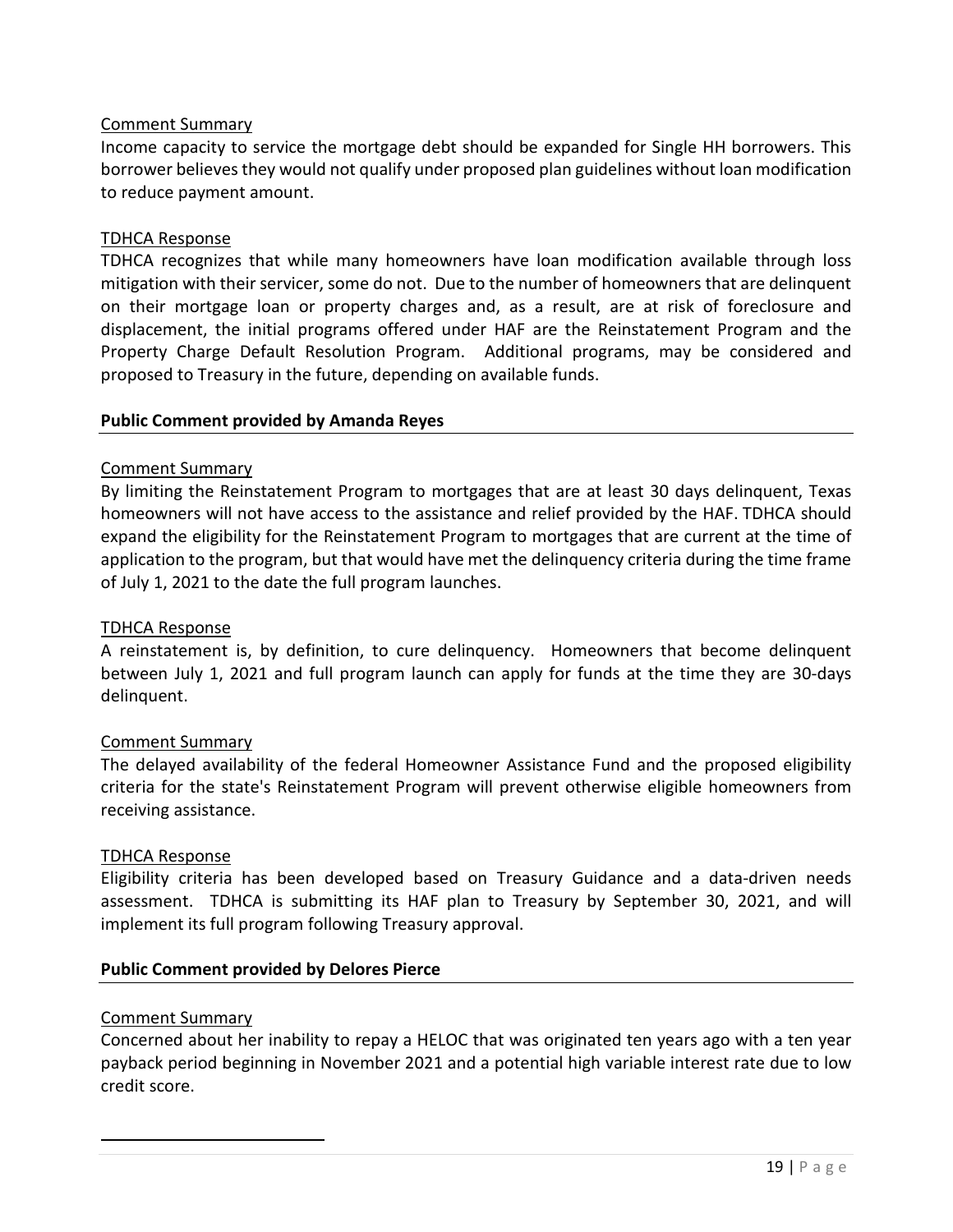Comment Summary

Income capacity to service the mortgage debt should be expanded for Single HH borrowers. This borrower believes they would not qualify under proposed plan guidelines without loan modification to reduce payment amount.

TDHCA Response

TDHCA recognizes that while many homeowners have loan modification available through loss mitigation with their servicer, some do not. Due to the number of homeowners that are delinquent on their mortgage loan or property charges and, as a result, are at risk of foreclosure and displacement, the initial programs offered under HAF are the Reinstatement Program and the Property Charge Default Resolution Program. Additional programs, may be considered and proposed to Treasury in the future, depending on available funds.

**Public Comment provided by Amanda Reyes**

Comment Summary

By limiting the Reinstatement Program to mortgages that are at least 30 days delinquent, Texas homeowners will not have access to the assistance and relief provided by the HAF. TDHCA should expand the eligibility for the Reinstatement Program to mortgages that are current at the time of application to the program, but that would have met the delinquency criteria during the time frame of July 1, 2021 to the date the full program launches.

TDHCA Response

A reinstatement is, by definition, to cure delinquency. Homeowners that become delinquent between July 1, 2021 and full program launch can apply for funds at the time they are 30-days delinquent.

Comment Summary

The delayed availability of the federal Homeowner Assistance Fund and the proposed eligibility criteria for the state's Reinstatement Program will prevent otherwise eligible homeowners from receiving assistance.

TDHCA Response

Eligibility criteria has been developed based on Treasury Guidance and a data-driven needs assessment. TDHCA is submitting its HAF plan to Treasury by September 30, 2021, and will implement its full program following Treasury approval.

**Public Comment provided by Delores Pierce**

Comment Summary

Concerned about her inability to repay a HELOC that was originated ten years ago with a ten year payback period beginning in November 2021 and a potential high variable interest rate due to low credit score.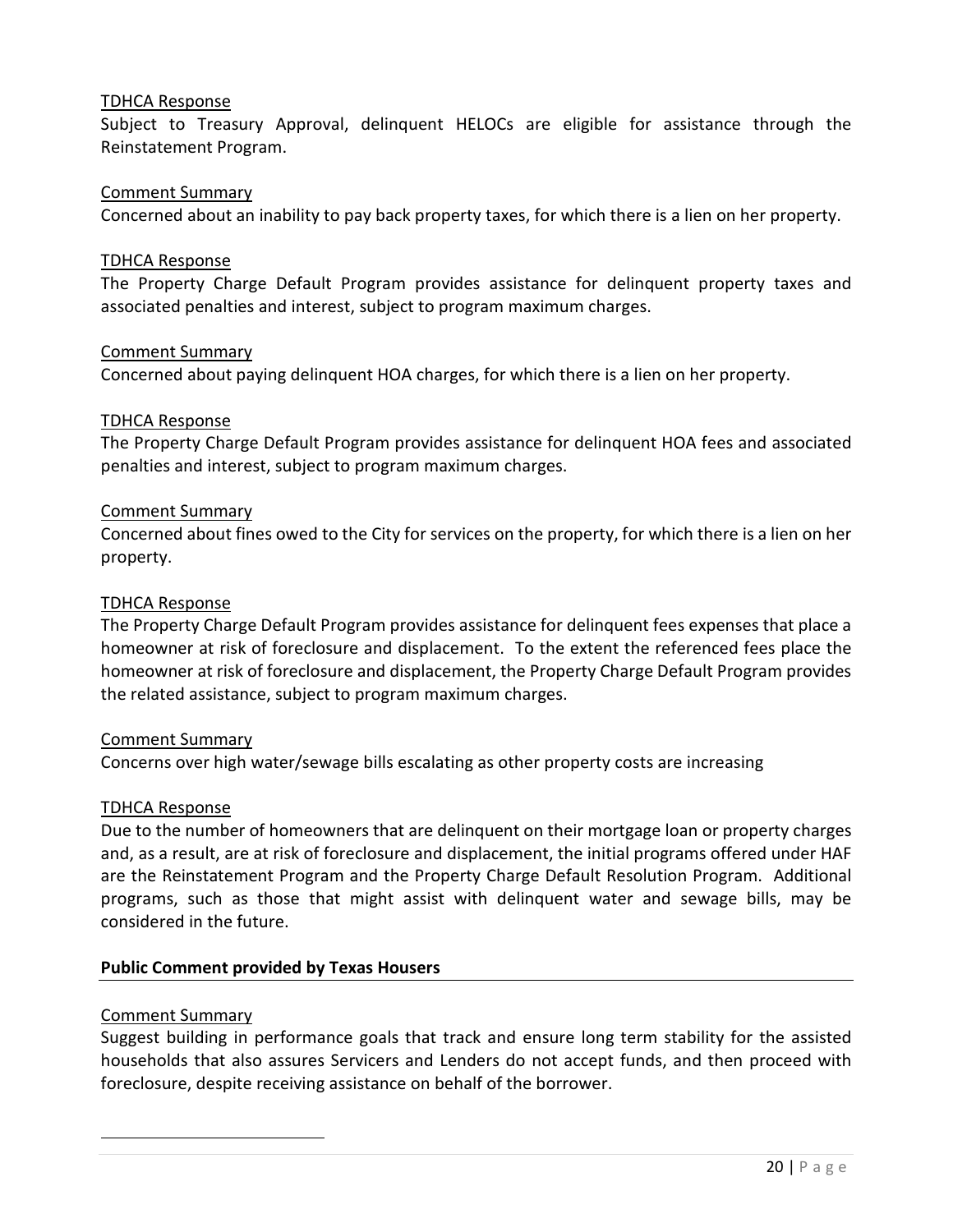<u>TDHCA Response</u>
Subject to Treasury Approval, delinquent HELOCs are eligible for assistance through the Reinstatement Program.

<u>Comment Summary</u>
Concerned about an inability to pay back property taxes, for which there is a lien on her property.

<u>TDHCA Response</u>
The Property Charge Default Program provides assistance for delinquent property taxes and associated penalties and interest, subject to program maximum charges.

<u>Comment Summary</u>
Concerned about paying delinquent HOA charges, for which there is a lien on her property.

<u>TDHCA Response</u>
The Property Charge Default Program provides assistance for delinquent HOA fees and associated penalties and interest, subject to program maximum charges.

<u>Comment Summary</u>
Concerned about fines owed to the City for services on the property, for which there is a lien on her property.

<u>TDHCA Response</u>
The Property Charge Default Program provides assistance for delinquent fees expenses that place a homeowner at risk of foreclosure and displacement. To the extent the referenced fees place the homeowner at risk of foreclosure and displacement, the Property Charge Default Program provides the related assistance, subject to program maximum charges.

<u>Comment Summary</u>
Concerns over high water/sewage bills escalating as other property costs are increasing

<u>TDHCA Response</u>
Due to the number of homeowners that are delinquent on their mortgage loan or property charges and, as a result, are at risk of foreclosure and displacement, the initial programs offered under HAF are the Reinstatement Program and the Property Charge Default Resolution Program. Additional programs, such as those that might assist with delinquent water and sewage bills, may be considered in the future.

**Public Comment provided by Texas Housers**

<u>Comment Summary</u>
Suggest building in performance goals that track and ensure long term stability for the assisted households that also assures Servicers and Lenders do not accept funds, and then proceed with foreclosure, despite receiving assistance on behalf of the borrower.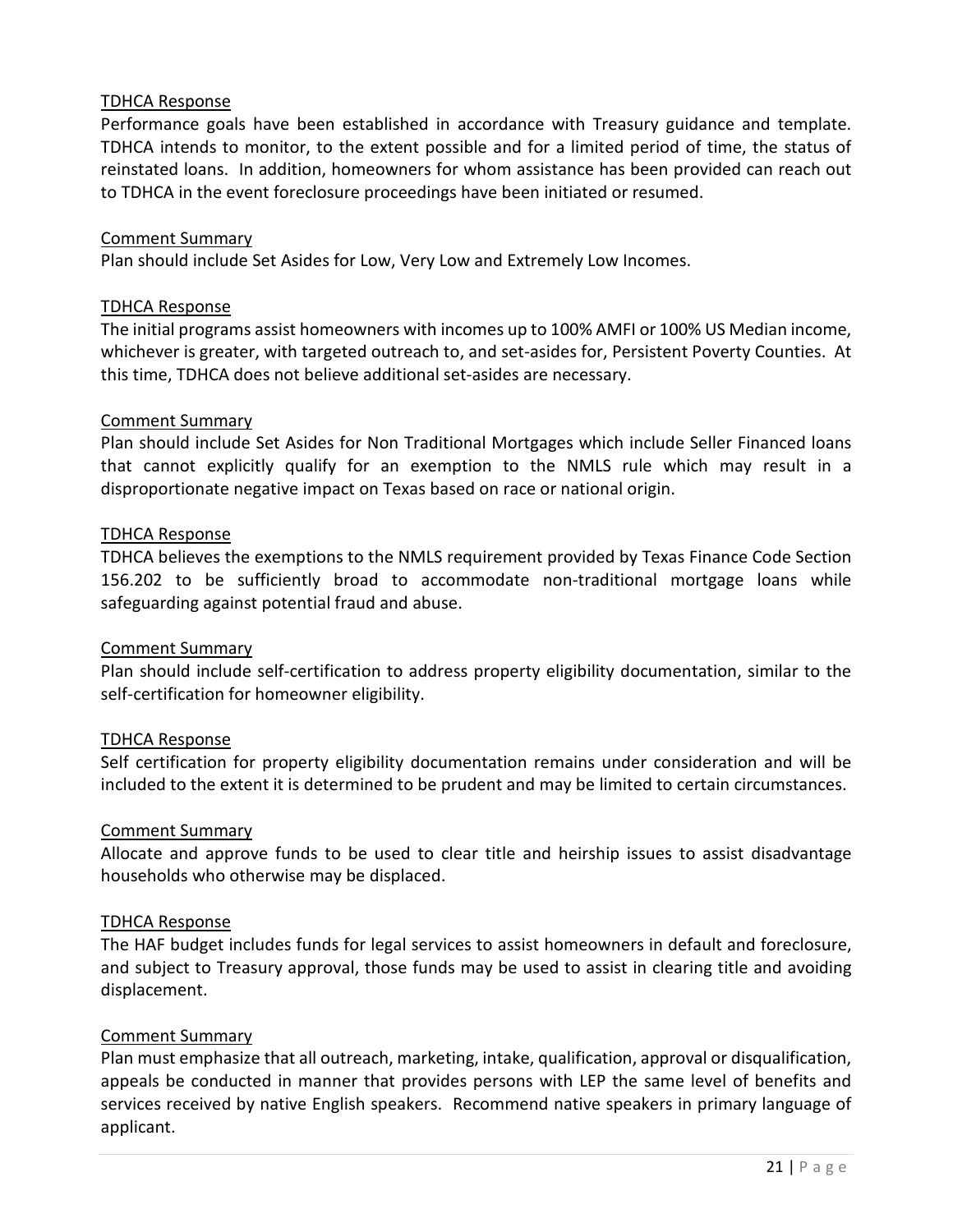<u>TDHCA Response</u>
Performance goals have been established in accordance with Treasury guidance and template. TDHCA intends to monitor, to the extent possible and for a limited period of time, the status of reinstated loans. In addition, homeowners for whom assistance has been provided can reach out to TDHCA in the event foreclosure proceedings have been initiated or resumed.

<u>Comment Summary</u>
Plan should include Set Asides for Low, Very Low and Extremely Low Incomes.

<u>TDHCA Response</u>
The initial programs assist homeowners with incomes up to 100% AMFI or 100% US Median income, whichever is greater, with targeted outreach to, and set-asides for, Persistent Poverty Counties. At this time, TDHCA does not believe additional set-asides are necessary.

<u>Comment Summary</u>
Plan should include Set Asides for Non Traditional Mortgages which include Seller Financed loans that cannot explicitly qualify for an exemption to the NMLS rule which may result in a disproportionate negative impact on Texas based on race or national origin.

<u>TDHCA Response</u>
TDHCA believes the exemptions to the NMLS requirement provided by Texas Finance Code Section 156.202 to be sufficiently broad to accommodate non-traditional mortgage loans while safeguarding against potential fraud and abuse.

<u>Comment Summary</u>
Plan should include self-certification to address property eligibility documentation, similar to the self-certification for homeowner eligibility.

<u>TDHCA Response</u>
Self certification for property eligibility documentation remains under consideration and will be included to the extent it is determined to be prudent and may be limited to certain circumstances.

<u>Comment Summary</u>
Allocate and approve funds to be used to clear title and heirship issues to assist disadvantage households who otherwise may be displaced.

<u>TDHCA Response</u>
The HAF budget includes funds for legal services to assist homeowners in default and foreclosure, and subject to Treasury approval, those funds may be used to assist in clearing title and avoiding displacement.

<u>Comment Summary</u>
Plan must emphasize that all outreach, marketing, intake, qualification, approval or disqualification, appeals be conducted in manner that provides persons with LEP the same level of benefits and services received by native English speakers. Recommend native speakers in primary language of applicant.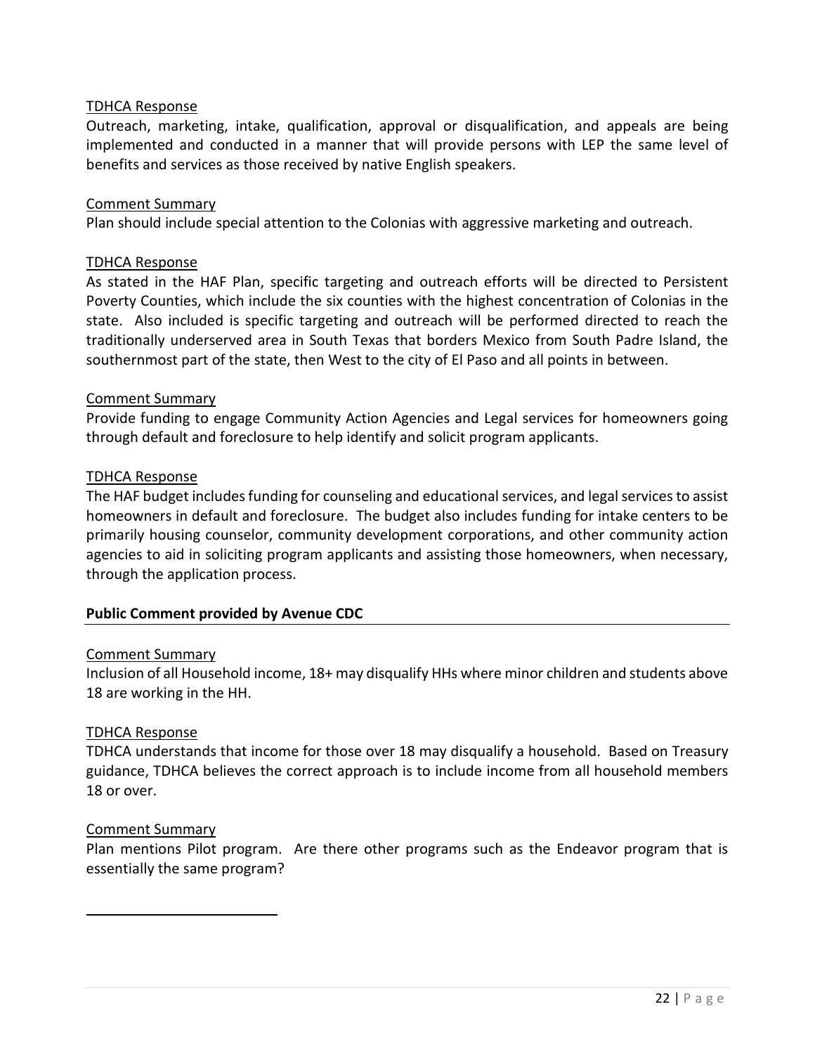<u>TDHCA Response</u>

Outreach, marketing, intake, qualification, approval or disqualification, and appeals are being implemented and conducted in a manner that will provide persons with LEP the same level of benefits and services as those received by native English speakers.

<u>Comment Summary</u>

Plan should include special attention to the Colonias with aggressive marketing and outreach.

<u>TDHCA Response</u>

As stated in the HAF Plan, specific targeting and outreach efforts will be directed to Persistent Poverty Counties, which include the six counties with the highest concentration of Colonias in the state. Also included is specific targeting and outreach will be performed directed to reach the traditionally underserved area in South Texas that borders Mexico from South Padre Island, the southernmost part of the state, then West to the city of El Paso and all points in between.

<u>Comment Summary</u>

Provide funding to engage Community Action Agencies and Legal services for homeowners going through default and foreclosure to help identify and solicit program applicants.

<u>TDHCA Response</u>

The HAF budget includes funding for counseling and educational services, and legal services to assist homeowners in default and foreclosure. The budget also includes funding for intake centers to be primarily housing counselor, community development corporations, and other community action agencies to aid in soliciting program applicants and assisting those homeowners, when necessary, through the application process.

**Public Comment provided by Avenue CDC**

<u>Comment Summary</u>

Inclusion of all Household income, 18+ may disqualify HHs where minor children and students above 18 are working in the HH.

<u>TDHCA Response</u>

TDHCA understands that income for those over 18 may disqualify a household. Based on Treasury guidance, TDHCA believes the correct approach is to include income from all household members 18 or over.

<u>Comment Summary</u>

Plan mentions Pilot program. Are there other programs such as the Endeavor program that is essentially the same program?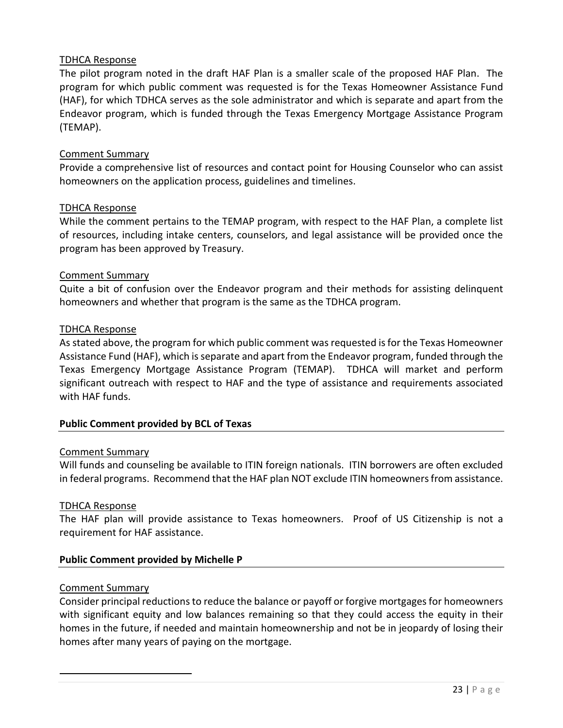TDHCA Response

The pilot program noted in the draft HAF Plan is a smaller scale of the proposed HAF Plan. The program for which public comment was requested is for the Texas Homeowner Assistance Fund (HAF), for which TDHCA serves as the sole administrator and which is separate and apart from the Endeavor program, which is funded through the Texas Emergency Mortgage Assistance Program (TEMAP).

Comment Summary

Provide a comprehensive list of resources and contact point for Housing Counselor who can assist homeowners on the application process, guidelines and timelines.

TDHCA Response

While the comment pertains to the TEMAP program, with respect to the HAF Plan, a complete list of resources, including intake centers, counselors, and legal assistance will be provided once the program has been approved by Treasury.

Comment Summary

Quite a bit of confusion over the Endeavor program and their methods for assisting delinquent homeowners and whether that program is the same as the TDHCA program.

TDHCA Response

As stated above, the program for which public comment was requested is for the Texas Homeowner Assistance Fund (HAF), which is separate and apart from the Endeavor program, funded through the Texas Emergency Mortgage Assistance Program (TEMAP). TDHCA will market and perform significant outreach with respect to HAF and the type of assistance and requirements associated with HAF funds.

**Public Comment provided by BCL of Texas**

Comment Summary

Will funds and counseling be available to ITIN foreign nationals. ITIN borrowers are often excluded in federal programs. Recommend that the HAF plan NOT exclude ITIN homeowners from assistance.

TDHCA Response

The HAF plan will provide assistance to Texas homeowners. Proof of US Citizenship is not a requirement for HAF assistance.

**Public Comment provided by Michelle P**

Comment Summary

Consider principal reductions to reduce the balance or payoff or forgive mortgages for homeowners with significant equity and low balances remaining so that they could access the equity in their homes in the future, if needed and maintain homeownership and not be in jeopardy of losing their homes after many years of paying on the mortgage.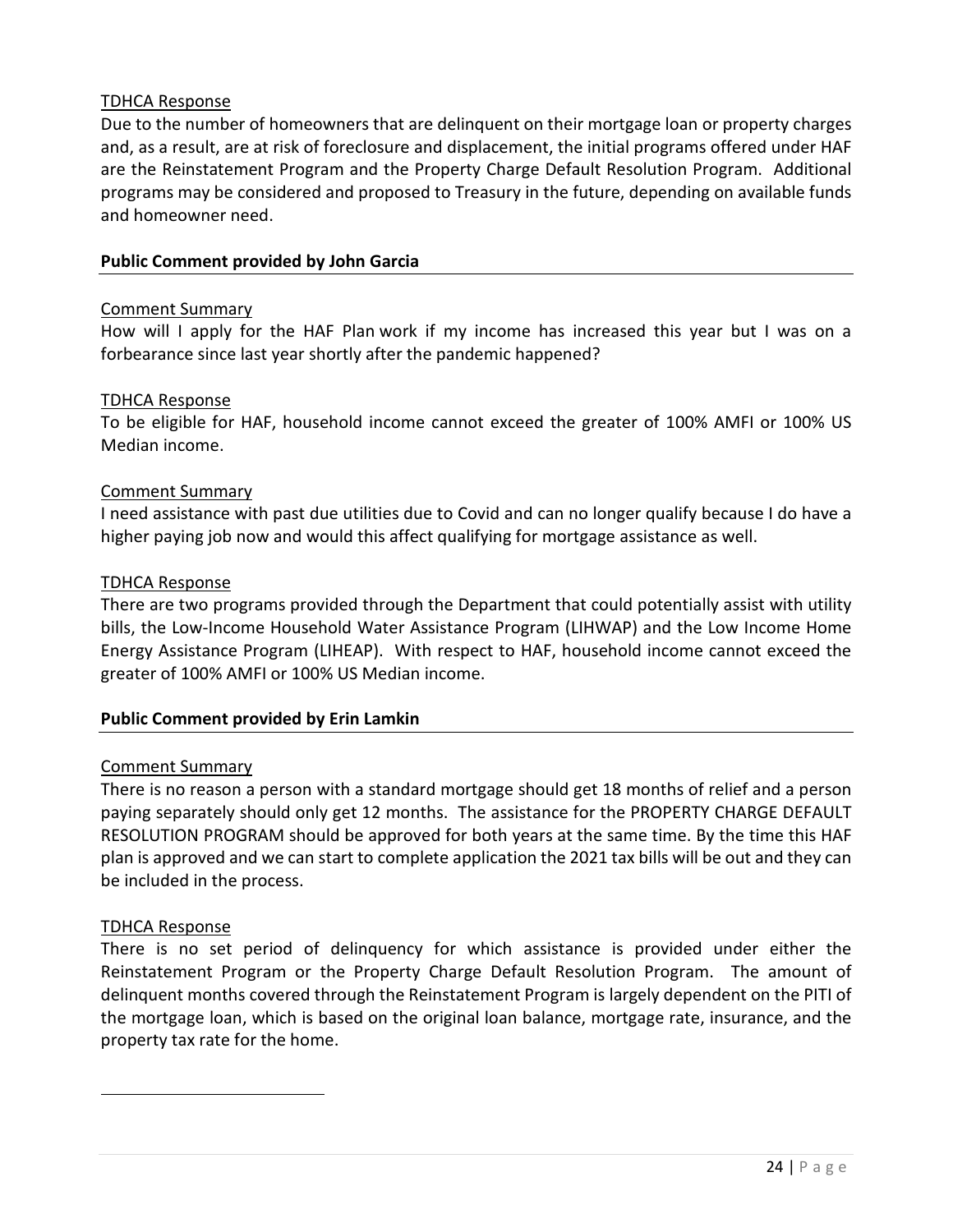TDHCA Response

Due to the number of homeowners that are delinquent on their mortgage loan or property charges and, as a result, are at risk of foreclosure and displacement, the initial programs offered under HAF are the Reinstatement Program and the Property Charge Default Resolution Program. Additional programs may be considered and proposed to Treasury in the future, depending on available funds and homeowner need.

**Public Comment provided by John Garcia**

Comment Summary

How will I apply for the HAF Plan work if my income has increased this year but I was on a forbearance since last year shortly after the pandemic happened?

TDHCA Response

To be eligible for HAF, household income cannot exceed the greater of 100% AMFI or 100% US Median income.

Comment Summary

I need assistance with past due utilities due to Covid and can no longer qualify because I do have a higher paying job now and would this affect qualifying for mortgage assistance as well.

TDHCA Response

There are two programs provided through the Department that could potentially assist with utility bills, the Low-Income Household Water Assistance Program (LIHWAP) and the Low Income Home Energy Assistance Program (LIHEAP). With respect to HAF, household income cannot exceed the greater of 100% AMFI or 100% US Median income.

**Public Comment provided by Erin Lamkin**

Comment Summary

There is no reason a person with a standard mortgage should get 18 months of relief and a person paying separately should only get 12 months. The assistance for the PROPERTY CHARGE DEFAULT RESOLUTION PROGRAM should be approved for both years at the same time. By the time this HAF plan is approved and we can start to complete application the 2021 tax bills will be out and they can be included in the process.

TDHCA Response

There is no set period of delinquency for which assistance is provided under either the Reinstatement Program or the Property Charge Default Resolution Program. The amount of delinquent months covered through the Reinstatement Program is largely dependent on the PITI of the mortgage loan, which is based on the original loan balance, mortgage rate, insurance, and the property tax rate for the home.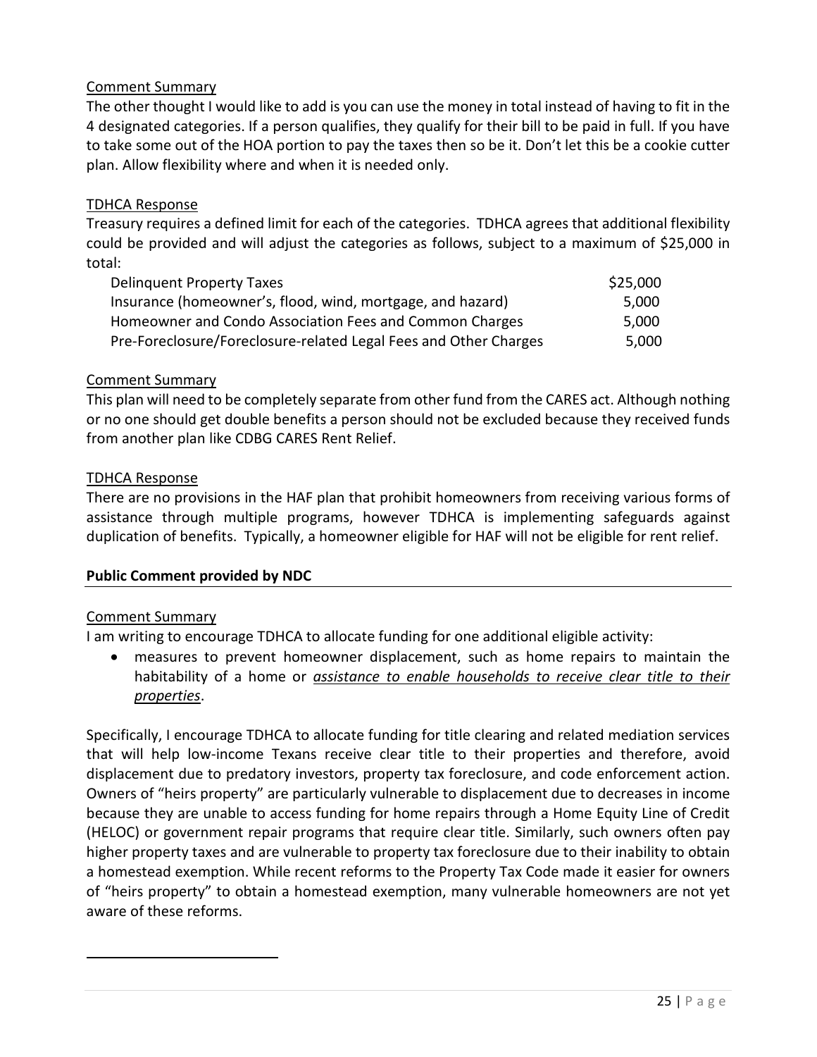Comment Summary

The other thought I would like to add is you can use the money in total instead of having to fit in the 4 designated categories. If a person qualifies, they qualify for their bill to be paid in full. If you have to take some out of the HOA portion to pay the taxes then so be it. Don't let this be a cookie cutter plan. Allow flexibility where and when it is needed only.

TDHCA Response

Treasury requires a defined limit for each of the categories. TDHCA agrees that additional flexibility could be provided and will adjust the categories as follows, subject to a maximum of $25,000 in total:

| | |
|---|---|
| Delinquent Property Taxes | $25,000 |
| Insurance (homeowner's, flood, wind, mortgage, and hazard) | 5,000 |
| Homeowner and Condo Association Fees and Common Charges | 5,000 |
| Pre-Foreclosure/Foreclosure-related Legal Fees and Other Charges | 5,000 |

Comment Summary

This plan will need to be completely separate from other fund from the CARES act. Although nothing or no one should get double benefits a person should not be excluded because they received funds from another plan like CDBG CARES Rent Relief.

TDHCA Response

There are no provisions in the HAF plan that prohibit homeowners from receiving various forms of assistance through multiple programs, however TDHCA is implementing safeguards against duplication of benefits. Typically, a homeowner eligible for HAF will not be eligible for rent relief.

**Public Comment provided by NDC**

Comment Summary

I am writing to encourage TDHCA to allocate funding for one additional eligible activity:

- measures to prevent homeowner displacement, such as home repairs to maintain the habitability of a home or ***assistance to enable households to receive clear title to their properties***.

Specifically, I encourage TDHCA to allocate funding for title clearing and related mediation services that will help low-income Texans receive clear title to their properties and therefore, avoid displacement due to predatory investors, property tax foreclosure, and code enforcement action. Owners of "heirs property" are particularly vulnerable to displacement due to decreases in income because they are unable to access funding for home repairs through a Home Equity Line of Credit (HELOC) or government repair programs that require clear title. Similarly, such owners often pay higher property taxes and are vulnerable to property tax foreclosure due to their inability to obtain a homestead exemption. While recent reforms to the Property Tax Code made it easier for owners of "heirs property" to obtain a homestead exemption, many vulnerable homeowners are not yet aware of these reforms.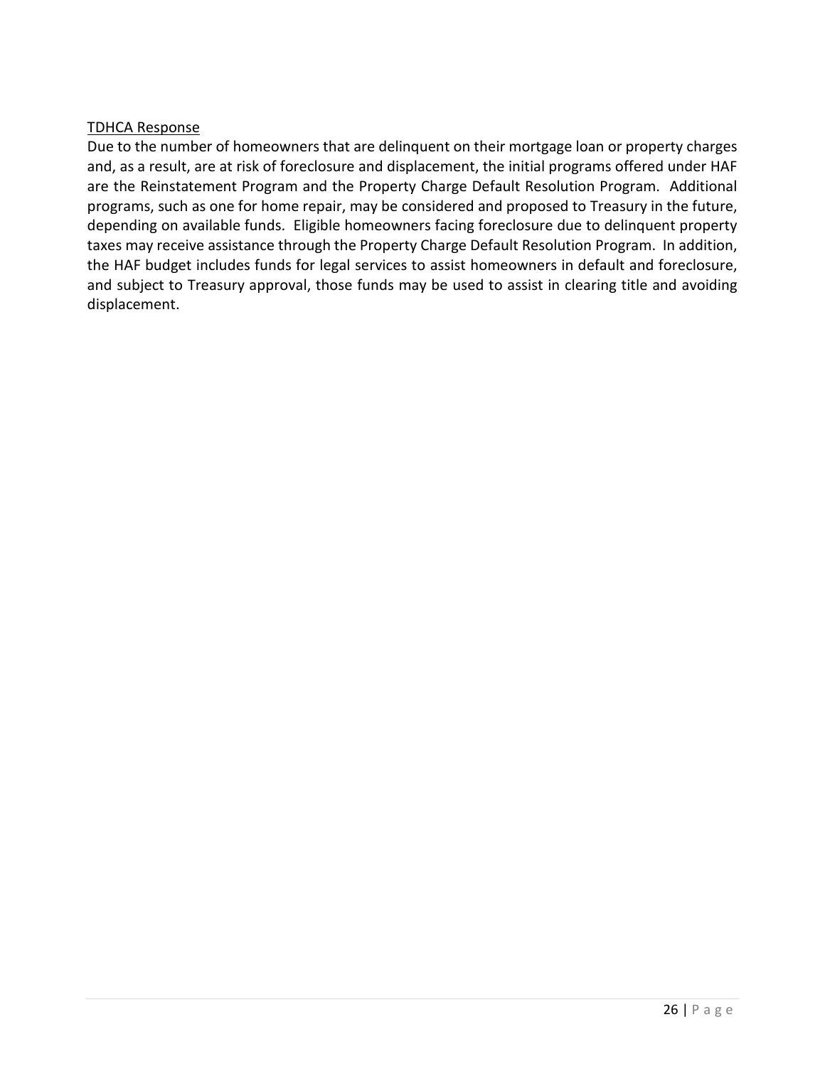<u>TDHCA Response</u>

Due to the number of homeowners that are delinquent on their mortgage loan or property charges and, as a result, are at risk of foreclosure and displacement, the initial programs offered under HAF are the Reinstatement Program and the Property Charge Default Resolution Program. Additional programs, such as one for home repair, may be considered and proposed to Treasury in the future, depending on available funds. Eligible homeowners facing foreclosure due to delinquent property taxes may receive assistance through the Property Charge Default Resolution Program. In addition, the HAF budget includes funds for legal services to assist homeowners in default and foreclosure, and subject to Treasury approval, those funds may be used to assist in clearing title and avoiding displacement.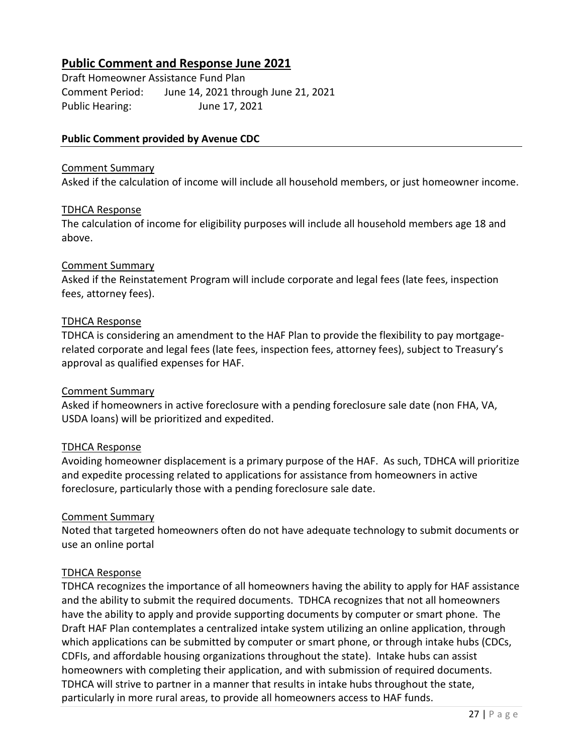## Public Comment and Response June 2021

Draft Homeowner Assistance Fund Plan
Comment Period: June 14, 2021 through June 21, 2021
Public Hearing: June 17, 2021

### Public Comment provided by Avenue CDC

Comment Summary
Asked if the calculation of income will include all household members, or just homeowner income.

TDHCA Response
The calculation of income for eligibility purposes will include all household members age 18 and above.

Comment Summary
Asked if the Reinstatement Program will include corporate and legal fees (late fees, inspection fees, attorney fees).

TDHCA Response
TDHCA is considering an amendment to the HAF Plan to provide the flexibility to pay mortgage-related corporate and legal fees (late fees, inspection fees, attorney fees), subject to Treasury's approval as qualified expenses for HAF.

Comment Summary
Asked if homeowners in active foreclosure with a pending foreclosure sale date (non FHA, VA, USDA loans) will be prioritized and expedited.

TDHCA Response
Avoiding homeowner displacement is a primary purpose of the HAF. As such, TDHCA will prioritize and expedite processing related to applications for assistance from homeowners in active foreclosure, particularly those with a pending foreclosure sale date.

Comment Summary
Noted that targeted homeowners often do not have adequate technology to submit documents or use an online portal

TDHCA Response
TDHCA recognizes the importance of all homeowners having the ability to apply for HAF assistance and the ability to submit the required documents. TDHCA recognizes that not all homeowners have the ability to apply and provide supporting documents by computer or smart phone. The Draft HAF Plan contemplates a centralized intake system utilizing an online application, through which applications can be submitted by computer or smart phone, or through intake hubs (CDCs, CDFIs, and affordable housing organizations throughout the state). Intake hubs can assist homeowners with completing their application, and with submission of required documents. TDHCA will strive to partner in a manner that results in intake hubs throughout the state, particularly in more rural areas, to provide all homeowners access to HAF funds.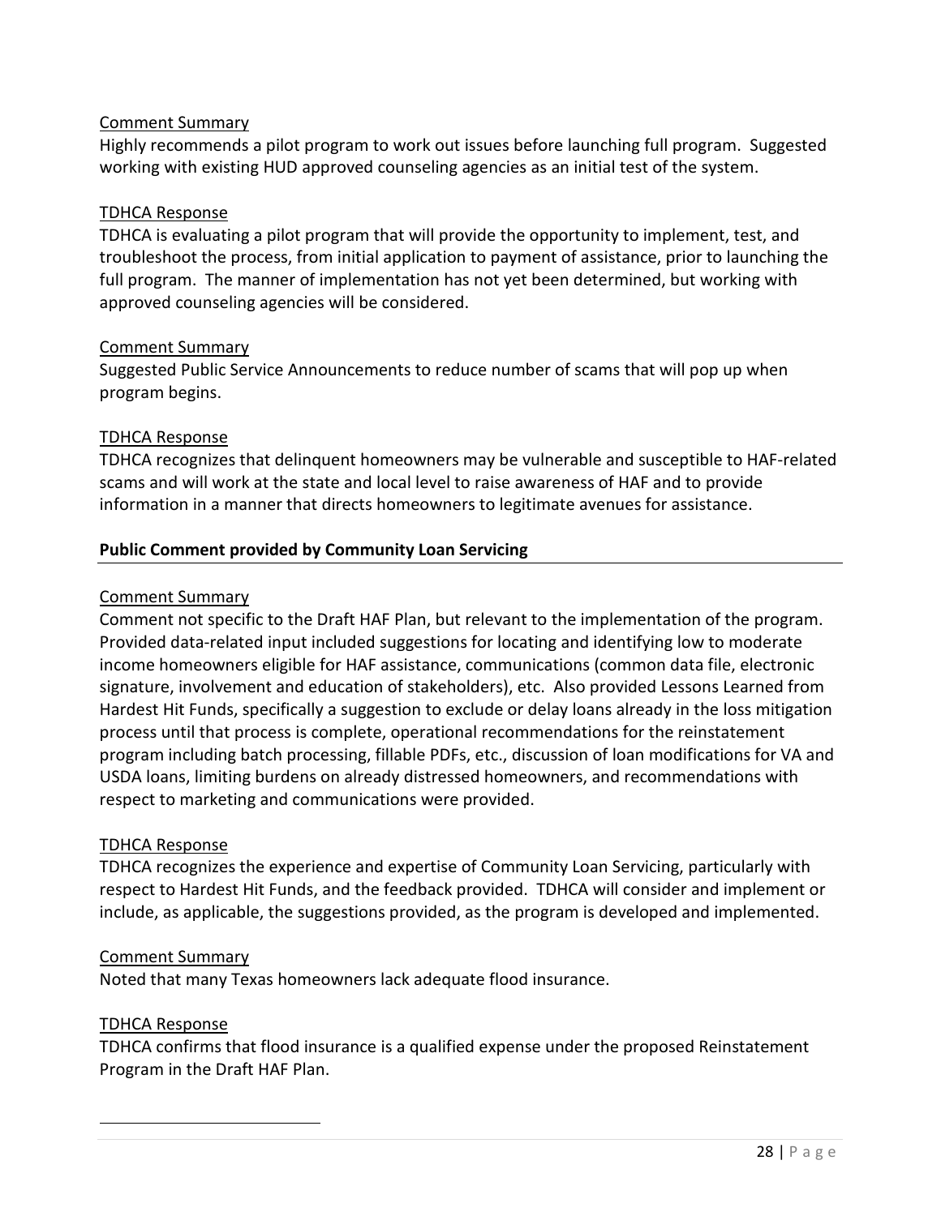Comment Summary

Highly recommends a pilot program to work out issues before launching full program. Suggested working with existing HUD approved counseling agencies as an initial test of the system.

TDHCA Response

TDHCA is evaluating a pilot program that will provide the opportunity to implement, test, and troubleshoot the process, from initial application to payment of assistance, prior to launching the full program. The manner of implementation has not yet been determined, but working with approved counseling agencies will be considered.

Comment Summary

Suggested Public Service Announcements to reduce number of scams that will pop up when program begins.

TDHCA Response

TDHCA recognizes that delinquent homeowners may be vulnerable and susceptible to HAF-related scams and will work at the state and local level to raise awareness of HAF and to provide information in a manner that directs homeowners to legitimate avenues for assistance.

**Public Comment provided by Community Loan Servicing**

Comment Summary

Comment not specific to the Draft HAF Plan, but relevant to the implementation of the program. Provided data-related input included suggestions for locating and identifying low to moderate income homeowners eligible for HAF assistance, communications (common data file, electronic signature, involvement and education of stakeholders), etc. Also provided Lessons Learned from Hardest Hit Funds, specifically a suggestion to exclude or delay loans already in the loss mitigation process until that process is complete, operational recommendations for the reinstatement program including batch processing, fillable PDFs, etc., discussion of loan modifications for VA and USDA loans, limiting burdens on already distressed homeowners, and recommendations with respect to marketing and communications were provided.

TDHCA Response

TDHCA recognizes the experience and expertise of Community Loan Servicing, particularly with respect to Hardest Hit Funds, and the feedback provided. TDHCA will consider and implement or include, as applicable, the suggestions provided, as the program is developed and implemented.

Comment Summary

Noted that many Texas homeowners lack adequate flood insurance.

TDHCA Response

TDHCA confirms that flood insurance is a qualified expense under the proposed Reinstatement Program in the Draft HAF Plan.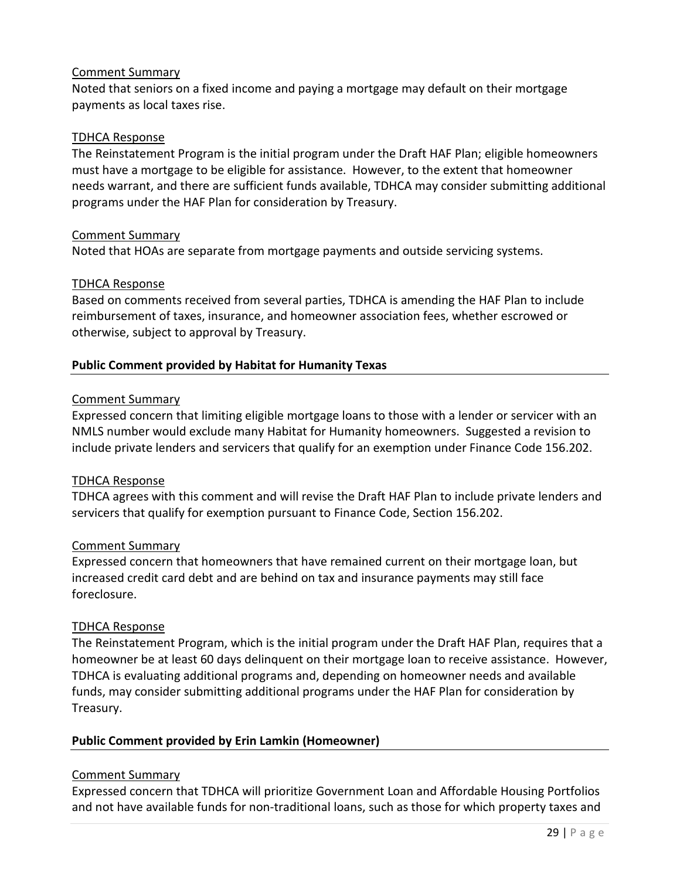Comment Summary

Noted that seniors on a fixed income and paying a mortgage may default on their mortgage payments as local taxes rise.

TDHCA Response

The Reinstatement Program is the initial program under the Draft HAF Plan; eligible homeowners must have a mortgage to be eligible for assistance. However, to the extent that homeowner needs warrant, and there are sufficient funds available, TDHCA may consider submitting additional programs under the HAF Plan for consideration by Treasury.

Comment Summary

Noted that HOAs are separate from mortgage payments and outside servicing systems.

TDHCA Response

Based on comments received from several parties, TDHCA is amending the HAF Plan to include reimbursement of taxes, insurance, and homeowner association fees, whether escrowed or otherwise, subject to approval by Treasury.

**Public Comment provided by Habitat for Humanity Texas**

Comment Summary

Expressed concern that limiting eligible mortgage loans to those with a lender or servicer with an NMLS number would exclude many Habitat for Humanity homeowners. Suggested a revision to include private lenders and servicers that qualify for an exemption under Finance Code 156.202.

TDHCA Response

TDHCA agrees with this comment and will revise the Draft HAF Plan to include private lenders and servicers that qualify for exemption pursuant to Finance Code, Section 156.202.

Comment Summary

Expressed concern that homeowners that have remained current on their mortgage loan, but increased credit card debt and are behind on tax and insurance payments may still face foreclosure.

TDHCA Response

The Reinstatement Program, which is the initial program under the Draft HAF Plan, requires that a homeowner be at least 60 days delinquent on their mortgage loan to receive assistance. However, TDHCA is evaluating additional programs and, depending on homeowner needs and available funds, may consider submitting additional programs under the HAF Plan for consideration by Treasury.

**Public Comment provided by Erin Lamkin (Homeowner)**

Comment Summary

Expressed concern that TDHCA will prioritize Government Loan and Affordable Housing Portfolios and not have available funds for non-traditional loans, such as those for which property taxes and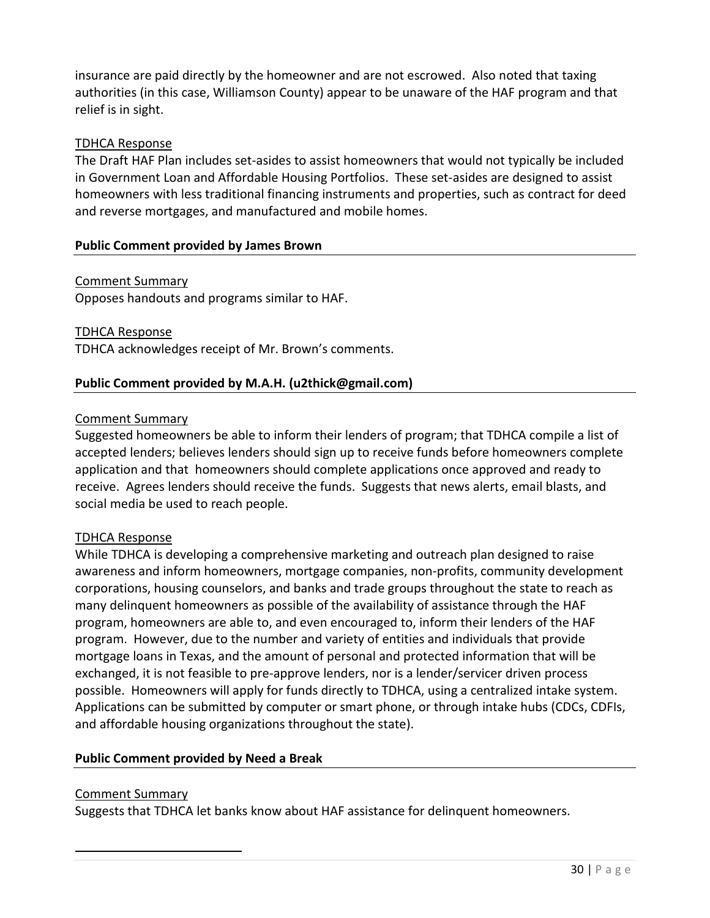insurance are paid directly by the homeowner and are not escrowed. Also noted that taxing authorities (in this case, Williamson County) appear to be unaware of the HAF program and that relief is in sight.

TDHCA Response

The Draft HAF Plan includes set-asides to assist homeowners that would not typically be included in Government Loan and Affordable Housing Portfolios. These set-asides are designed to assist homeowners with less traditional financing instruments and properties, such as contract for deed and reverse mortgages, and manufactured and mobile homes.

**Public Comment provided by James Brown**

Comment Summary

Opposes handouts and programs similar to HAF.

TDHCA Response

TDHCA acknowledges receipt of Mr. Brown's comments.

**Public Comment provided by M.A.H. (u2thick@gmail.com)**

Comment Summary

Suggested homeowners be able to inform their lenders of program; that TDHCA compile a list of accepted lenders; believes lenders should sign up to receive funds before homeowners complete application and that homeowners should complete applications once approved and ready to receive. Agrees lenders should receive the funds. Suggests that news alerts, email blasts, and social media be used to reach people.

TDHCA Response

While TDHCA is developing a comprehensive marketing and outreach plan designed to raise awareness and inform homeowners, mortgage companies, non-profits, community development corporations, housing counselors, and banks and trade groups throughout the state to reach as many delinquent homeowners as possible of the availability of assistance through the HAF program, homeowners are able to, and even encouraged to, inform their lenders of the HAF program. However, due to the number and variety of entities and individuals that provide mortgage loans in Texas, and the amount of personal and protected information that will be exchanged, it is not feasible to pre-approve lenders, nor is a lender/servicer driven process possible. Homeowners will apply for funds directly to TDHCA, using a centralized intake system. Applications can be submitted by computer or smart phone, or through intake hubs (CDCs, CDFIs, and affordable housing organizations throughout the state).

**Public Comment provided by Need a Break**

Comment Summary

Suggests that TDHCA let banks know about HAF assistance for delinquent homeowners.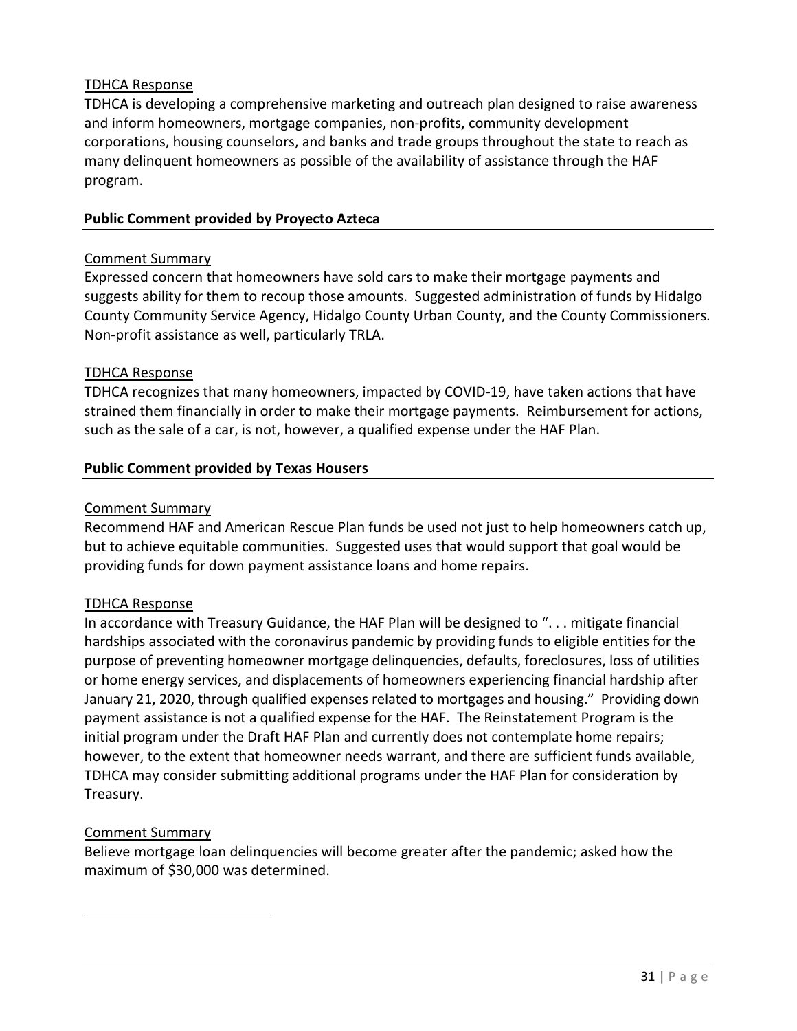TDHCA Response

TDHCA is developing a comprehensive marketing and outreach plan designed to raise awareness and inform homeowners, mortgage companies, non-profits, community development corporations, housing counselors, and banks and trade groups throughout the state to reach as many delinquent homeowners as possible of the availability of assistance through the HAF program.

**Public Comment provided by Proyecto Azteca**

Comment Summary

Expressed concern that homeowners have sold cars to make their mortgage payments and suggests ability for them to recoup those amounts. Suggested administration of funds by Hidalgo County Community Service Agency, Hidalgo County Urban County, and the County Commissioners. Non-profit assistance as well, particularly TRLA.

TDHCA Response

TDHCA recognizes that many homeowners, impacted by COVID-19, have taken actions that have strained them financially in order to make their mortgage payments. Reimbursement for actions, such as the sale of a car, is not, however, a qualified expense under the HAF Plan.

**Public Comment provided by Texas Housers**

Comment Summary

Recommend HAF and American Rescue Plan funds be used not just to help homeowners catch up, but to achieve equitable communities. Suggested uses that would support that goal would be providing funds for down payment assistance loans and home repairs.

TDHCA Response

In accordance with Treasury Guidance, the HAF Plan will be designed to ". . . mitigate financial hardships associated with the coronavirus pandemic by providing funds to eligible entities for the purpose of preventing homeowner mortgage delinquencies, defaults, foreclosures, loss of utilities or home energy services, and displacements of homeowners experiencing financial hardship after January 21, 2020, through qualified expenses related to mortgages and housing." Providing down payment assistance is not a qualified expense for the HAF. The Reinstatement Program is the initial program under the Draft HAF Plan and currently does not contemplate home repairs; however, to the extent that homeowner needs warrant, and there are sufficient funds available, TDHCA may consider submitting additional programs under the HAF Plan for consideration by Treasury.

Comment Summary

Believe mortgage loan delinquencies will become greater after the pandemic; asked how the maximum of $30,000 was determined.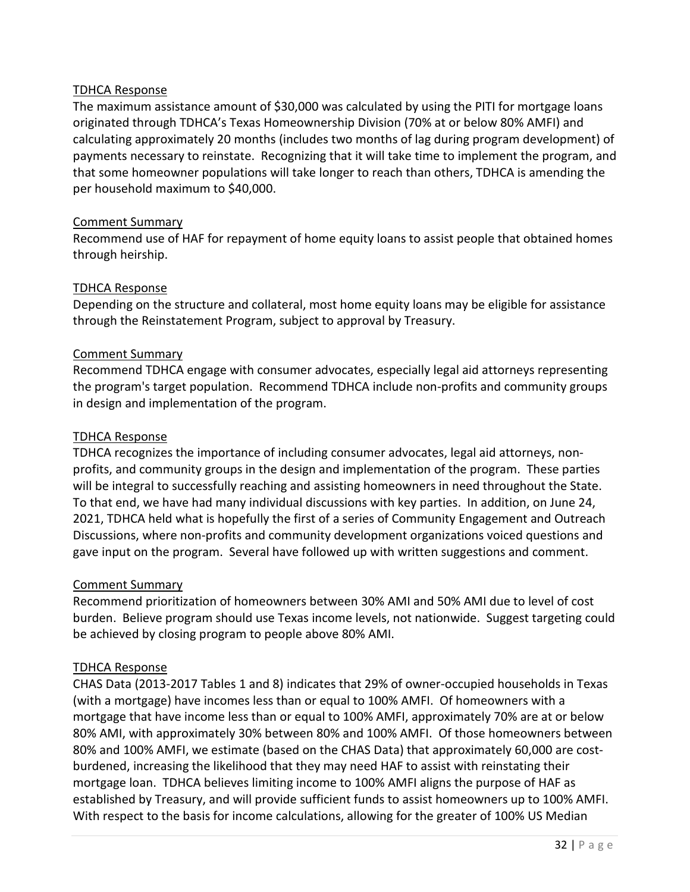<u>TDHCA Response</u>

The maximum assistance amount of $30,000 was calculated by using the PITI for mortgage loans originated through TDHCA's Texas Homeownership Division (70% at or below 80% AMFI) and calculating approximately 20 months (includes two months of lag during program development) of payments necessary to reinstate. Recognizing that it will take time to implement the program, and that some homeowner populations will take longer to reach than others, TDHCA is amending the per household maximum to $40,000.

<u>Comment Summary</u>

Recommend use of HAF for repayment of home equity loans to assist people that obtained homes through heirship.

<u>TDHCA Response</u>

Depending on the structure and collateral, most home equity loans may be eligible for assistance through the Reinstatement Program, subject to approval by Treasury.

<u>Comment Summary</u>

Recommend TDHCA engage with consumer advocates, especially legal aid attorneys representing the program's target population. Recommend TDHCA include non-profits and community groups in design and implementation of the program.

<u>TDHCA Response</u>

TDHCA recognizes the importance of including consumer advocates, legal aid attorneys, non-profits, and community groups in the design and implementation of the program. These parties will be integral to successfully reaching and assisting homeowners in need throughout the State. To that end, we have had many individual discussions with key parties. In addition, on June 24, 2021, TDHCA held what is hopefully the first of a series of Community Engagement and Outreach Discussions, where non-profits and community development organizations voiced questions and gave input on the program. Several have followed up with written suggestions and comment.

<u>Comment Summary</u>

Recommend prioritization of homeowners between 30% AMI and 50% AMI due to level of cost burden. Believe program should use Texas income levels, not nationwide. Suggest targeting could be achieved by closing program to people above 80% AMI.

<u>TDHCA Response</u>

CHAS Data (2013-2017 Tables 1 and 8) indicates that 29% of owner-occupied households in Texas (with a mortgage) have incomes less than or equal to 100% AMFI. Of homeowners with a mortgage that have income less than or equal to 100% AMFI, approximately 70% are at or below 80% AMI, with approximately 30% between 80% and 100% AMFI. Of those homeowners between 80% and 100% AMFI, we estimate (based on the CHAS Data) that approximately 60,000 are cost-burdened, increasing the likelihood that they may need HAF to assist with reinstating their mortgage loan. TDHCA believes limiting income to 100% AMFI aligns the purpose of HAF as established by Treasury, and will provide sufficient funds to assist homeowners up to 100% AMFI. With respect to the basis for income calculations, allowing for the greater of 100% US Median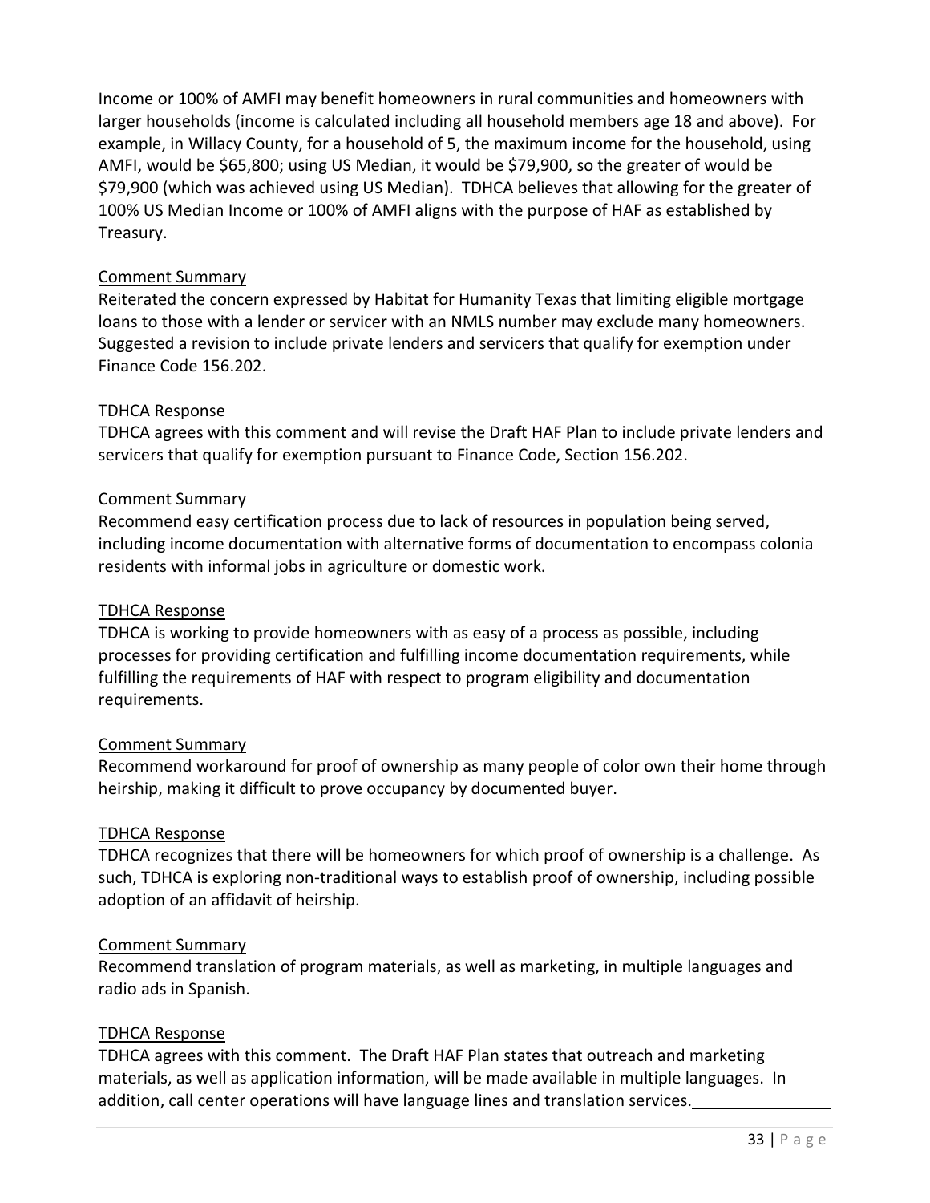Income or 100% of AMFI may benefit homeowners in rural communities and homeowners with larger households (income is calculated including all household members age 18 and above). For example, in Willacy County, for a household of 5, the maximum income for the household, using AMFI, would be $65,800; using US Median, it would be $79,900, so the greater of would be $79,900 (which was achieved using US Median). TDHCA believes that allowing for the greater of 100% US Median Income or 100% of AMFI aligns with the purpose of HAF as established by Treasury.

Comment Summary

Reiterated the concern expressed by Habitat for Humanity Texas that limiting eligible mortgage loans to those with a lender or servicer with an NMLS number may exclude many homeowners. Suggested a revision to include private lenders and servicers that qualify for exemption under Finance Code 156.202.

TDHCA Response

TDHCA agrees with this comment and will revise the Draft HAF Plan to include private lenders and servicers that qualify for exemption pursuant to Finance Code, Section 156.202.

Comment Summary

Recommend easy certification process due to lack of resources in population being served, including income documentation with alternative forms of documentation to encompass colonia residents with informal jobs in agriculture or domestic work.

TDHCA Response

TDHCA is working to provide homeowners with as easy of a process as possible, including processes for providing certification and fulfilling income documentation requirements, while fulfilling the requirements of HAF with respect to program eligibility and documentation requirements.

Comment Summary

Recommend workaround for proof of ownership as many people of color own their home through heirship, making it difficult to prove occupancy by documented buyer.

TDHCA Response

TDHCA recognizes that there will be homeowners for which proof of ownership is a challenge. As such, TDHCA is exploring non-traditional ways to establish proof of ownership, including possible adoption of an affidavit of heirship.

Comment Summary

Recommend translation of program materials, as well as marketing, in multiple languages and radio ads in Spanish.

TDHCA Response

TDHCA agrees with this comment. The Draft HAF Plan states that outreach and marketing materials, as well as application information, will be made available in multiple languages. In addition, call center operations will have language lines and translation services.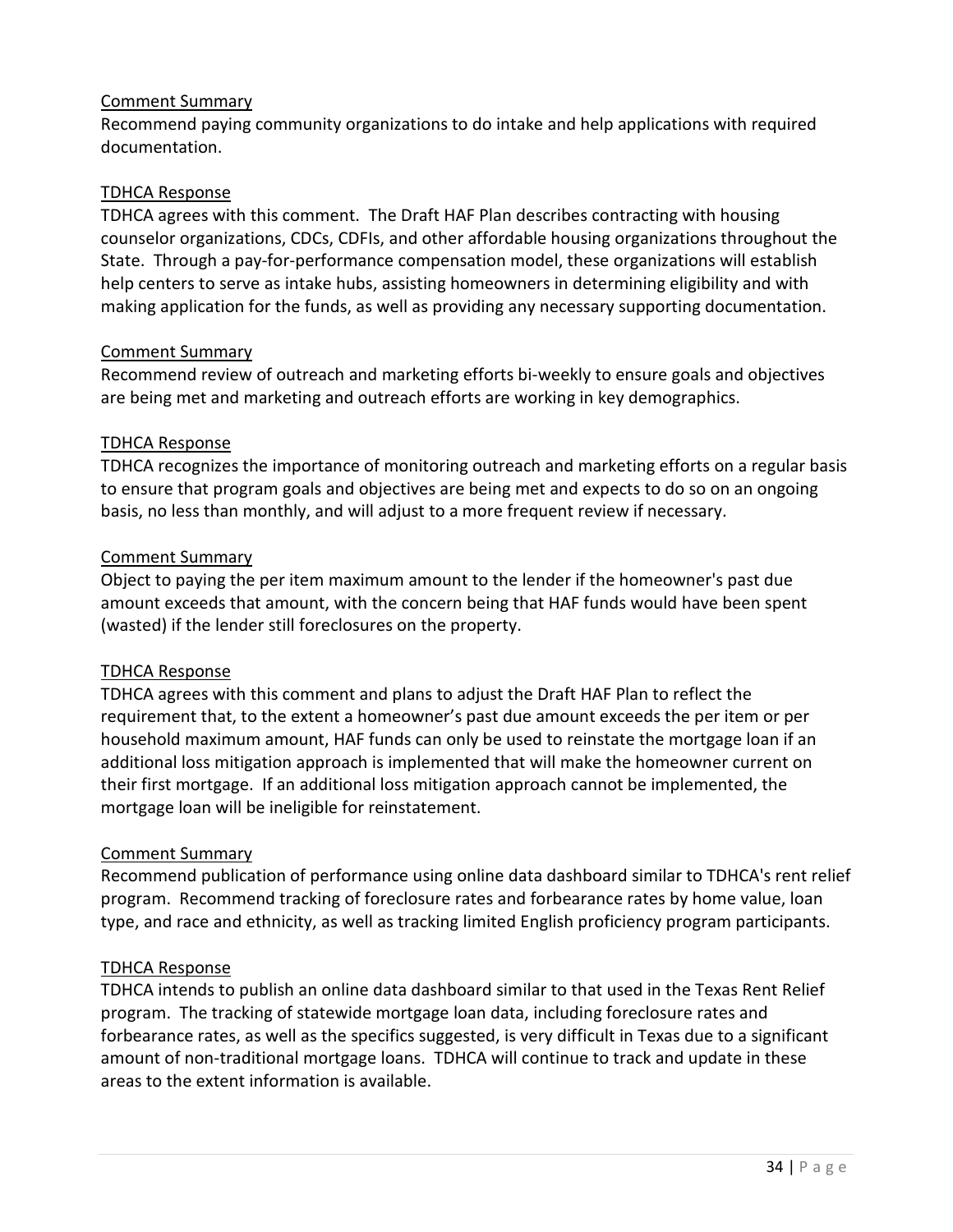Comment Summary

Recommend paying community organizations to do intake and help applications with required documentation.

TDHCA Response

TDHCA agrees with this comment. The Draft HAF Plan describes contracting with housing counselor organizations, CDCs, CDFIs, and other affordable housing organizations throughout the State. Through a pay-for-performance compensation model, these organizations will establish help centers to serve as intake hubs, assisting homeowners in determining eligibility and with making application for the funds, as well as providing any necessary supporting documentation.

Comment Summary

Recommend review of outreach and marketing efforts bi-weekly to ensure goals and objectives are being met and marketing and outreach efforts are working in key demographics.

TDHCA Response

TDHCA recognizes the importance of monitoring outreach and marketing efforts on a regular basis to ensure that program goals and objectives are being met and expects to do so on an ongoing basis, no less than monthly, and will adjust to a more frequent review if necessary.

Comment Summary

Object to paying the per item maximum amount to the lender if the homeowner's past due amount exceeds that amount, with the concern being that HAF funds would have been spent (wasted) if the lender still foreclosures on the property.

TDHCA Response

TDHCA agrees with this comment and plans to adjust the Draft HAF Plan to reflect the requirement that, to the extent a homeowner's past due amount exceeds the per item or per household maximum amount, HAF funds can only be used to reinstate the mortgage loan if an additional loss mitigation approach is implemented that will make the homeowner current on their first mortgage. If an additional loss mitigation approach cannot be implemented, the mortgage loan will be ineligible for reinstatement.

Comment Summary

Recommend publication of performance using online data dashboard similar to TDHCA's rent relief program. Recommend tracking of foreclosure rates and forbearance rates by home value, loan type, and race and ethnicity, as well as tracking limited English proficiency program participants.

TDHCA Response

TDHCA intends to publish an online data dashboard similar to that used in the Texas Rent Relief program. The tracking of statewide mortgage loan data, including foreclosure rates and forbearance rates, as well as the specifics suggested, is very difficult in Texas due to a significant amount of non-traditional mortgage loans. TDHCA will continue to track and update in these areas to the extent information is available.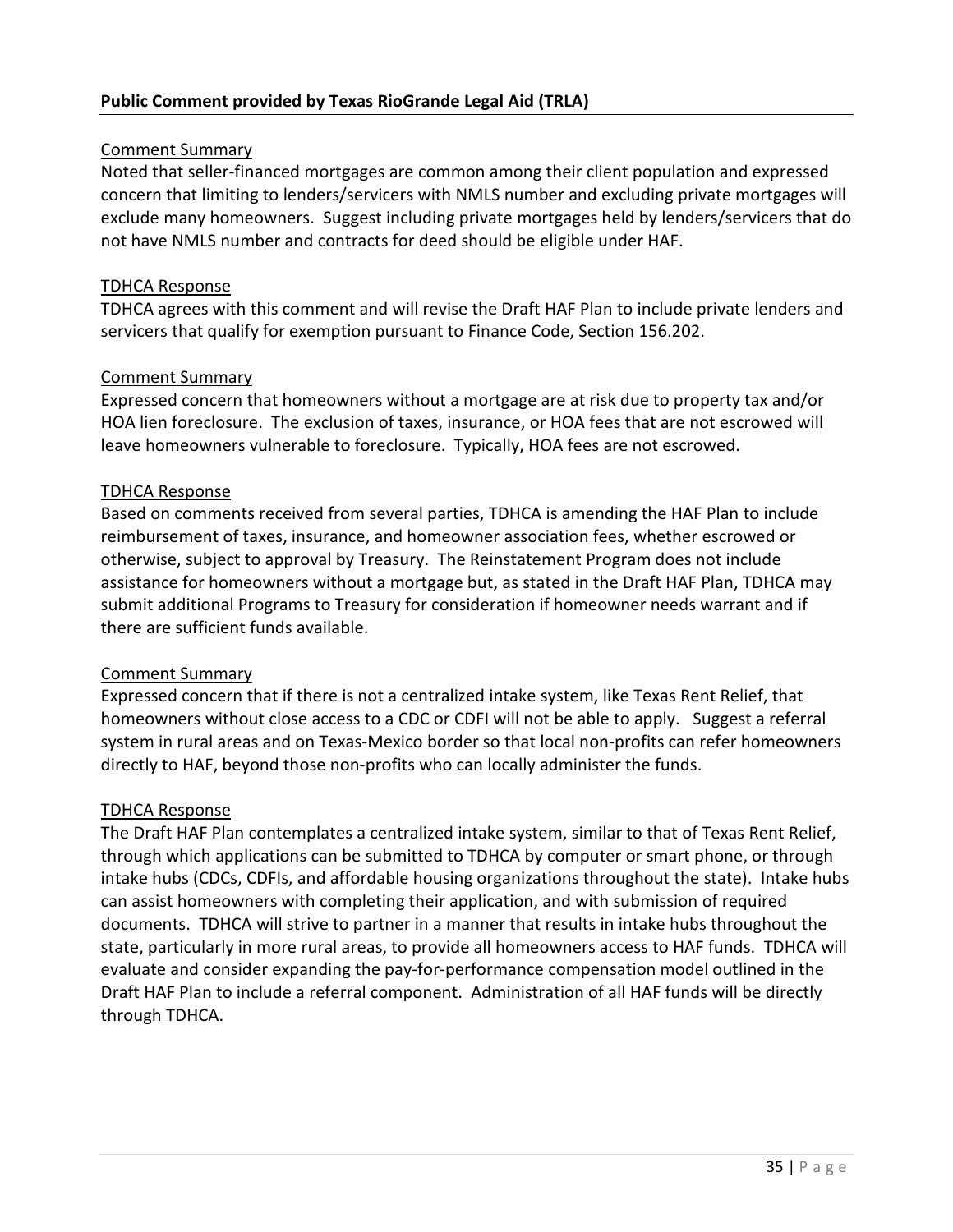**Public Comment provided by Texas RioGrande Legal Aid (TRLA)**

<u>Comment Summary</u>

Noted that seller-financed mortgages are common among their client population and expressed concern that limiting to lenders/servicers with NMLS number and excluding private mortgages will exclude many homeowners. Suggest including private mortgages held by lenders/servicers that do not have NMLS number and contracts for deed should be eligible under HAF.

<u>TDHCA Response</u>

TDHCA agrees with this comment and will revise the Draft HAF Plan to include private lenders and servicers that qualify for exemption pursuant to Finance Code, Section 156.202.

<u>Comment Summary</u>

Expressed concern that homeowners without a mortgage are at risk due to property tax and/or HOA lien foreclosure. The exclusion of taxes, insurance, or HOA fees that are not escrowed will leave homeowners vulnerable to foreclosure. Typically, HOA fees are not escrowed.

<u>TDHCA Response</u>

Based on comments received from several parties, TDHCA is amending the HAF Plan to include reimbursement of taxes, insurance, and homeowner association fees, whether escrowed or otherwise, subject to approval by Treasury. The Reinstatement Program does not include assistance for homeowners without a mortgage but, as stated in the Draft HAF Plan, TDHCA may submit additional Programs to Treasury for consideration if homeowner needs warrant and if there are sufficient funds available.

<u>Comment Summary</u>

Expressed concern that if there is not a centralized intake system, like Texas Rent Relief, that homeowners without close access to a CDC or CDFI will not be able to apply. Suggest a referral system in rural areas and on Texas-Mexico border so that local non-profits can refer homeowners directly to HAF, beyond those non-profits who can locally administer the funds.

<u>TDHCA Response</u>

The Draft HAF Plan contemplates a centralized intake system, similar to that of Texas Rent Relief, through which applications can be submitted to TDHCA by computer or smart phone, or through intake hubs (CDCs, CDFIs, and affordable housing organizations throughout the state). Intake hubs can assist homeowners with completing their application, and with submission of required documents. TDHCA will strive to partner in a manner that results in intake hubs throughout the state, particularly in more rural areas, to provide all homeowners access to HAF funds. TDHCA will evaluate and consider expanding the pay-for-performance compensation model outlined in the Draft HAF Plan to include a referral component. Administration of all HAF funds will be directly through TDHCA.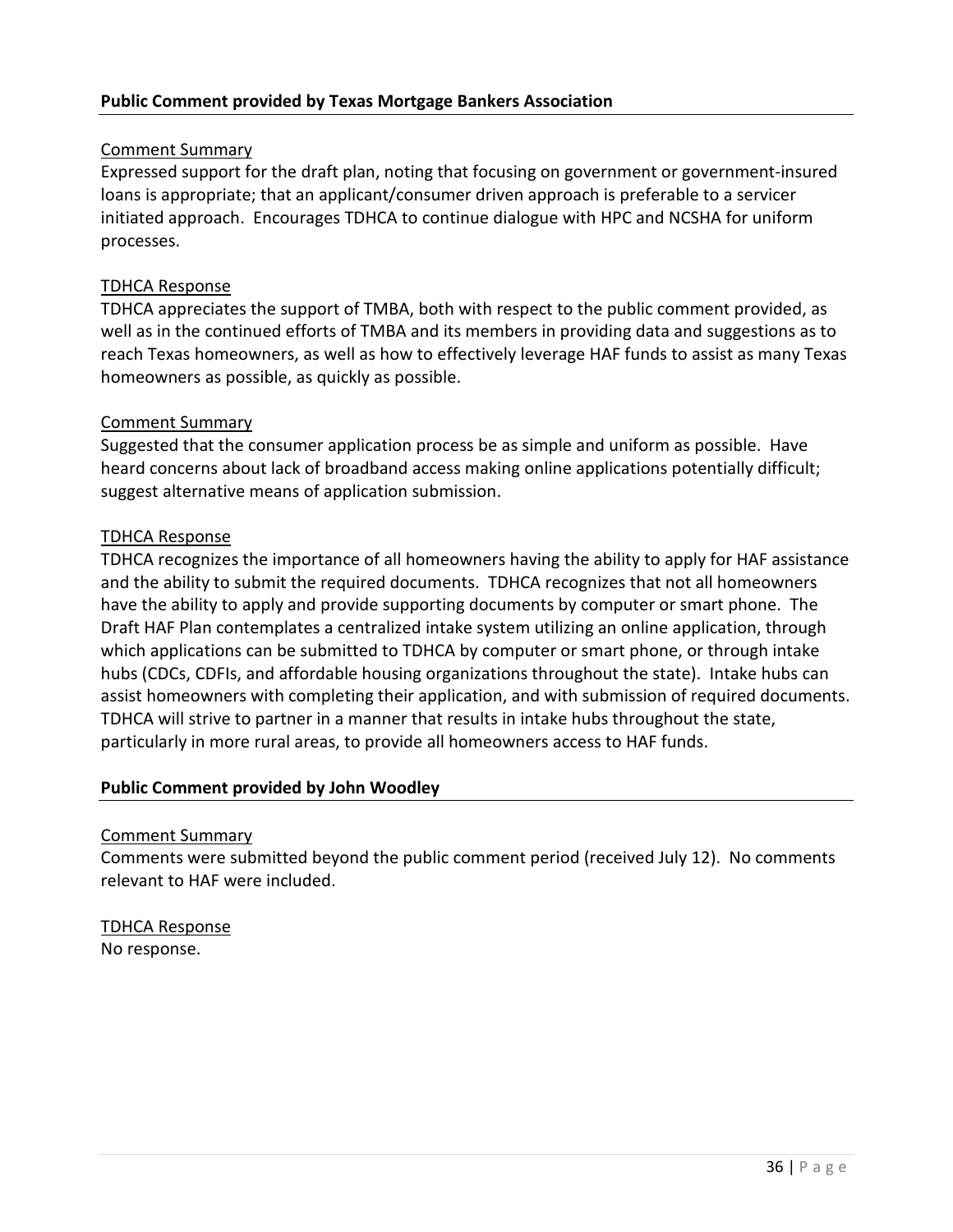**Public Comment provided by Texas Mortgage Bankers Association**

Comment Summary

Expressed support for the draft plan, noting that focusing on government or government-insured loans is appropriate; that an applicant/consumer driven approach is preferable to a servicer initiated approach. Encourages TDHCA to continue dialogue with HPC and NCSHA for uniform processes.

TDHCA Response

TDHCA appreciates the support of TMBA, both with respect to the public comment provided, as well as in the continued efforts of TMBA and its members in providing data and suggestions as to reach Texas homeowners, as well as how to effectively leverage HAF funds to assist as many Texas homeowners as possible, as quickly as possible.

Comment Summary

Suggested that the consumer application process be as simple and uniform as possible. Have heard concerns about lack of broadband access making online applications potentially difficult; suggest alternative means of application submission.

TDHCA Response

TDHCA recognizes the importance of all homeowners having the ability to apply for HAF assistance and the ability to submit the required documents. TDHCA recognizes that not all homeowners have the ability to apply and provide supporting documents by computer or smart phone. The Draft HAF Plan contemplates a centralized intake system utilizing an online application, through which applications can be submitted to TDHCA by computer or smart phone, or through intake hubs (CDCs, CDFIs, and affordable housing organizations throughout the state). Intake hubs can assist homeowners with completing their application, and with submission of required documents. TDHCA will strive to partner in a manner that results in intake hubs throughout the state, particularly in more rural areas, to provide all homeowners access to HAF funds.

**Public Comment provided by John Woodley**

Comment Summary

Comments were submitted beyond the public comment period (received July 12). No comments relevant to HAF were included.

TDHCA Response

No response.